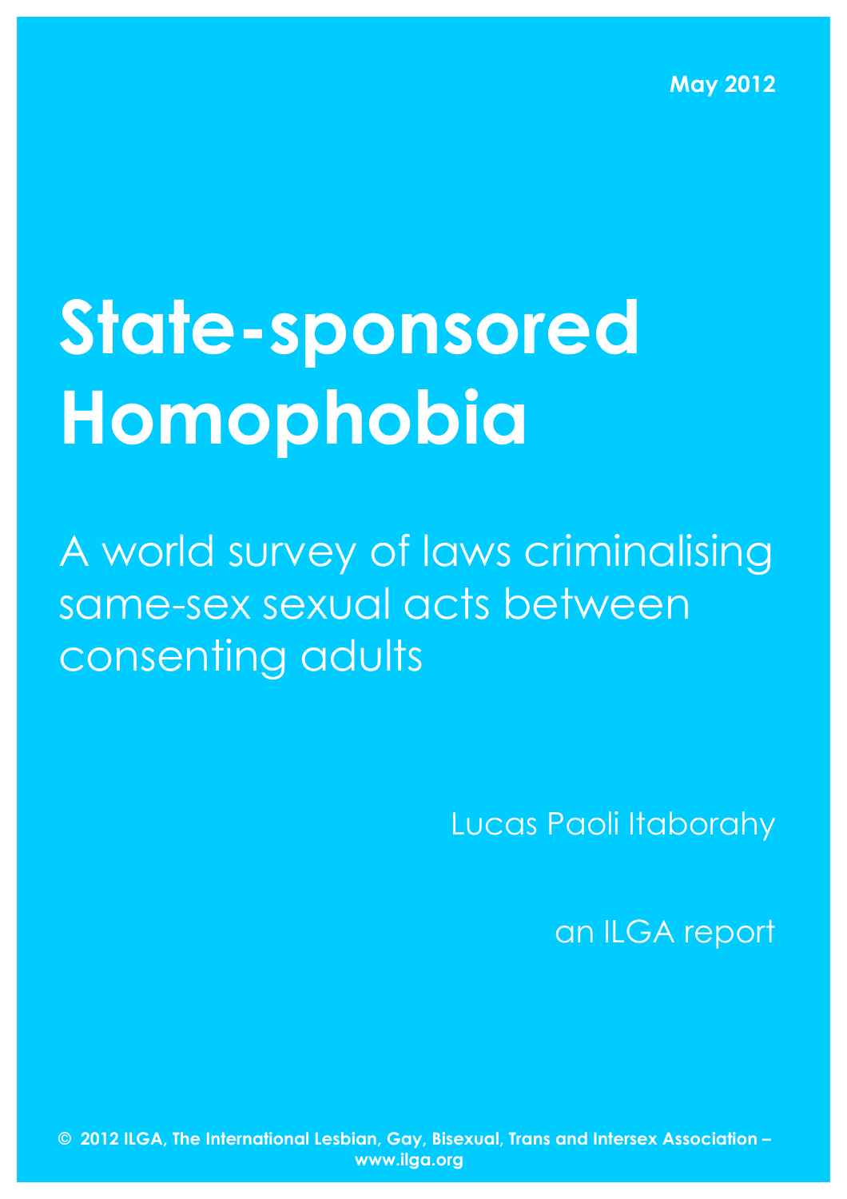**May 2012**

# State-sponsored Homophobia

A world survey of laws criminalising same-sex sexual acts between consenting adults

Lucas Paoli Itaborahy

an ILGA report

**© 2012 ILGA, The International Lesbian, Gay, Bisexual, Trans and Intersex Association – www.ilga.org**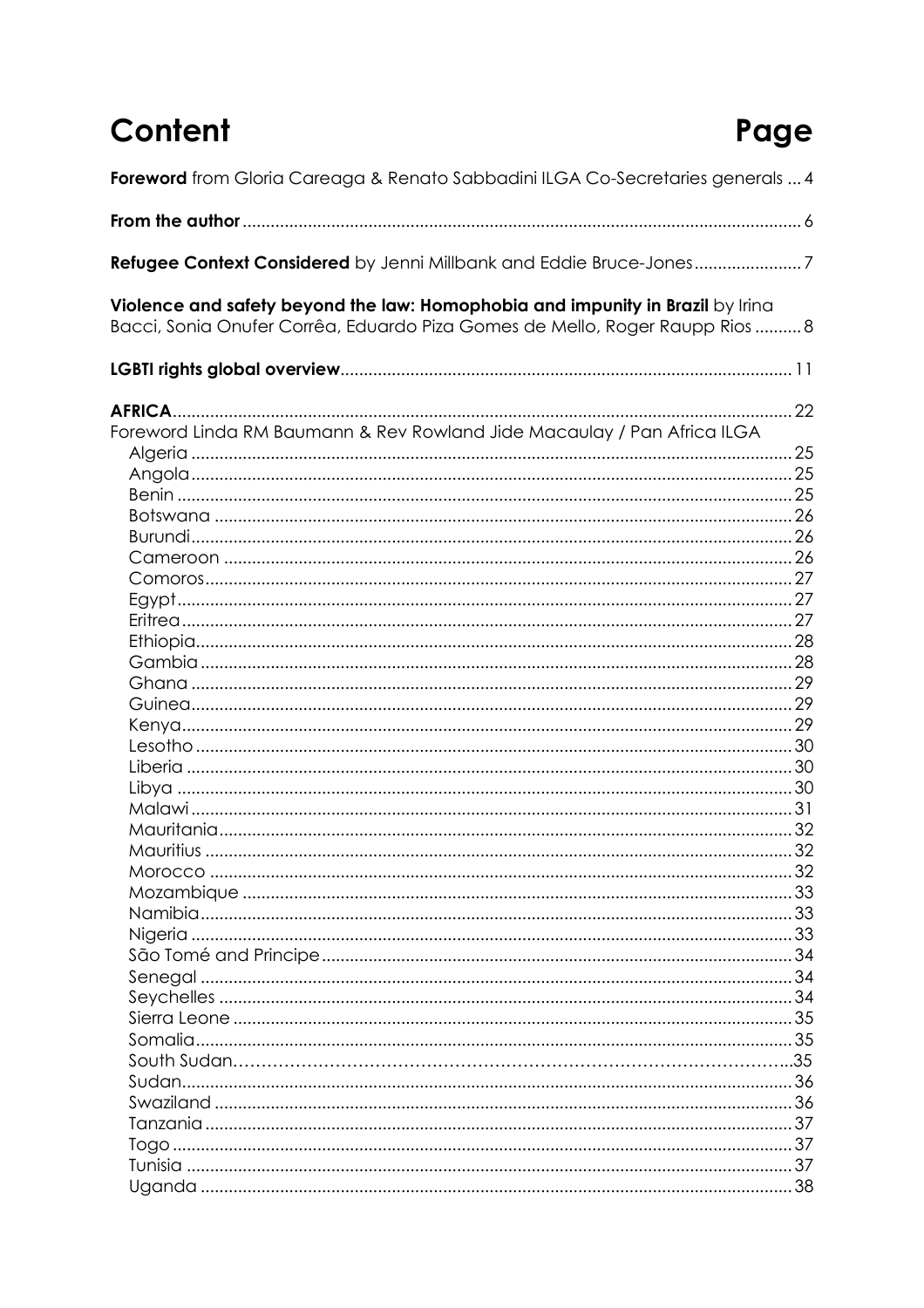# Content Page

**Foreword** from Gloria Careaga & Renato Sabbadini ILGA Co-Secretaries generals ... 4

**From the author** ... 6

**Refugee Context Considered** by Jenni Millbank and Eddie Bruce-Jones ... 7

**Violence and safety beyond the law: Homophobia and impunity in Brazil** by Irina Bacci, Sonia Onufer Corrêa, Eduardo Piza Gomes de Mello, Roger Raupp Rios ... 8

**LGBTI rights global overview** ... 11

**AFRICA** ... 22

Foreword Linda RM Baumann & Rev Rowland Jide Macaulay / Pan Africa ILGA

- Algeria ... 25
- Angola ... 25
- Benin ... 25
- Botswana ... 26
- Burundi ... 26
- Cameroon ... 26
- Comoros ... 27
- Egypt ... 27
- Eritrea ... 27
- Ethiopia ... 28
- Gambia ... 28
- Ghana ... 29
- Guinea ... 29
- Kenya ... 29
- Lesotho ... 30
- Liberia ... 30
- Libya ... 30
- Malawi ... 31
- Mauritania ... 32
- Mauritius ... 32
- Morocco ... 32
- Mozambique ... 33
- Namibia ... 33
- Nigeria ... 33
- São Tomé and Principe ... 34
- Senegal ... 34
- Seychelles ... 34
- Sierra Leone ... 35
- Somalia ... 35
- South Sudan ... 35
- Sudan ... 36
- Swaziland ... 36
- Tanzania ... 37
- Togo ... 37
- Tunisia ... 37
- Uganda ... 38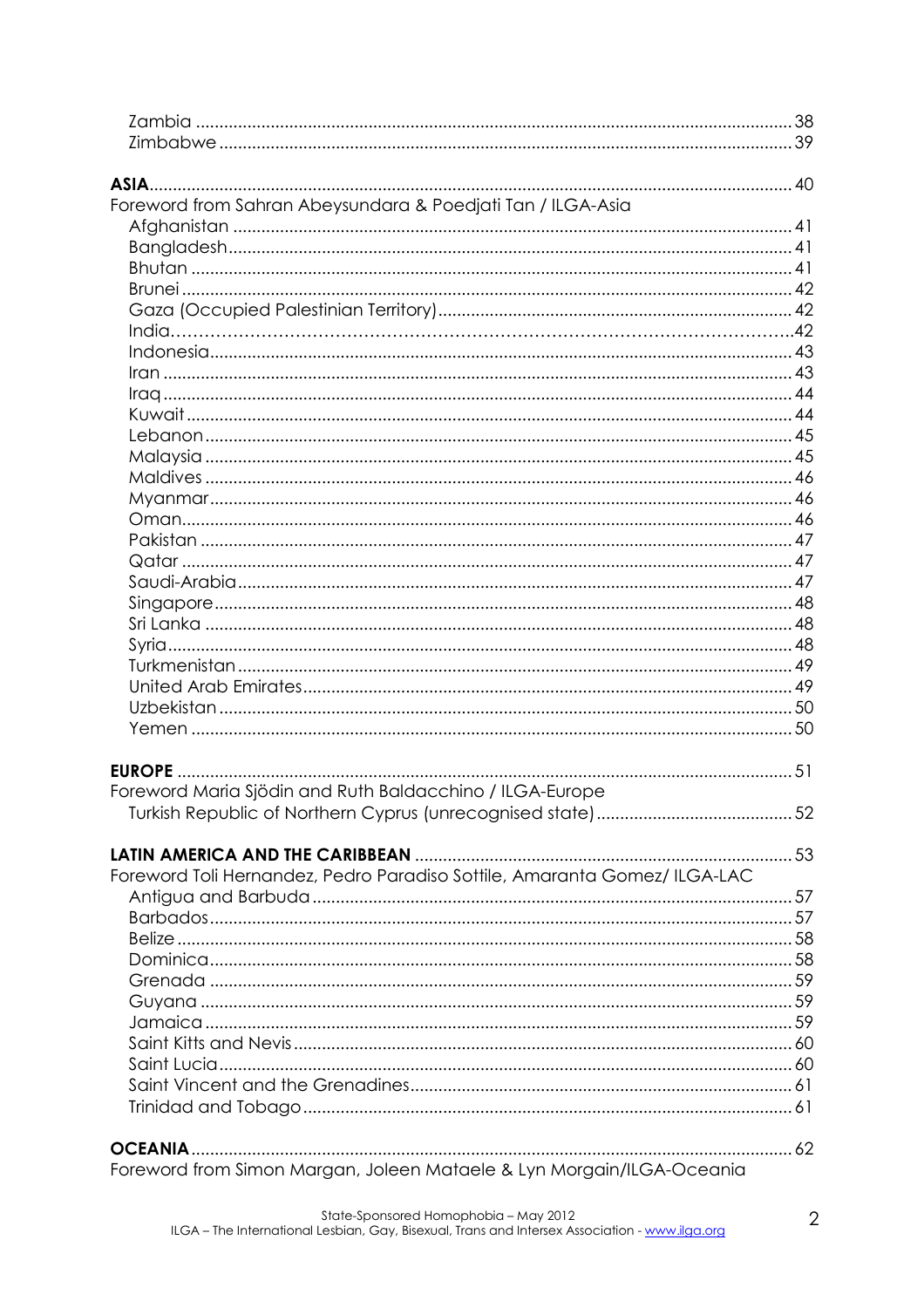Zambia ............................................................................................................ 38
Zimbabwe ........................................................................................................ 39

**ASIA** ............................................................................................................ 40
Foreword from Sahran Abeysundara & Poedjati Tan / ILGA-Asia
Afghanistan ...................................................................................................... 41
Bangladesh ...................................................................................................... 41
Bhutan ............................................................................................................. 41
Brunei .............................................................................................................. 42
Gaza (Occupied Palestinian Territory) .......................................................... 42
India.................................................................................................................. 42
Indonesia ......................................................................................................... 43
Iran ................................................................................................................... 43
Iraq ................................................................................................................... 44
Kuwait .............................................................................................................. 44
Lebanon ........................................................................................................... 45
Malaysia ........................................................................................................... 45
Maldives .......................................................................................................... 46
Myanmar .......................................................................................................... 46
Oman ................................................................................................................ 46
Pakistan ........................................................................................................... 47
Qatar ................................................................................................................ 47
Saudi-Arabia .................................................................................................... 47
Singapore ......................................................................................................... 48
Sri Lanka .......................................................................................................... 48
Syria ................................................................................................................. 48
Turkmenistan ................................................................................................... 49
United Arab Emirates ...................................................................................... 49
Uzbekistan ....................................................................................................... 50
Yemen .............................................................................................................. 50

**EUROPE** ....................................................................................................... 51
Foreword Maria Sjödin and Ruth Baldacchino / ILGA-Europe
Turkish Republic of Northern Cyprus (unrecognised state) .......................... 52

**LATIN AMERICA AND THE CARIBBEAN** ........................................................ 53
Foreword Toli Hernandez, Pedro Paradiso Sottile, Amaranta Gomez/ ILGA-LAC
Antigua and Barbuda ...................................................................................... 57
Barbados ......................................................................................................... 57
Belize ............................................................................................................... 58
Dominica .......................................................................................................... 58
Grenada ........................................................................................................... 59
Guyana ............................................................................................................ 59
Jamaica ............................................................................................................ 59
Saint Kitts and Nevis ....................................................................................... 60
Saint Lucia ....................................................................................................... 60
Saint Vincent and the Grenadines ................................................................. 61
Trinidad and Tobago ....................................................................................... 61

**OCEANIA** ...................................................................................................... 62
Foreword from Simon Margan, Joleen Mataele & Lyn Morgain/ILGA-Oceania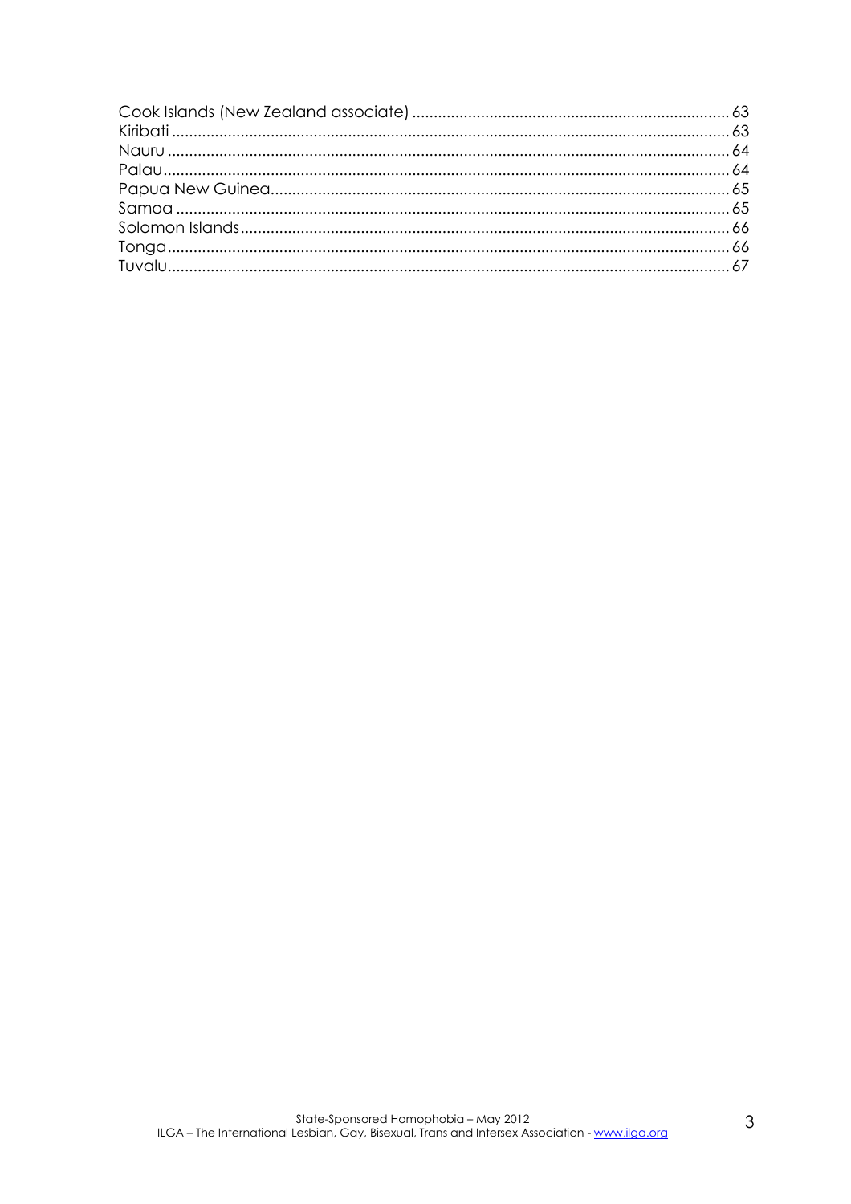Cook Islands (New Zealand associate) ........................................................................ 63
Kiribati ................................................................................................................ 63
Nauru ................................................................................................................. 64
Palau.................................................................................................................. 64
Papua New Guinea.......................................................................................... 65
Samoa ............................................................................................................... 65
Solomon Islands................................................................................................ 66
Tonga................................................................................................................. 66
Tuvalu................................................................................................................. 67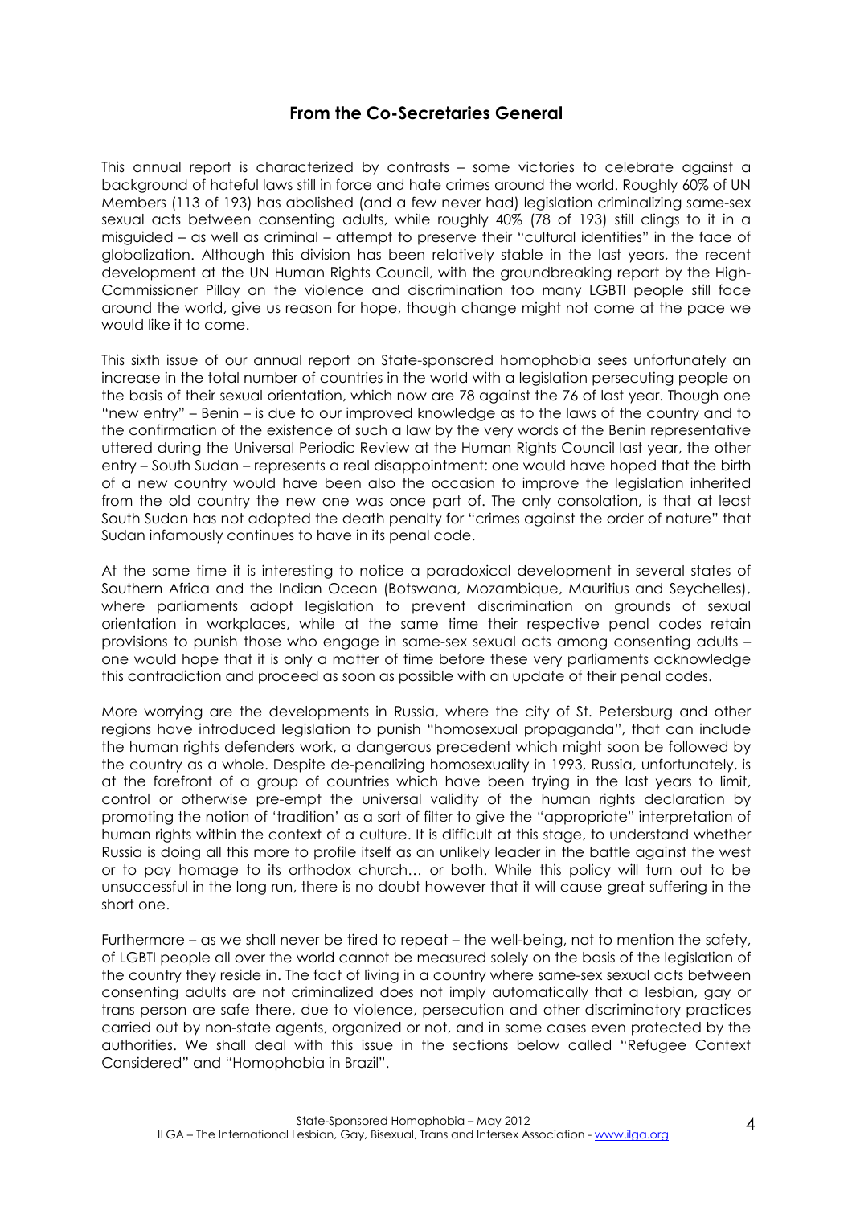## From the Co-Secretaries General

This annual report is characterized by contrasts – some victories to celebrate against a background of hateful laws still in force and hate crimes around the world. Roughly 60% of UN Members (113 of 193) has abolished (and a few never had) legislation criminalizing same-sex sexual acts between consenting adults, while roughly 40% (78 of 193) still clings to it in a misguided – as well as criminal – attempt to preserve their "cultural identities" in the face of globalization. Although this division has been relatively stable in the last years, the recent development at the UN Human Rights Council, with the groundbreaking report by the High-Commissioner Pillay on the violence and discrimination too many LGBTI people still face around the world, give us reason for hope, though change might not come at the pace we would like it to come.

This sixth issue of our annual report on State-sponsored homophobia sees unfortunately an increase in the total number of countries in the world with a legislation persecuting people on the basis of their sexual orientation, which now are 78 against the 76 of last year. Though one "new entry" – Benin – is due to our improved knowledge as to the laws of the country and to the confirmation of the existence of such a law by the very words of the Benin representative uttered during the Universal Periodic Review at the Human Rights Council last year, the other entry – South Sudan – represents a real disappointment: one would have hoped that the birth of a new country would have been also the occasion to improve the legislation inherited from the old country the new one was once part of. The only consolation, is that at least South Sudan has not adopted the death penalty for "crimes against the order of nature" that Sudan infamously continues to have in its penal code.

At the same time it is interesting to notice a paradoxical development in several states of Southern Africa and the Indian Ocean (Botswana, Mozambique, Mauritius and Seychelles), where parliaments adopt legislation to prevent discrimination on grounds of sexual orientation in workplaces, while at the same time their respective penal codes retain provisions to punish those who engage in same-sex sexual acts among consenting adults – one would hope that it is only a matter of time before these very parliaments acknowledge this contradiction and proceed as soon as possible with an update of their penal codes.

More worrying are the developments in Russia, where the city of St. Petersburg and other regions have introduced legislation to punish "homosexual propaganda", that can include the human rights defenders work, a dangerous precedent which might soon be followed by the country as a whole. Despite de-penalizing homosexuality in 1993, Russia, unfortunately, is at the forefront of a group of countries which have been trying in the last years to limit, control or otherwise pre-empt the universal validity of the human rights declaration by promoting the notion of 'tradition' as a sort of filter to give the "appropriate" interpretation of human rights within the context of a culture. It is difficult at this stage, to understand whether Russia is doing all this more to profile itself as an unlikely leader in the battle against the west or to pay homage to its orthodox church… or both. While this policy will turn out to be unsuccessful in the long run, there is no doubt however that it will cause great suffering in the short one.

Furthermore – as we shall never be tired to repeat – the well-being, not to mention the safety, of LGBTI people all over the world cannot be measured solely on the basis of the legislation of the country they reside in. The fact of living in a country where same-sex sexual acts between consenting adults are not criminalized does not imply automatically that a lesbian, gay or trans person are safe there, due to violence, persecution and other discriminatory practices carried out by non-state agents, organized or not, and in some cases even protected by the authorities. We shall deal with this issue in the sections below called "Refugee Context Considered" and "Homophobia in Brazil".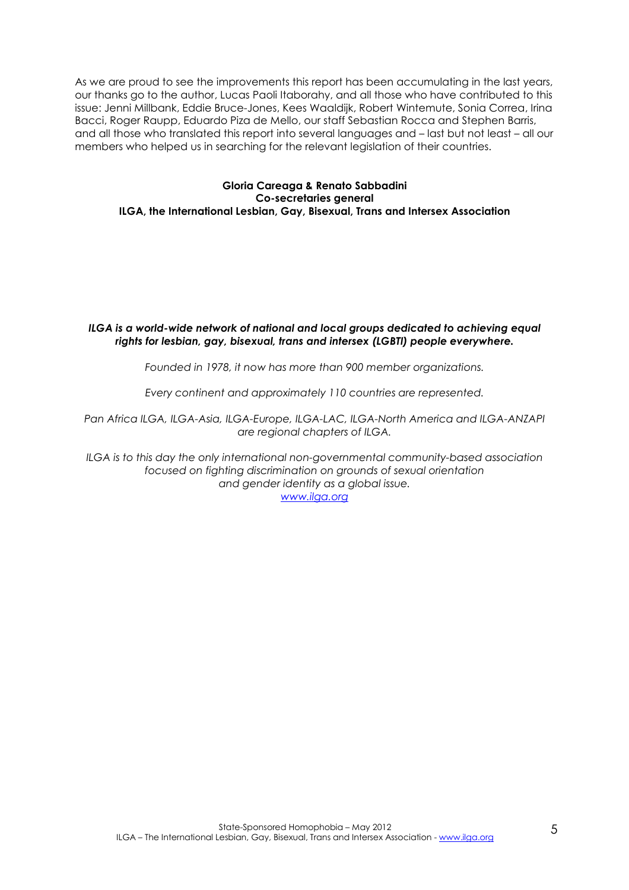As we are proud to see the improvements this report has been accumulating in the last years, our thanks go to the author, Lucas Paoli Itaborahy, and all those who have contributed to this issue: Jenni Millbank, Eddie Bruce-Jones, Kees Waaldijk, Robert Wintemute, Sonia Correa, Irina Bacci, Roger Raupp, Eduardo Piza de Mello, our staff Sebastian Rocca and Stephen Barris, and all those who translated this report into several languages and – last but not least – all our members who helped us in searching for the relevant legislation of their countries.

**Gloria Careaga & Renato Sabbadini**
**Co-secretaries general**
**ILGA, the International Lesbian, Gay, Bisexual, Trans and Intersex Association**

***ILGA is a world-wide network of national and local groups dedicated to achieving equal rights for lesbian, gay, bisexual, trans and intersex (LGBTI) people everywhere.***

*Founded in 1978, it now has more than 900 member organizations.*

*Every continent and approximately 110 countries are represented.*

*Pan Africa ILGA, ILGA-Asia, ILGA-Europe, ILGA-LAC, ILGA-North America and ILGA-ANZAPI are regional chapters of ILGA.*

*ILGA is to this day the only international non-governmental community-based association focused on fighting discrimination on grounds of sexual orientation and gender identity as a global issue.*
*www.ilga.org*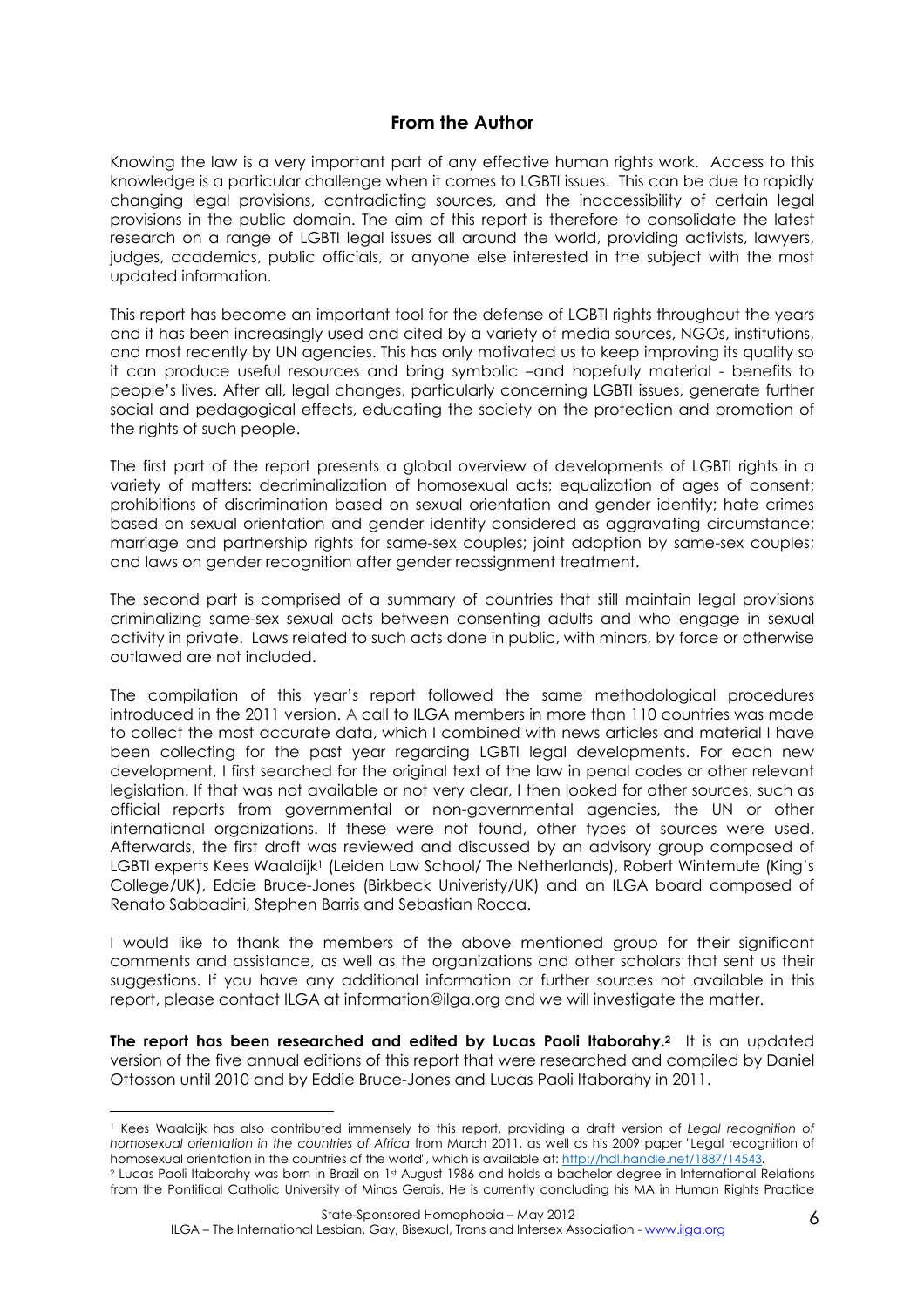## From the Author

Knowing the law is a very important part of any effective human rights work. Access to this knowledge is a particular challenge when it comes to LGBTI issues. This can be due to rapidly changing legal provisions, contradicting sources, and the inaccessibility of certain legal provisions in the public domain. The aim of this report is therefore to consolidate the latest research on a range of LGBTI legal issues all around the world, providing activists, lawyers, judges, academics, public officials, or anyone else interested in the subject with the most updated information.

This report has become an important tool for the defense of LGBTI rights throughout the years and it has been increasingly used and cited by a variety of media sources, NGOs, institutions, and most recently by UN agencies. This has only motivated us to keep improving its quality so it can produce useful resources and bring symbolic –and hopefully material - benefits to people's lives. After all, legal changes, particularly concerning LGBTI issues, generate further social and pedagogical effects, educating the society on the protection and promotion of the rights of such people.

The first part of the report presents a global overview of developments of LGBTI rights in a variety of matters: decriminalization of homosexual acts; equalization of ages of consent; prohibitions of discrimination based on sexual orientation and gender identity; hate crimes based on sexual orientation and gender identity considered as aggravating circumstance; marriage and partnership rights for same-sex couples; joint adoption by same-sex couples; and laws on gender recognition after gender reassignment treatment.

The second part is comprised of a summary of countries that still maintain legal provisions criminalizing same-sex sexual acts between consenting adults and who engage in sexual activity in private. Laws related to such acts done in public, with minors, by force or otherwise outlawed are not included.

The compilation of this year's report followed the same methodological procedures introduced in the 2011 version. A call to ILGA members in more than 110 countries was made to collect the most accurate data, which I combined with news articles and material I have been collecting for the past year regarding LGBTI legal developments. For each new development, I first searched for the original text of the law in penal codes or other relevant legislation. If that was not available or not very clear, I then looked for other sources, such as official reports from governmental or non-governmental agencies, the UN or other international organizations. If these were not found, other types of sources were used. Afterwards, the first draft was reviewed and discussed by an advisory group composed of LGBTI experts Kees Waaldijk[1] (Leiden Law School/ The Netherlands), Robert Wintemute (King's College/UK), Eddie Bruce-Jones (Birkbeck Univeristy/UK) and an ILGA board composed of Renato Sabbadini, Stephen Barris and Sebastian Rocca.

I would like to thank the members of the above mentioned group for their significant comments and assistance, as well as the organizations and other scholars that sent us their suggestions. If you have any additional information or further sources not available in this report, please contact ILGA at information@ilga.org and we will investigate the matter.

**The report has been researched and edited by Lucas Paoli Itaborahy.[2]** It is an updated version of the five annual editions of this report that were researched and compiled by Daniel Ottosson until 2010 and by Eddie Bruce-Jones and Lucas Paoli Itaborahy in 2011.

---

[1] Kees Waaldijk has also contributed immensely to this report, providing a draft version of *Legal recognition of homosexual orientation in the countries of Africa* from March 2011, as well as his 2009 paper "Legal recognition of homosexual orientation in the countries of the world", which is available at: http://hdl.handle.net/1887/14543.

[2] Lucas Paoli Itaborahy was born in Brazil on 1st August 1986 and holds a bachelor degree in International Relations from the Pontifical Catholic University of Minas Gerais. He is currently concluding his MA in Human Rights Practice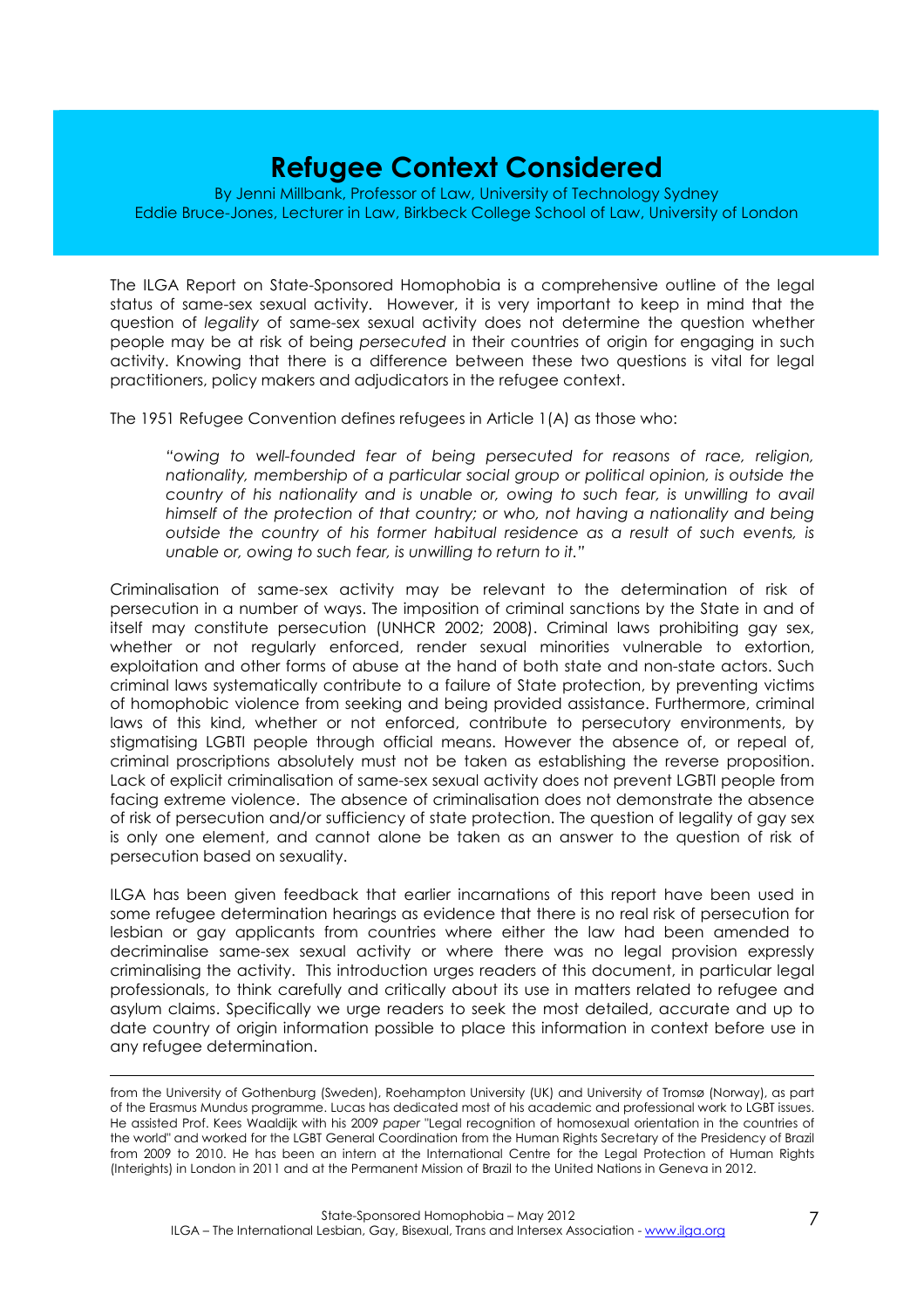# Refugee Context Considered

By Jenni Millbank, Professor of Law, University of Technology Sydney
Eddie Bruce-Jones, Lecturer in Law, Birkbeck College School of Law, University of London

The ILGA Report on State-Sponsored Homophobia is a comprehensive outline of the legal status of same-sex sexual activity. However, it is very important to keep in mind that the question of *legality* of same-sex sexual activity does not determine the question whether people may be at risk of being *persecuted* in their countries of origin for engaging in such activity. Knowing that there is a difference between these two questions is vital for legal practitioners, policy makers and adjudicators in the refugee context.

The 1951 Refugee Convention defines refugees in Article 1(A) as those who:

> *"owing to well-founded fear of being persecuted for reasons of race, religion, nationality, membership of a particular social group or political opinion, is outside the country of his nationality and is unable or, owing to such fear, is unwilling to avail himself of the protection of that country; or who, not having a nationality and being outside the country of his former habitual residence as a result of such events, is unable or, owing to such fear, is unwilling to return to it."*

Criminalisation of same-sex activity may be relevant to the determination of risk of persecution in a number of ways. The imposition of criminal sanctions by the State in and of itself may constitute persecution (UNHCR 2002; 2008). Criminal laws prohibiting gay sex, whether or not regularly enforced, render sexual minorities vulnerable to extortion, exploitation and other forms of abuse at the hand of both state and non-state actors. Such criminal laws systematically contribute to a failure of State protection, by preventing victims of homophobic violence from seeking and being provided assistance. Furthermore, criminal laws of this kind, whether or not enforced, contribute to persecutory environments, by stigmatising LGBTI people through official means. However the absence of, or repeal of, criminal proscriptions absolutely must not be taken as establishing the reverse proposition. Lack of explicit criminalisation of same-sex sexual activity does not prevent LGBTI people from facing extreme violence. The absence of criminalisation does not demonstrate the absence of risk of persecution and/or sufficiency of state protection. The question of legality of gay sex is only one element, and cannot alone be taken as an answer to the question of risk of persecution based on sexuality.

ILGA has been given feedback that earlier incarnations of this report have been used in some refugee determination hearings as evidence that there is no real risk of persecution for lesbian or gay applicants from countries where either the law had been amended to decriminalise same-sex sexual activity or where there was no legal provision expressly criminalising the activity. This introduction urges readers of this document, in particular legal professionals, to think carefully and critically about its use in matters related to refugee and asylum claims. Specifically we urge readers to seek the most detailed, accurate and up to date country of origin information possible to place this information in context before use in any refugee determination.

---

from the University of Gothenburg (Sweden), Roehampton University (UK) and University of Tromsø (Norway), as part of the Erasmus Mundus programme. Lucas has dedicated most of his academic and professional work to LGBT issues. He assisted Prof. Kees Waaldijk with his 2009 *paper* "Legal recognition of homosexual orientation in the countries of the world" and worked for the LGBT General Coordination from the Human Rights Secretary of the Presidency of Brazil from 2009 to 2010. He has been an intern at the International Centre for the Legal Protection of Human Rights (Interights) in London in 2011 and at the Permanent Mission of Brazil to the United Nations in Geneva in 2012.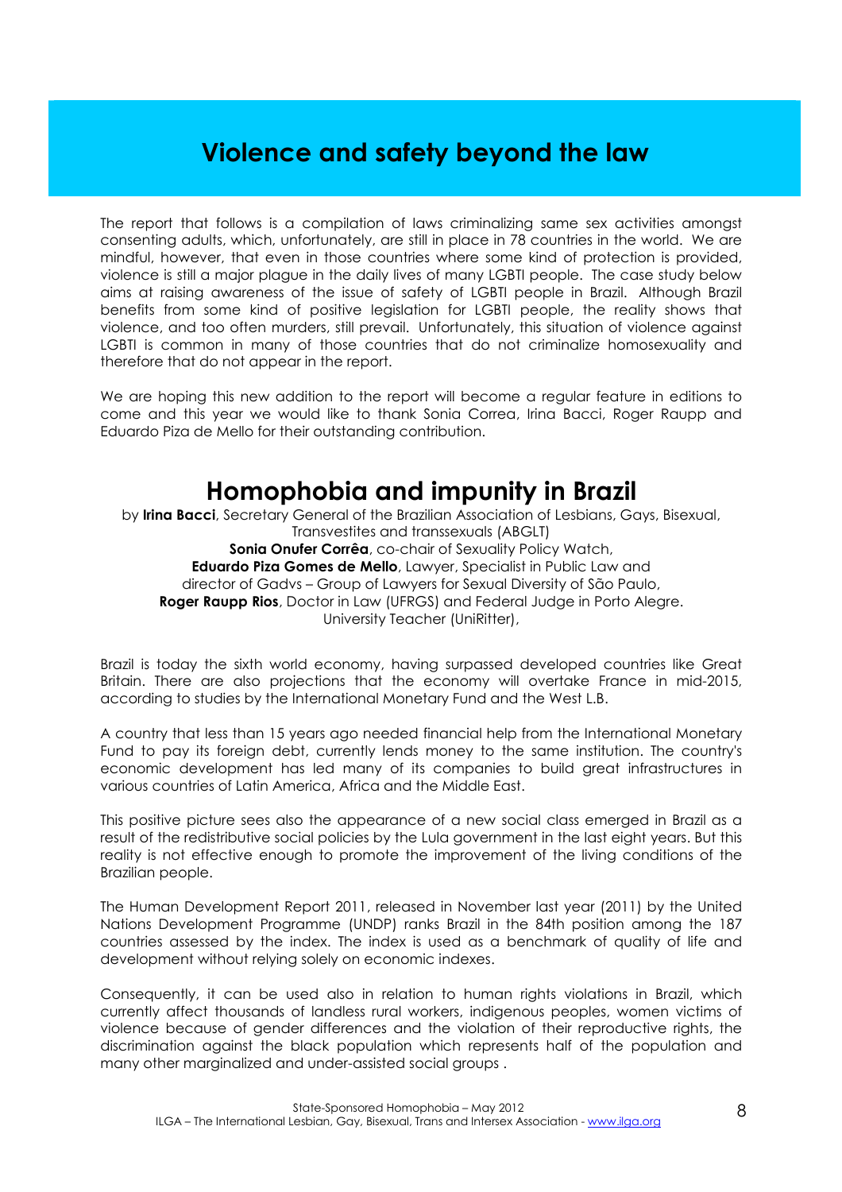# Violence and safety beyond the law

The report that follows is a compilation of laws criminalizing same sex activities amongst consenting adults, which, unfortunately, are still in place in 78 countries in the world. We are mindful, however, that even in those countries where some kind of protection is provided, violence is still a major plague in the daily lives of many LGBTI people. The case study below aims at raising awareness of the issue of safety of LGBTI people in Brazil. Although Brazil benefits from some kind of positive legislation for LGBTI people, the reality shows that violence, and too often murders, still prevail. Unfortunately, this situation of violence against LGBTI is common in many of those countries that do not criminalize homosexuality and therefore that do not appear in the report.

We are hoping this new addition to the report will become a regular feature in editions to come and this year we would like to thank Sonia Correa, Irina Bacci, Roger Raupp and Eduardo Piza de Mello for their outstanding contribution.

## Homophobia and impunity in Brazil

by **Irina Bacci**, Secretary General of the Brazilian Association of Lesbians, Gays, Bisexual, Transvestites and transsexuals (ABGLT)
**Sonia Onufer Corrêa**, co-chair of Sexuality Policy Watch,
**Eduardo Piza Gomes de Mello**, Lawyer, Specialist in Public Law and director of Gadvs – Group of Lawyers for Sexual Diversity of São Paulo,
**Roger Raupp Rios**, Doctor in Law (UFRGS) and Federal Judge in Porto Alegre. University Teacher (UniRitter),

Brazil is today the sixth world economy, having surpassed developed countries like Great Britain. There are also projections that the economy will overtake France in mid-2015, according to studies by the International Monetary Fund and the West L.B.

A country that less than 15 years ago needed financial help from the International Monetary Fund to pay its foreign debt, currently lends money to the same institution. The country's economic development has led many of its companies to build great infrastructures in various countries of Latin America, Africa and the Middle East.

This positive picture sees also the appearance of a new social class emerged in Brazil as a result of the redistributive social policies by the Lula government in the last eight years. But this reality is not effective enough to promote the improvement of the living conditions of the Brazilian people.

The Human Development Report 2011, released in November last year (2011) by the United Nations Development Programme (UNDP) ranks Brazil in the 84th position among the 187 countries assessed by the index. The index is used as a benchmark of quality of life and development without relying solely on economic indexes.

Consequently, it can be used also in relation to human rights violations in Brazil, which currently affect thousands of landless rural workers, indigenous peoples, women victims of violence because of gender differences and the violation of their reproductive rights, the discrimination against the black population which represents half of the population and many other marginalized and under-assisted social groups .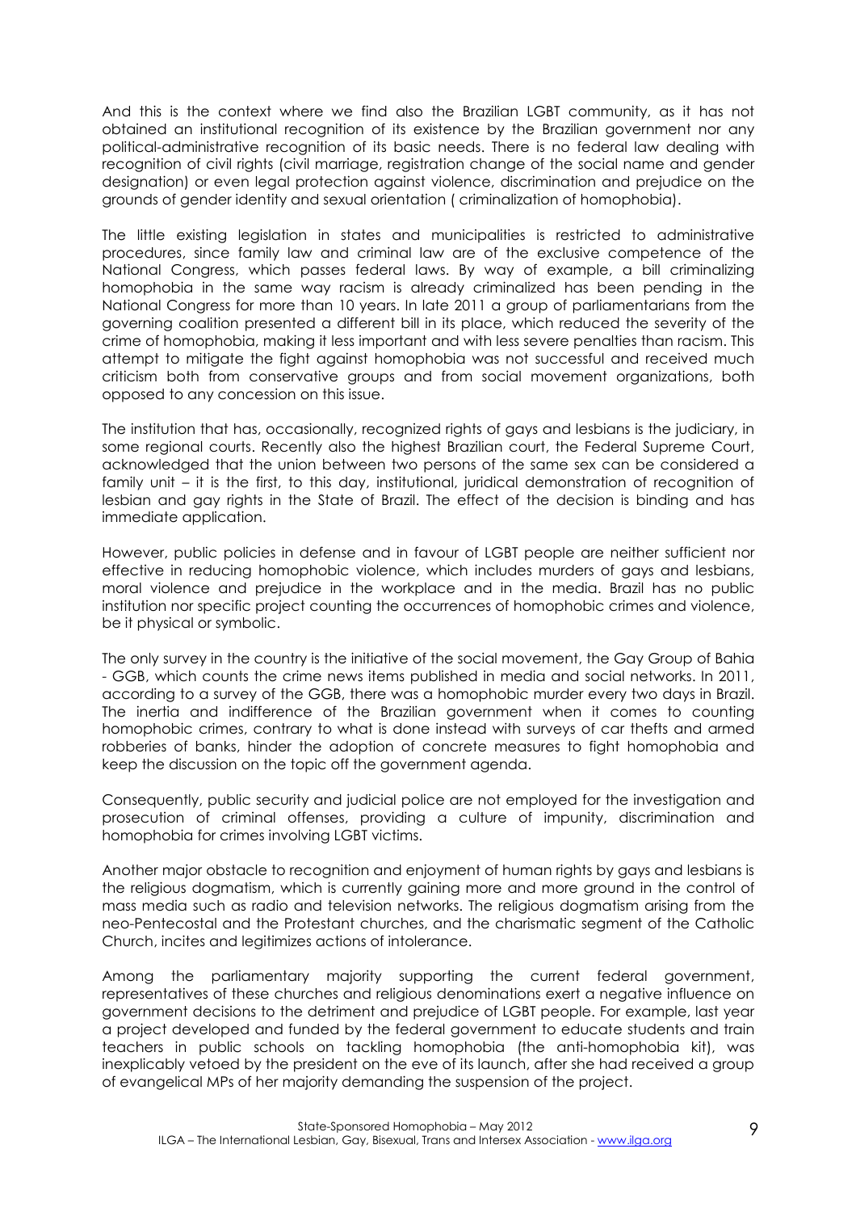And this is the context where we find also the Brazilian LGBT community, as it has not obtained an institutional recognition of its existence by the Brazilian government nor any political-administrative recognition of its basic needs. There is no federal law dealing with recognition of civil rights (civil marriage, registration change of the social name and gender designation) or even legal protection against violence, discrimination and prejudice on the grounds of gender identity and sexual orientation ( criminalization of homophobia).

The little existing legislation in states and municipalities is restricted to administrative procedures, since family law and criminal law are of the exclusive competence of the National Congress, which passes federal laws. By way of example, a bill criminalizing homophobia in the same way racism is already criminalized has been pending in the National Congress for more than 10 years. In late 2011 a group of parliamentarians from the governing coalition presented a different bill in its place, which reduced the severity of the crime of homophobia, making it less important and with less severe penalties than racism. This attempt to mitigate the fight against homophobia was not successful and received much criticism both from conservative groups and from social movement organizations, both opposed to any concession on this issue.

The institution that has, occasionally, recognized rights of gays and lesbians is the judiciary, in some regional courts. Recently also the highest Brazilian court, the Federal Supreme Court, acknowledged that the union between two persons of the same sex can be considered a family unit – it is the first, to this day, institutional, juridical demonstration of recognition of lesbian and gay rights in the State of Brazil. The effect of the decision is binding and has immediate application.

However, public policies in defense and in favour of LGBT people are neither sufficient nor effective in reducing homophobic violence, which includes murders of gays and lesbians, moral violence and prejudice in the workplace and in the media. Brazil has no public institution nor specific project counting the occurrences of homophobic crimes and violence, be it physical or symbolic.

The only survey in the country is the initiative of the social movement, the Gay Group of Bahia - GGB, which counts the crime news items published in media and social networks. In 2011, according to a survey of the GGB, there was a homophobic murder every two days in Brazil. The inertia and indifference of the Brazilian government when it comes to counting homophobic crimes, contrary to what is done instead with surveys of car thefts and armed robberies of banks, hinder the adoption of concrete measures to fight homophobia and keep the discussion on the topic off the government agenda.

Consequently, public security and judicial police are not employed for the investigation and prosecution of criminal offenses, providing a culture of impunity, discrimination and homophobia for crimes involving LGBT victims.

Another major obstacle to recognition and enjoyment of human rights by gays and lesbians is the religious dogmatism, which is currently gaining more and more ground in the control of mass media such as radio and television networks. The religious dogmatism arising from the neo-Pentecostal and the Protestant churches, and the charismatic segment of the Catholic Church, incites and legitimizes actions of intolerance.

Among the parliamentary majority supporting the current federal government, representatives of these churches and religious denominations exert a negative influence on government decisions to the detriment and prejudice of LGBT people. For example, last year a project developed and funded by the federal government to educate students and train teachers in public schools on tackling homophobia (the anti-homophobia kit), was inexplicably vetoed by the president on the eve of its launch, after she had received a group of evangelical MPs of her majority demanding the suspension of the project.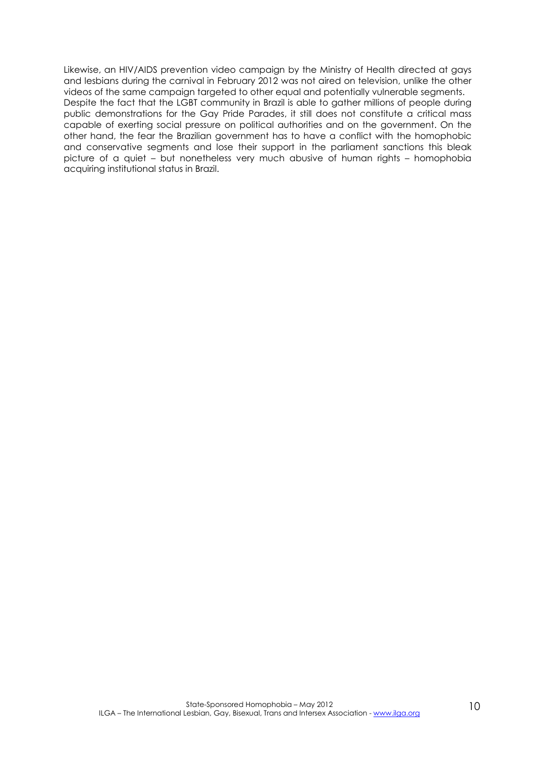Likewise, an HIV/AIDS prevention video campaign by the Ministry of Health directed at gays and lesbians during the carnival in February 2012 was not aired on television, unlike the other videos of the same campaign targeted to other equal and potentially vulnerable segments.

Despite the fact that the LGBT community in Brazil is able to gather millions of people during public demonstrations for the Gay Pride Parades, it still does not constitute a critical mass capable of exerting social pressure on political authorities and on the government. On the other hand, the fear the Brazilian government has to have a conflict with the homophobic and conservative segments and lose their support in the parliament sanctions this bleak picture of a quiet – but nonetheless very much abusive of human rights – homophobia acquiring institutional status in Brazil.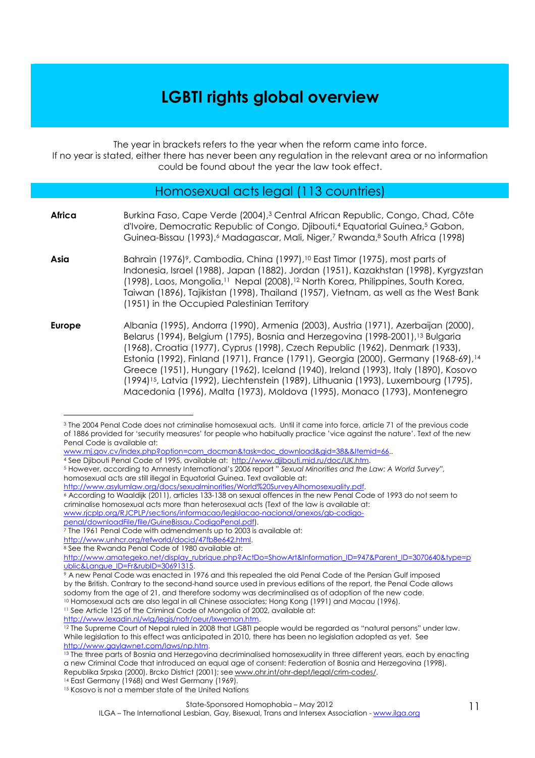# LGBTI rights global overview

The year in brackets refers to the year when the reform came into force.
If no year is stated, either there has never been any regulation in the relevant area or no information could be found about the year the law took effect.

## Homosexual acts legal (113 countries)

**Africa** Burkina Faso, Cape Verde (2004),[3] Central African Republic, Congo, Chad, Côte d'Ivoire, Democratic Republic of Congo, Djibouti,[4] Equatorial Guinea,[5] Gabon, Guinea-Bissau (1993),[6] Madagascar, Mali, Niger,[7] Rwanda,[8] South Africa (1998)

**Asia** Bahrain (1976)[9], Cambodia, China (1997),[10] East Timor (1975), most parts of Indonesia, Israel (1988), Japan (1882), Jordan (1951), Kazakhstan (1998), Kyrgyzstan (1998), Laos, Mongolia,[11] Nepal (2008),[12] North Korea, Philippines, South Korea, Taiwan (1896), Tajikistan (1998), Thailand (1957), Vietnam, as well as the West Bank (1951) in the Occupied Palestinian Territory

**Europe** Albania (1995), Andorra (1990), Armenia (2003), Austria (1971), Azerbaijan (2000), Belarus (1994), Belgium (1795), Bosnia and Herzegovina (1998-2001),[13] Bulgaria (1968), Croatia (1977), Cyprus (1998), Czech Republic (1962), Denmark (1933), Estonia (1992), Finland (1971), France (1791), Georgia (2000), Germany (1968-69),[14] Greece (1951), Hungary (1962), Iceland (1940), Ireland (1993), Italy (1890), Kosovo (1994)[15], Latvia (1992), Liechtenstein (1989), Lithuania (1993), Luxembourg (1795), Macedonia (1996), Malta (1973), Moldova (1995), Monaco (1793), Montenegro

---

[3] The 2004 Penal Code does not criminalise homosexual acts. Until it came into force, article 71 of the previous code of 1886 provided for 'security measures' for people who habitually practice 'vice against the nature'. Text of the new Penal Code is available at: www.mj.gov.cv/index.php?option=com_docman&task=doc_download&gid=38&&Itemid=66..

[4] See Djibouti Penal Code of 1995, available at: http://www.djibouti.mid.ru/doc/UK.htm.

[5] However, according to Amnesty International's 2006 report " *Sexual Minorities and the Law: A World Survey",* homosexual acts are still illegal in Equatorial Guinea. Text available at: http://www.asylumlaw.org/docs/sexualminorities/World%20SurveyAIhomosexuality.pdf.

[6] According to Waaldijk (2011), articles 133-138 on sexual offences in the new Penal Code of 1993 do not seem to criminalise homosexual acts more than heterosexual acts (Text of the law is available at: www.rjcplp.org/RJCPLP/sections/informacao/legislacao-nacional/anexos/gb-codigo-penal/downloadFile/file/GuineBissau.CodigoPenal.pdf).

[7] The 1961 Penal Code with admendments up to 2003 is available at: http://www.unhcr.org/refworld/docid/47fb8e642.html.

[8] See the Rwanda Penal Code of 1980 available at: http://www.amategeko.net/display_rubrique.php?ActDo=ShowArt&Information_ID=947&Parent_ID=3070640&type=public&Langue_ID=Fr&rubID=30691315.

[9] A new Penal Code was enacted in 1976 and this repealed the old Penal Code of the Persian Gulf imposed by the British. Contrary to the second-hand source used in previous editions of the report, the Penal Code allows sodomy from the age of 21, and therefore sodomy was decriminalised as of adoption of the new code.

[10] Homosexual acts are also legal in all Chinese associates; Hong Kong (1991) and Macau (1996).

[11] See Article 125 of the Criminal Code of Mongolia of 2002, available at: http://www.lexadin.nl/wlg/legis/nofr/oeur/lxwemon.htm.

[12] The Supreme Court of Nepal ruled in 2008 that LGBTI people would be regarded as "natural persons" under law. While legislation to this effect was anticipated in 2010, there has been no legislation adopted as yet. See http://www.gaylawnet.com/laws/np.htm.

[13] The three parts of Bosnia and Herzegovina decriminalised homosexuality in three different years, each by enacting a new Criminal Code that introduced an equal age of consent: Federation of Bosnia and Herzegovina (1998), Republika Srpska (2000), Brcko District (2001); see www.ohr.int/ohr-dept/legal/crim-codes/.

[14] East Germany (1968) and West Germany (1969).

[15] Kosovo is not a member state of the United Nations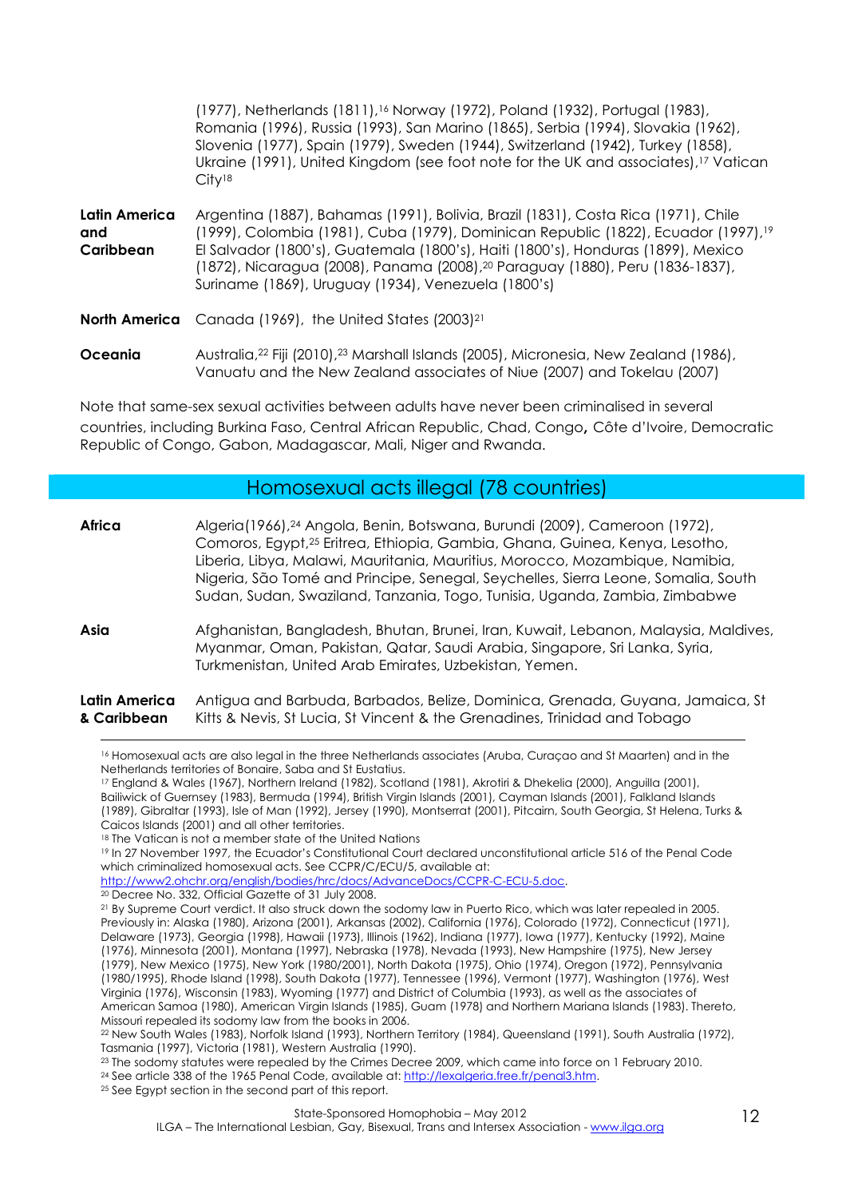| | |
|---|---|
| | (1977), Netherlands (1811),[16] Norway (1972), Poland (1932), Portugal (1983), Romania (1996), Russia (1993), San Marino (1865), Serbia (1994), Slovakia (1962), Slovenia (1977), Spain (1979), Sweden (1944), Switzerland (1942), Turkey (1858), Ukraine (1991), United Kingdom (see foot note for the UK and associates),[17] Vatican City[18] |
| **Latin America and Caribbean** | Argentina (1887), Bahamas (1991), Bolivia, Brazil (1831), Costa Rica (1971), Chile (1999), Colombia (1981), Cuba (1979), Dominican Republic (1822), Ecuador (1997),[19] El Salvador (1800's), Guatemala (1800's), Haiti (1800's), Honduras (1899), Mexico (1872), Nicaragua (2008), Panama (2008),[20] Paraguay (1880), Peru (1836-1837), Suriname (1869), Uruguay (1934), Venezuela (1800's) |
| **North America** | Canada (1969), the United States (2003)[21] |
| **Oceania** | Australia,[22] Fiji (2010),[23] Marshall Islands (2005), Micronesia, New Zealand (1986), Vanuatu and the New Zealand associates of Niue (2007) and Tokelau (2007) |

Note that same-sex sexual activities between adults have never been criminalised in several countries, including Burkina Faso, Central African Republic, Chad, Congo**,** Côte d'Ivoire, Democratic Republic of Congo, Gabon, Madagascar, Mali, Niger and Rwanda.

## Homosexual acts illegal (78 countries)

| | |
|---|---|
| **Africa** | Algeria(1966),[24] Angola, Benin, Botswana, Burundi (2009), Cameroon (1972), Comoros, Egypt,[25] Eritrea, Ethiopia, Gambia, Ghana, Guinea, Kenya, Lesotho, Liberia, Libya, Malawi, Mauritania, Mauritius, Morocco, Mozambique, Namibia, Nigeria, São Tomé and Principe, Senegal, Seychelles, Sierra Leone, Somalia, South Sudan, Sudan, Swaziland, Tanzania, Togo, Tunisia, Uganda, Zambia, Zimbabwe |
| **Asia** | Afghanistan, Bangladesh, Bhutan, Brunei, Iran, Kuwait, Lebanon, Malaysia, Maldives, Myanmar, Oman, Pakistan, Qatar, Saudi Arabia, Singapore, Sri Lanka, Syria, Turkmenistan, United Arab Emirates, Uzbekistan, Yemen. |
| **Latin America & Caribbean** | Antigua and Barbuda, Barbados, Belize, Dominica, Grenada, Guyana, Jamaica, St Kitts & Nevis, St Lucia, St Vincent & the Grenadines, Trinidad and Tobago |

---

[16] Homosexual acts are also legal in the three Netherlands associates (Aruba, Curaçao and St Maarten) and in the Netherlands territories of Bonaire, Saba and St Eustatius.

[17] England & Wales (1967), Northern Ireland (1982), Scotland (1981), Akrotiri & Dhekelia (2000), Anguilla (2001), Bailiwick of Guernsey (1983), Bermuda (1994), British Virgin Islands (2001), Cayman Islands (2001), Falkland Islands (1989), Gibraltar (1993), Isle of Man (1992), Jersey (1990), Montserrat (2001), Pitcairn, South Georgia, St Helena, Turks & Caicos Islands (2001) and all other territories.

[18] The Vatican is not a member state of the United Nations

[19] In 27 November 1997, the Ecuador's Constitutional Court declared unconstitutional article 516 of the Penal Code which criminalized homosexual acts. See CCPR/C/ECU/5, available at: http://www2.ohchr.org/english/bodies/hrc/docs/AdvanceDocs/CCPR-C-ECU-5.doc.

[20] Decree No. 332, Official Gazette of 31 July 2008.

[21] By Supreme Court verdict. It also struck down the sodomy law in Puerto Rico, which was later repealed in 2005. Previously in: Alaska (1980), Arizona (2001), Arkansas (2002), California (1976), Colorado (1972), Connecticut (1971), Delaware (1973), Georgia (1998), Hawaii (1973), Illinois (1962), Indiana (1977), Iowa (1977), Kentucky (1992), Maine (1976), Minnesota (2001), Montana (1997), Nebraska (1978), Nevada (1993), New Hampshire (1975), New Jersey (1979), New Mexico (1975), New York (1980/2001), North Dakota (1975), Ohio (1974), Oregon (1972), Pennsylvania (1980/1995), Rhode Island (1998), South Dakota (1977), Tennessee (1996), Vermont (1977), Washington (1976), West Virginia (1976), Wisconsin (1983), Wyoming (1977) and District of Columbia (1993), as well as the associates of American Samoa (1980), American Virgin Islands (1985), Guam (1978) and Northern Mariana Islands (1983). Thereto, Missouri repealed its sodomy law from the books in 2006.

[22] New South Wales (1983), Norfolk Island (1993), Northern Territory (1984), Queensland (1991), South Australia (1972), Tasmania (1997), Victoria (1981), Western Australia (1990).

[23] The sodomy statutes were repealed by the Crimes Decree 2009, which came into force on 1 February 2010.

[24] See article 338 of the 1965 Penal Code, available at: http://lexalgeria.free.fr/penal3.htm.

[25] See Egypt section in the second part of this report.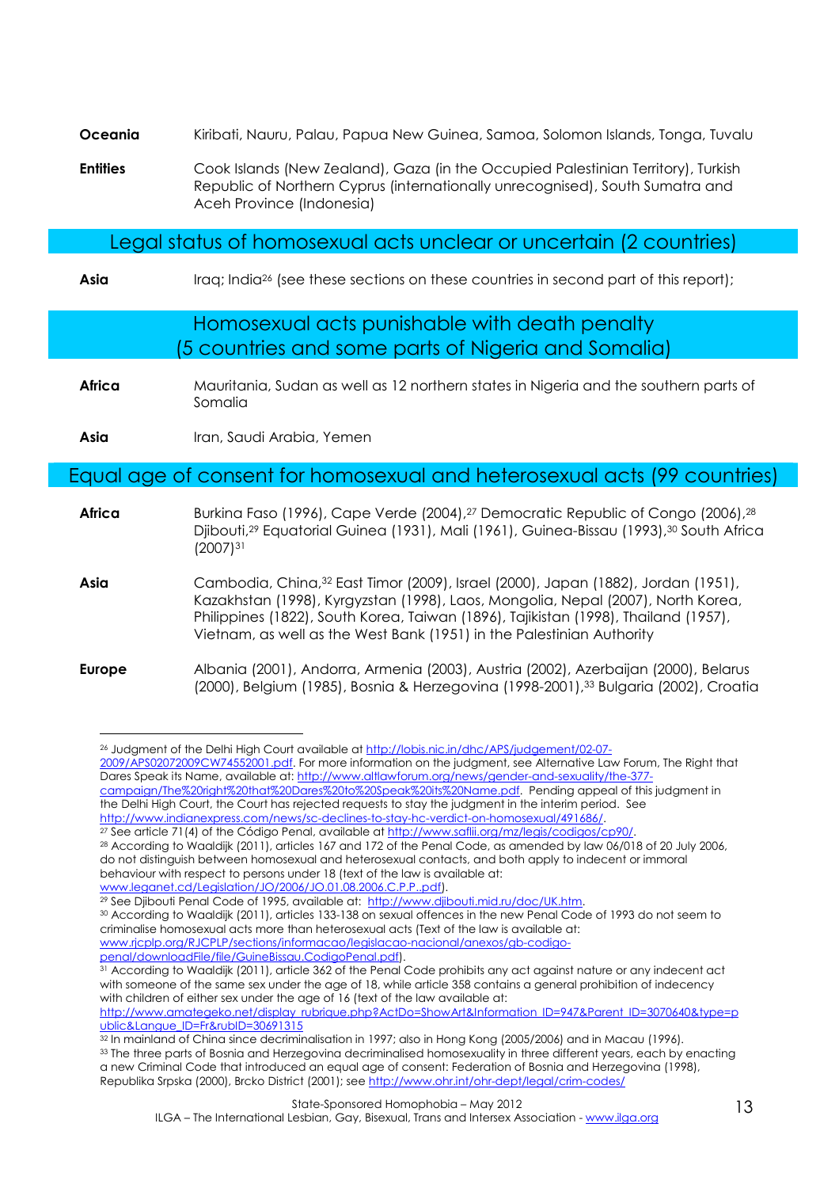**Oceania** Kiribati, Nauru, Palau, Papua New Guinea, Samoa, Solomon Islands, Tonga, Tuvalu

**Entities** Cook Islands (New Zealand), Gaza (in the Occupied Palestinian Territory), Turkish Republic of Northern Cyprus (internationally unrecognised), South Sumatra and Aceh Province (Indonesia)

## Legal status of homosexual acts unclear or uncertain (2 countries)

**Asia** Iraq; India[26] (see these sections on these countries in second part of this report);

## Homosexual acts punishable with death penalty (5 countries and some parts of Nigeria and Somalia)

**Africa** Mauritania, Sudan as well as 12 northern states in Nigeria and the southern parts of Somalia

**Asia** Iran, Saudi Arabia, Yemen

## Equal age of consent for homosexual and heterosexual acts (99 countries)

**Africa** Burkina Faso (1996), Cape Verde (2004),[27] Democratic Republic of Congo (2006),[28] Djibouti,[29] Equatorial Guinea (1931), Mali (1961), Guinea-Bissau (1993),[30] South Africa (2007)[31]

**Asia** Cambodia, China,[32] East Timor (2009), Israel (2000), Japan (1882), Jordan (1951), Kazakhstan (1998), Kyrgyzstan (1998), Laos, Mongolia, Nepal (2007), North Korea, Philippines (1822), South Korea, Taiwan (1896), Tajikistan (1998), Thailand (1957), Vietnam, as well as the West Bank (1951) in the Palestinian Authority

**Europe** Albania (2001), Andorra, Armenia (2003), Austria (2002), Azerbaijan (2000), Belarus (2000), Belgium (1985), Bosnia & Herzegovina (1998-2001),[33] Bulgaria (2002), Croatia

---

[26] Judgment of the Delhi High Court available at http://lobis.nic.in/dhc/APS/judgement/02-07-2009/APS02072009CW74552001.pdf. For more information on the judgment, see Alternative Law Forum, The Right that Dares Speak its Name, available at: http://www.altlawforum.org/news/gender-and-sexuality/the-377-campaign/The%20right%20that%20Dares%20to%20Speak%20its%20Name.pdf. Pending appeal of this judgment in the Delhi High Court, the Court has rejected requests to stay the judgment in the interim period. See http://www.indianexpress.com/news/sc-declines-to-stay-hc-verdict-on-homosexual/491686/.

[27] See article 71(4) of the Código Penal, available at http://www.saflii.org/mz/legis/codigos/cp90/.

[28] According to Waaldijk (2011), articles 167 and 172 of the Penal Code, as amended by law 06/018 of 20 July 2006, do not distinguish between homosexual and heterosexual contacts, and both apply to indecent or immoral behaviour with respect to persons under 18 (text of the law is available at: www.leganet.cd/Legislation/JO/2006/JO.01.08.2006.C.P.P..pdf).

[29] See Djibouti Penal Code of 1995, available at: http://www.djibouti.mid.ru/doc/UK.htm.

[30] According to Waaldijk (2011), articles 133-138 on sexual offences in the new Penal Code of 1993 do not seem to criminalise homosexual acts more than heterosexual acts (Text of the law is available at: www.rjcplp.org/RJCPLP/sections/informacao/legislacao-nacional/anexos/gb-codigo-penal/downloadFile/file/GuineBissau.CodigoPenal.pdf).

[31] According to Waaldijk (2011), article 362 of the Penal Code prohibits any act against nature or any indecent act with someone of the same sex under the age of 18, while article 358 contains a general prohibition of indecency with children of either sex under the age of 16 (text of the law available at: http://www.amategeko.net/display_rubrique.php?ActDo=ShowArt&Information_ID=947&Parent_ID=3070640&type=public&Langue_ID=Fr&rubID=30691315

[32] In mainland of China since decriminalisation in 1997; also in Hong Kong (2005/2006) and in Macau (1996).

[33] The three parts of Bosnia and Herzegovina decriminalised homosexuality in three different years, each by enacting a new Criminal Code that introduced an equal age of consent: Federation of Bosnia and Herzegovina (1998), Republika Srpska (2000), Brcko District (2001); see http://www.ohr.int/ohr-dept/legal/crim-codes/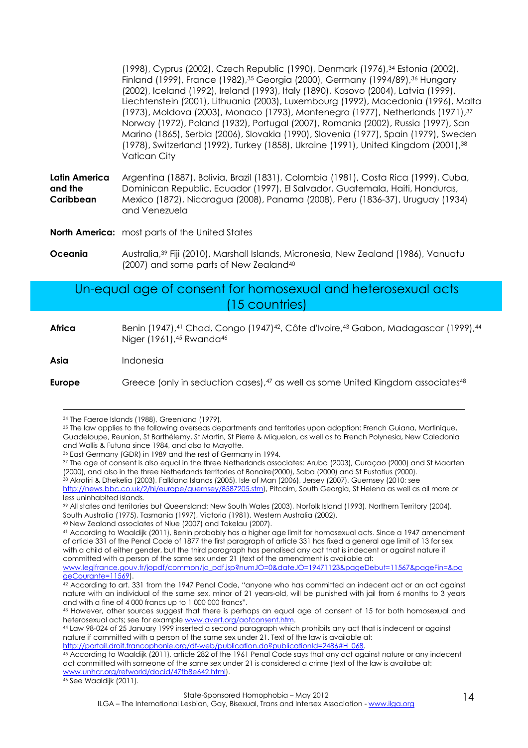(1998), Cyprus (2002), Czech Republic (1990), Denmark (1976),[34] Estonia (2002), Finland (1999), France (1982),[35] Georgia (2000), Germany (1994/89),[36] Hungary (2002), Iceland (1992), Ireland (1993), Italy (1890), Kosovo (2004), Latvia (1999), Liechtenstein (2001), Lithuania (2003), Luxembourg (1992), Macedonia (1996), Malta (1973), Moldova (2003), Monaco (1793), Montenegro (1977), Netherlands (1971),[37] Norway (1972), Poland (1932), Portugal (2007), Romania (2002), Russia (1997), San Marino (1865), Serbia (2006), Slovakia (1990), Slovenia (1977), Spain (1979), Sweden (1978), Switzerland (1992), Turkey (1858), Ukraine (1991), United Kingdom (2001),[38] Vatican City

**Latin America and the Caribbean** Argentina (1887), Bolivia, Brazil (1831), Colombia (1981), Costa Rica (1999), Cuba, Dominican Republic, Ecuador (1997), El Salvador, Guatemala, Haiti, Honduras, Mexico (1872), Nicaragua (2008), Panama (2008), Peru (1836-37), Uruguay (1934) and Venezuela

**North America:** most parts of the United States

**Oceania** Australia,[39] Fiji (2010), Marshall Islands, Micronesia, New Zealand (1986), Vanuatu (2007) and some parts of New Zealand[40]

## Un-equal age of consent for homosexual and heterosexual acts (15 countries)

**Africa** Benin (1947),[41] Chad, Congo (1947)[42], Côte d'Ivoire,[43] Gabon, Madagascar (1999),[44] Niger (1961),[45] Rwanda[46]

**Asia** Indonesia

**Europe** Greece (only in seduction cases),[47] as well as some United Kingdom associates[48]

---

[34] The Faeroe Islands (1988), Greenland (1979).

[35] The law applies to the following overseas departments and territories upon adoption: French Guiana, Martinique, Guadeloupe, Reunion, St Barthélemy, St Martin, St Pierre & Miquelon, as well as to French Polynesia, New Caledonia and Wallis & Futuna since 1984, and also to Mayotte.

[36] East Germany (GDR) in 1989 and the rest of Germany in 1994.

[37] The age of consent is also equal in the three Netherlands associates: Aruba (2003), Curaçao (2000) and St Maarten (2000), and also in the three Netherlands territories of Bonaire(2000), Saba (2000) and St Eustatius (2000).

[38] Akrotiri & Dhekelia (2003), Falkland Islands (2005), Isle of Man (2006), Jersey (2007), Guernsey (2010; see http://news.bbc.co.uk/2/hi/europe/guernsey/8587205.stm), Pitcairn, South Georgia, St Helena as well as all more or less uninhabited islands.

[39] All states and territories but Queensland: New South Wales (2003), Norfolk Island (1993), Northern Territory (2004), South Australia (1975), Tasmania (1997), Victoria (1981), Western Australia (2002).

[40] New Zealand associates of Niue (2007) and Tokelau (2007).

[41] According to Waaldijk (2011), Benin probably has a higher age limit for homosexual acts. Since a 1947 amendment of article 331 of the Penal Code of 1877 the first paragraph of article 331 has fixed a general age limit of 13 for sex with a child of either gender, but the third paragraph has penalised any act that is indecent or against nature if committed with a person of the same sex under 21 (text of the amendment is available at: www.legifrance.gouv.fr/jopdf/common/jo_pdf.jsp?numJO=0&dateJO=19471123&pageDebut=11567&pageFin=&pageCourante=11569).

[42] According to art. 331 from the 1947 Penal Code, "anyone who has committed an indecent act or an act against nature with an individual of the same sex, minor of 21 years-old, will be punished with jail from 6 months to 3 years and with a fine of 4 000 francs up to 1 000 000 francs".

[43] However, other sources suggest that there is perhaps an equal age of consent of 15 for both homosexual and heterosexual acts; see for example www.avert.org/aofconsent.htm.

[44] Law 98-024 of 25 January 1999 inserted a second paragraph which prohibits any act that is indecent or against nature if committed with a person of the same sex under 21. Text of the law is available at: http://portail.droit.francophonie.org/df-web/publication.do?publicationId=2486#H_068.

[45] According to Waaldijk (2011), article 282 of the 1961 Penal Code says that any act against nature or any indecent act committed with someone of the same sex under 21 is considered a crime (text of the law is availabe at: www.unhcr.org/refworld/docid/47fb8e642.html).

[46] See Waaldijk (2011).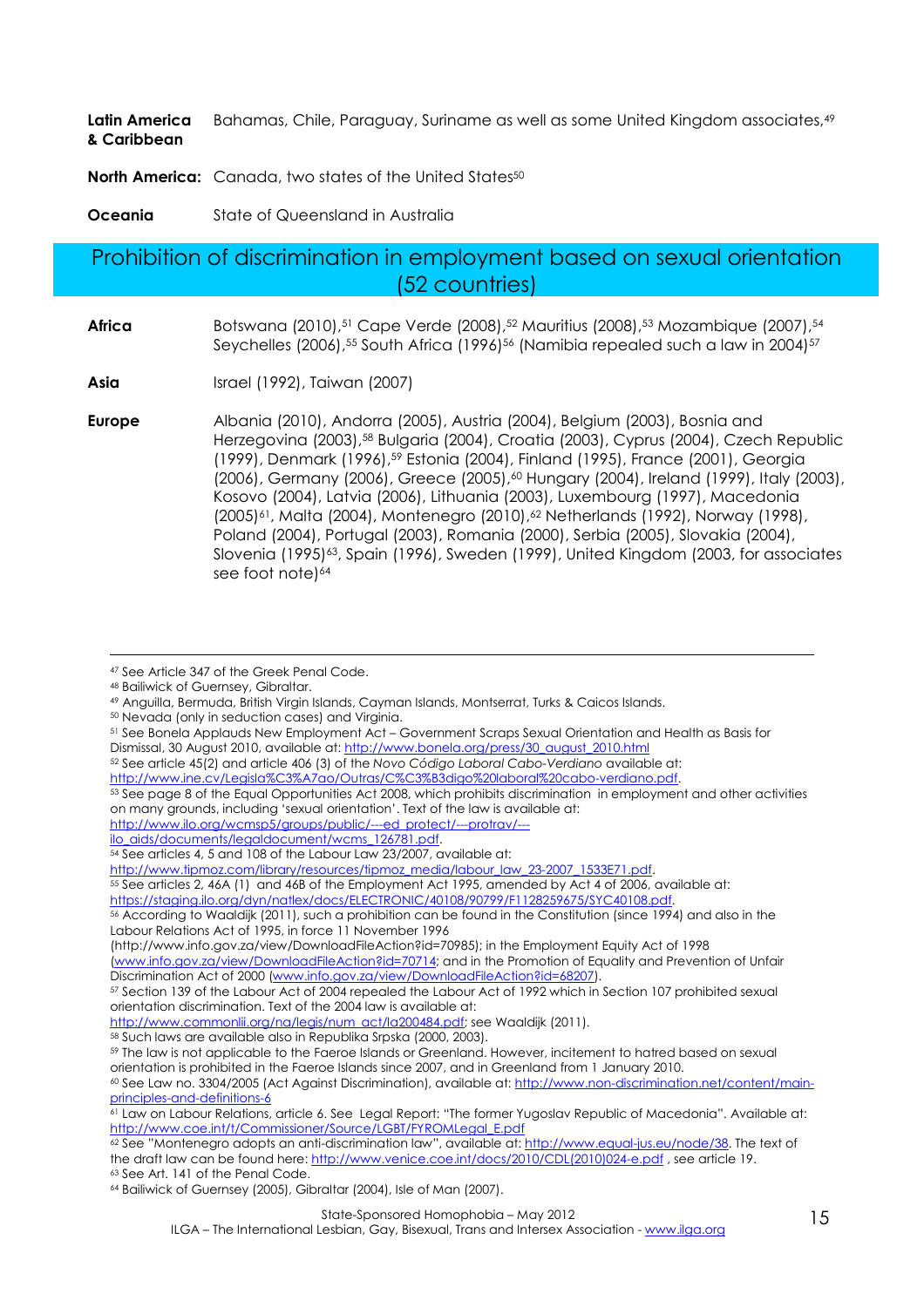**Latin America & Caribbean** Bahamas, Chile, Paraguay, Suriname as well as some United Kingdom associates,[49]

**North America:** Canada, two states of the United States[50]

**Oceania** State of Queensland in Australia

## Prohibition of discrimination in employment based on sexual orientation (52 countries)

**Africa** Botswana (2010),[51] Cape Verde (2008),[52] Mauritius (2008),[53] Mozambique (2007),[54] Seychelles (2006),[55] South Africa (1996)[56] (Namibia repealed such a law in 2004)[57]

**Asia** Israel (1992), Taiwan (2007)

**Europe** Albania (2010), Andorra (2005), Austria (2004), Belgium (2003), Bosnia and Herzegovina (2003),[58] Bulgaria (2004), Croatia (2003), Cyprus (2004), Czech Republic (1999), Denmark (1996),[59] Estonia (2004), Finland (1995), France (2001), Georgia (2006), Germany (2006), Greece (2005),[60] Hungary (2004), Ireland (1999), Italy (2003), Kosovo (2004), Latvia (2006), Lithuania (2003), Luxembourg (1997), Macedonia (2005)[61], Malta (2004), Montenegro (2010),[62] Netherlands (1992), Norway (1998), Poland (2004), Portugal (2003), Romania (2000), Serbia (2005), Slovakia (2004), Slovenia (1995)[63], Spain (1996), Sweden (1999), United Kingdom (2003, for associates see foot note)[64]

---

[47] See Article 347 of the Greek Penal Code.

[48] Bailiwick of Guernsey, Gibraltar.

[49] Anguilla, Bermuda, British Virgin Islands, Cayman Islands, Montserrat, Turks & Caicos Islands.

[50] Nevada (only in seduction cases) and Virginia.

[51] See Bonela Applauds New Employment Act – Government Scraps Sexual Orientation and Health as Basis for Dismissal, 30 August 2010, available at: http://www.bonela.org/press/30_august_2010.html

[52] See article 45(2) and article 406 (3) of the *Novo Código Laboral Cabo-Verdiano* available at: http://www.ine.cv/Legisla%C3%A7ao/Outras/C%C3%B3digo%20laboral%20cabo-verdiano.pdf.

[53] See page 8 of the Equal Opportunities Act 2008, which prohibits discrimination in employment and other activities on many grounds, including 'sexual orientation'. Text of the law is available at: http://www.ilo.org/wcmsp5/groups/public/---ed_protect/---protrav/---ilo_aids/documents/legaldocument/wcms_126781.pdf.

[54] See articles 4, 5 and 108 of the Labour Law 23/2007, available at: http://www.tipmoz.com/library/resources/tipmoz_media/labour_law_23-2007_1533E71.pdf.

[55] See articles 2, 46A (1) and 46B of the Employment Act 1995, amended by Act 4 of 2006, available at: https://staging.ilo.org/dyn/natlex/docs/ELECTRONIC/40108/90799/F1128259675/SYC40108.pdf.

[56] According to Waaldijk (2011), such a prohibition can be found in the Constitution (since 1994) and also in the Labour Relations Act of 1995, in force 11 November 1996 (http://www.info.gov.za/view/DownloadFileAction?id=70985); in the Employment Equity Act of 1998 (www.info.gov.za/view/DownloadFileAction?id=70714; and in the Promotion of Equality and Prevention of Unfair Discrimination Act of 2000 (www.info.gov.za/view/DownloadFileAction?id=68207).

[57] Section 139 of the Labour Act of 2004 repealed the Labour Act of 1992 which in Section 107 prohibited sexual orientation discrimination. Text of the 2004 law is available at: http://www.commonlii.org/na/legis/num_act/la200484.pdf; see Waaldijk (2011).

[58] Such laws are available also in Republika Srpska (2000, 2003).

[59] The law is not applicable to the Faeroe Islands or Greenland. However, incitement to hatred based on sexual orientation is prohibited in the Faeroe Islands since 2007, and in Greenland from 1 January 2010.

[60] See Law no. 3304/2005 (Act Against Discrimination), available at: http://www.non-discrimination.net/content/main-principles-and-definitions-6

[61] Law on Labour Relations, article 6. See Legal Report: "The former Yugoslav Republic of Macedonia". Available at: http://www.coe.int/t/Commissioner/Source/LGBT/FYROMLegal_E.pdf

[62] See "Montenegro adopts an anti-discrimination law", available at: http://www.equal-jus.eu/node/38. The text of the draft law can be found here: http://www.venice.coe.int/docs/2010/CDL(2010)024-e.pdf , see article 19.

[63] See Art. 141 of the Penal Code.

[64] Bailiwick of Guernsey (2005), Gibraltar (2004), Isle of Man (2007).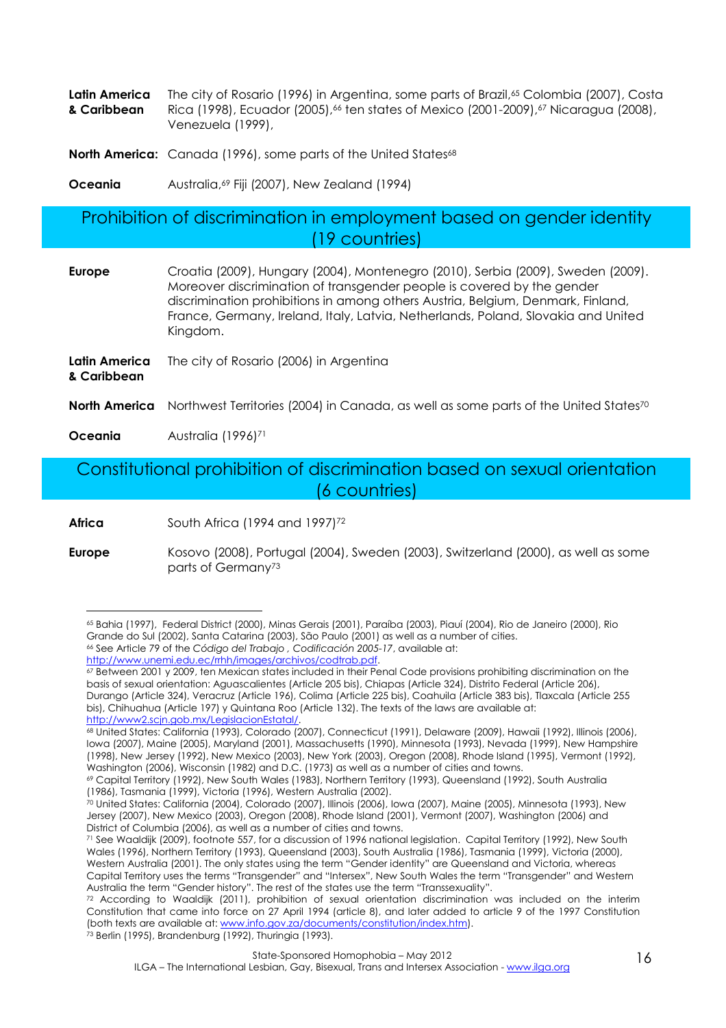**Latin America & Caribbean** The city of Rosario (1996) in Argentina, some parts of Brazil,[65] Colombia (2007), Costa Rica (1998), Ecuador (2005),[66] ten states of Mexico (2001-2009),[67] Nicaragua (2008), Venezuela (1999),

**North America:** Canada (1996), some parts of the United States[68]

**Oceania** Australia,[69] Fiji (2007), New Zealand (1994)

## Prohibition of discrimination in employment based on gender identity (19 countries)

**Europe** Croatia (2009), Hungary (2004), Montenegro (2010), Serbia (2009), Sweden (2009). Moreover discrimination of transgender people is covered by the gender discrimination prohibitions in among others Austria, Belgium, Denmark, Finland, France, Germany, Ireland, Italy, Latvia, Netherlands, Poland, Slovakia and United Kingdom.

**Latin America & Caribbean** The city of Rosario (2006) in Argentina

**North America** Northwest Territories (2004) in Canada, as well as some parts of the United States[70]

**Oceania** Australia (1996)[71]

## Constitutional prohibition of discrimination based on sexual orientation (6 countries)

**Africa** South Africa (1994 and 1997)[72]

**Europe** Kosovo (2008), Portugal (2004), Sweden (2003), Switzerland (2000), as well as some parts of Germany[73]

---

[65] Bahia (1997), Federal District (2000), Minas Gerais (2001), Paraíba (2003), Piauí (2004), Rio de Janeiro (2000), Rio Grande do Sul (2002), Santa Catarina (2003), São Paulo (2001) as well as a number of cities.

[66] See Article 79 of the *Código del Trabajo , Codificación 2005-17*, available at: http://www.unemi.edu.ec/rrhh/images/archivos/codtrab.pdf.

[67] Between 2001 y 2009, ten Mexican states included in their Penal Code provisions prohibiting discrimination on the basis of sexual orientation: Aguascalientes (Article 205 bis), Chiapas (Article 324), Distrito Federal (Article 206), Durango (Article 324), Veracruz (Article 196), Colima (Article 225 bis), Coahuila (Article 383 bis), Tlaxcala (Article 255 bis), Chihuahua (Article 197) y Quintana Roo (Article 132). The texts of the laws are available at: http://www2.scjn.gob.mx/LegislacionEstatal/.

[68] United States: California (1993), Colorado (2007), Connecticut (1991), Delaware (2009), Hawaii (1992), Illinois (2006), Iowa (2007), Maine (2005), Maryland (2001), Massachusetts (1990), Minnesota (1993), Nevada (1999), New Hampshire (1998), New Jersey (1992), New Mexico (2003), New York (2003), Oregon (2008), Rhode Island (1995), Vermont (1992), Washington (2006), Wisconsin (1982) and D.C. (1973) as well as a number of cities and towns.

[69] Capital Territory (1992), New South Wales (1983), Northern Territory (1993), Queensland (1992), South Australia (1986), Tasmania (1999), Victoria (1996), Western Australia (2002).

[70] United States: California (2004), Colorado (2007), Illinois (2006), Iowa (2007), Maine (2005), Minnesota (1993), New Jersey (2007), New Mexico (2003), Oregon (2008), Rhode Island (2001), Vermont (2007), Washington (2006) and District of Columbia (2006), as well as a number of cities and towns.

[71] See Waaldijk (2009), footnote 557, for a discussion of 1996 national legislation. Capital Territory (1992), New South Wales (1996), Northern Territory (1993), Queensland (2003), South Australia (1986), Tasmania (1999), Victoria (2000), Western Australia (2001). The only states using the term "Gender identity" are Queensland and Victoria, whereas Capital Territory uses the terms "Transgender" and "Intersex", New South Wales the term "Transgender" and Western Australia the term "Gender history". The rest of the states use the term "Transsexuality".

[72] According to Waaldijk (2011), prohibition of sexual orientation discrimination was included on the interim Constitution that came into force on 27 April 1994 (article 8), and later added to article 9 of the 1997 Constitution (both texts are available at: www.info.gov.za/documents/constitution/index.htm).

[73] Berlin (1995), Brandenburg (1992), Thuringia (1993).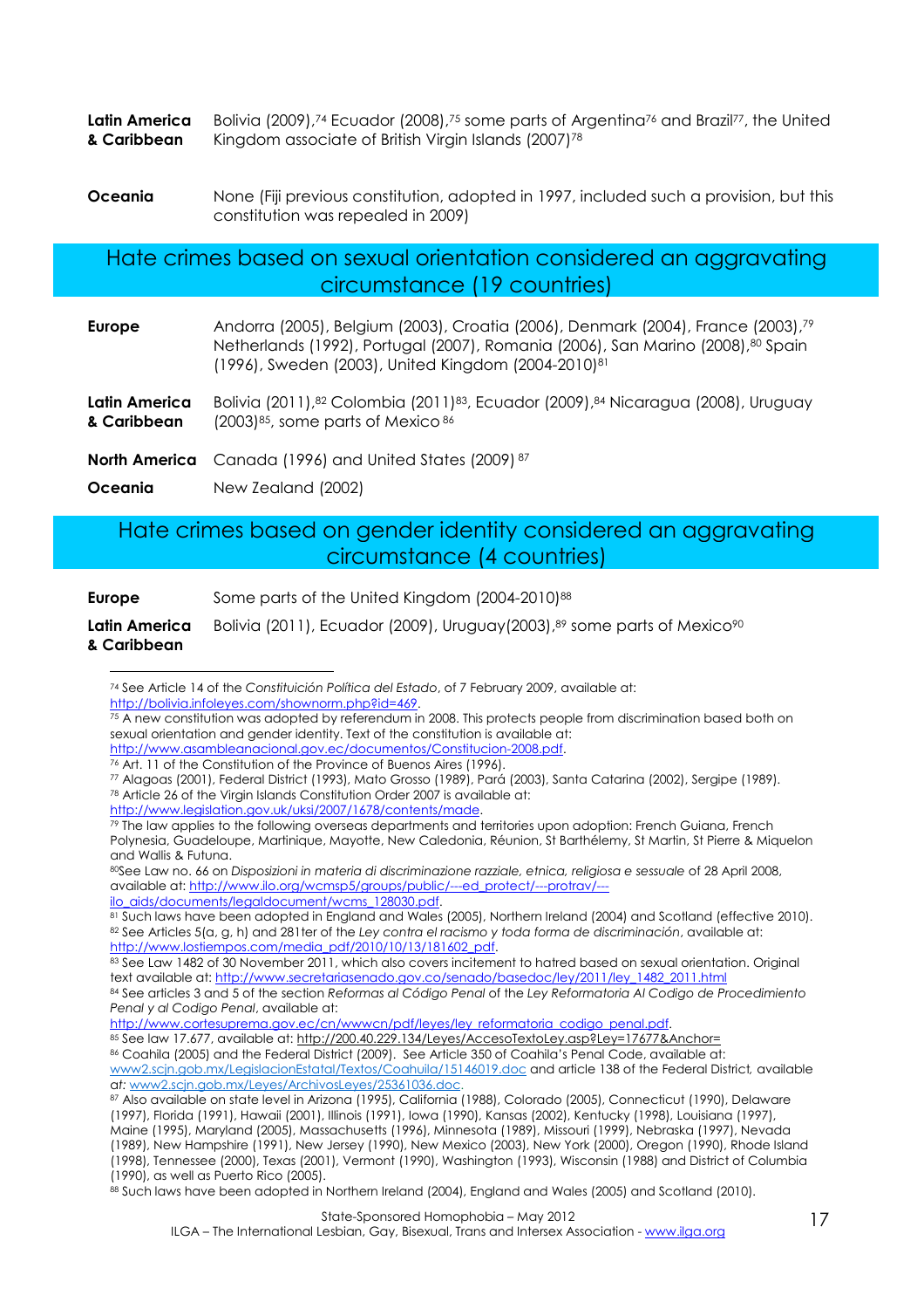**Latin America & Caribbean** Bolivia (2009),[74] Ecuador (2008),[75] some parts of Argentina[76] and Brazil[77], the United Kingdom associate of British Virgin Islands (2007)[78]

**Oceania** None (Fiji previous constitution, adopted in 1997, included such a provision, but this constitution was repealed in 2009)

## Hate crimes based on sexual orientation considered an aggravating circumstance (19 countries)

**Europe** Andorra (2005), Belgium (2003), Croatia (2006), Denmark (2004), France (2003),[79] Netherlands (1992), Portugal (2007), Romania (2006), San Marino (2008),[80] Spain (1996), Sweden (2003), United Kingdom (2004-2010)[81]

**Latin America & Caribbean** Bolivia (2011),[82] Colombia (2011)[83], Ecuador (2009),[84] Nicaragua (2008), Uruguay (2003)[85], some parts of Mexico[86]

**North America** Canada (1996) and United States (2009)[87]

**Oceania** New Zealand (2002)

## Hate crimes based on gender identity considered an aggravating circumstance (4 countries)

**Europe** Some parts of the United Kingdom (2004-2010)[88]

**Latin America & Caribbean** Bolivia (2011), Ecuador (2009), Uruguay(2003),[89] some parts of Mexico[90]

---

[74] See Article 14 of the *Constituición Política del Estado*, of 7 February 2009, available at: http://bolivia.infoleyes.com/shownorm.php?id=469.

[75] A new constitution was adopted by referendum in 2008. This protects people from discrimination based both on sexual orientation and gender identity. Text of the constitution is available at: http://www.asambleanacional.gov.ec/documentos/Constitucion-2008.pdf.

[76] Art. 11 of the Constitution of the Province of Buenos Aires (1996).

[77] Alagoas (2001), Federal District (1993), Mato Grosso (1989), Pará (2003), Santa Catarina (2002), Sergipe (1989).

[78] Article 26 of the Virgin Islands Constitution Order 2007 is available at: http://www.legislation.gov.uk/uksi/2007/1678/contents/made.

[79] The law applies to the following overseas departments and territories upon adoption: French Guiana, French Polynesia, Guadeloupe, Martinique, Mayotte, New Caledonia, Réunion, St Barthélemy, St Martin, St Pierre & Miquelon and Wallis & Futuna.

[80] See Law no. 66 on *Disposizioni in materia di discriminazione razziale, etnica, religiosa e sessuale* of 28 April 2008, available at: http://www.ilo.org/wcmsp5/groups/public/---ed_protect/---protrav/---ilo_aids/documents/legaldocument/wcms_128030.pdf.

[81] Such laws have been adopted in England and Wales (2005), Northern Ireland (2004) and Scotland (effective 2010).

[82] See Articles 5(a, g, h) and 281ter of the *Ley contra el racismo y toda forma de discriminación*, available at: http://www.lostiempos.com/media_pdf/2010/10/13/181602_pdf.

[83] See Law 1482 of 30 November 2011, which also covers incitement to hatred based on sexual orientation. Original text available at: http://www.secretariasenado.gov.co/senado/basedoc/ley/2011/ley_1482_2011.html

[84] See articles 3 and 5 of the section *Reformas al Código Penal* of the *Ley Reformatoria Al Codigo de Procedimiento Penal y al Codigo Penal*, available at: http://www.cortesuprema.gov.ec/cn/wwwcn/pdf/leyes/ley_reformatoria_codigo_penal.pdf.

[85] See law 17.677, available at: http://200.40.229.134/Leyes/AccesoTextoLey.asp?Ley=17677&Anchor=

[86] Coahila (2005) and the Federal District (2009). See Article 350 of Coahila's Penal Code, available at: www2.scjn.gob.mx/LegislacionEstatal/Textos/Coahuila/15146019.doc and article 138 of the Federal District, available at: www2.scjn.gob.mx/Leyes/ArchivosLeyes/25361036.doc.

[87] Also available on state level in Arizona (1995), California (1988), Colorado (2005), Connecticut (1990), Delaware (1997), Florida (1991), Hawaii (2001), Illinois (1991), Iowa (1990), Kansas (2002), Kentucky (1998), Louisiana (1997), Maine (1995), Maryland (2005), Massachusetts (1996), Minnesota (1989), Missouri (1999), Nebraska (1997), Nevada (1989), New Hampshire (1991), New Jersey (1990), New Mexico (2003), New York (2000), Oregon (1990), Rhode Island (1998), Tennessee (2000), Texas (2001), Vermont (1990), Washington (1993), Wisconsin (1988) and District of Columbia (1990), as well as Puerto Rico (2005).

[88] Such laws have been adopted in Northern Ireland (2004), England and Wales (2005) and Scotland (2010).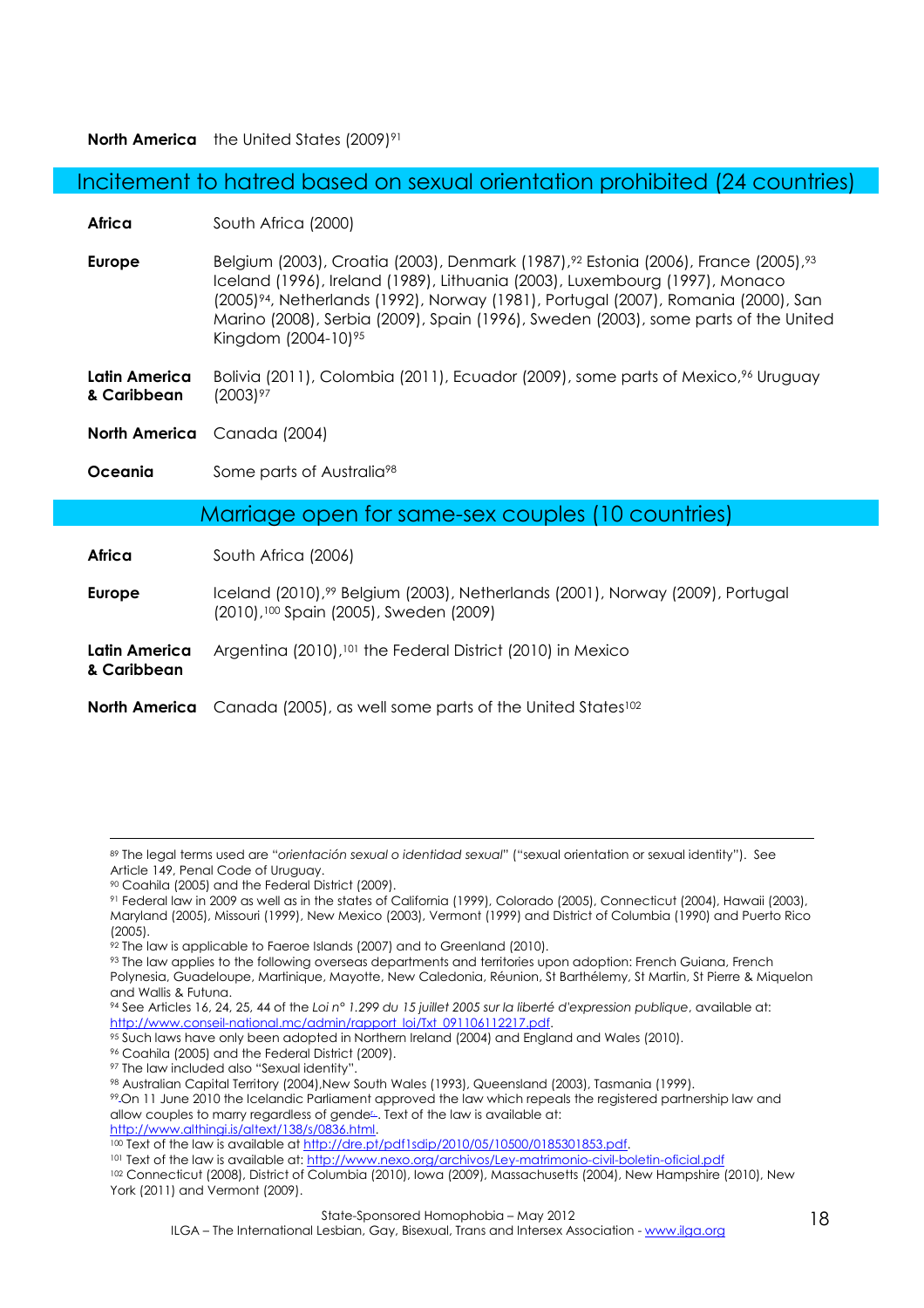**North America** the United States (2009)[91]

## Incitement to hatred based on sexual orientation prohibited (24 countries)

**Africa** South Africa (2000)

**Europe** Belgium (2003), Croatia (2003), Denmark (1987),[92] Estonia (2006), France (2005),[93] Iceland (1996), Ireland (1989), Lithuania (2003), Luxembourg (1997), Monaco (2005)[94], Netherlands (1992), Norway (1981), Portugal (2007), Romania (2000), San Marino (2008), Serbia (2009), Spain (1996), Sweden (2003), some parts of the United Kingdom (2004-10)[95]

**Latin America & Caribbean** Bolivia (2011), Colombia (2011), Ecuador (2009), some parts of Mexico,[96] Uruguay (2003)[97]

**North America** Canada (2004)

**Oceania** Some parts of Australia[98]

## Marriage open for same-sex couples (10 countries)

**Africa** South Africa (2006)

**Europe** Iceland (2010),[99] Belgium (2003), Netherlands (2001), Norway (2009), Portugal (2010),[100] Spain (2005), Sweden (2009)

**Latin America & Caribbean** Argentina (2010),[101] the Federal District (2010) in Mexico

**North America** Canada (2005), as well some parts of the United States[102]

---

[89] The legal terms used are "*orientación sexual o identidad sexual*" ("sexual orientation or sexual identity"). See Article 149, Penal Code of Uruguay.

[90] Coahila (2005) and the Federal District (2009).

[91] Federal law in 2009 as well as in the states of California (1999), Colorado (2005), Connecticut (2004), Hawaii (2003), Maryland (2005), Missouri (1999), New Mexico (2003), Vermont (1999) and District of Columbia (1990) and Puerto Rico (2005).

[92] The law is applicable to Faeroe Islands (2007) and to Greenland (2010).

[93] The law applies to the following overseas departments and territories upon adoption: French Guiana, French Polynesia, Guadeloupe, Martinique, Mayotte, New Caledonia, Réunion, St Barthélemy, St Martin, St Pierre & Miquelon and Wallis & Futuna.

[94] See Articles 16, 24, 25, 44 of the *Loi n° 1.299 du 15 juillet 2005 sur la liberté d'expression publique*, available at: http://www.conseil-national.mc/admin/rapport_loi/Txt_091106112217.pdf.

[95] Such laws have only been adopted in Northern Ireland (2004) and England and Wales (2010).

[96] Coahila (2005) and the Federal District (2009).

[97] The law included also "Sexual identity".

[98] Australian Capital Territory (2004),New South Wales (1993), Queensland (2003), Tasmania (1999).

[99] On 11 June 2010 the Icelandic Parliament approved the law which repeals the registered partnership law and allow couples to marry regardless of gender. Text of the law is available at: http://www.althingi.is/altext/138/s/0836.html.

[100] Text of the law is available at http://dre.pt/pdf1sdip/2010/05/10500/0185301853.pdf.

[101] Text of the law is available at: http://www.nexo.org/archivos/Ley-matrimonio-civil-boletin-oficial.pdf

[102] Connecticut (2008), District of Columbia (2010), Iowa (2009), Massachusetts (2004), New Hampshire (2010), New York (2011) and Vermont (2009).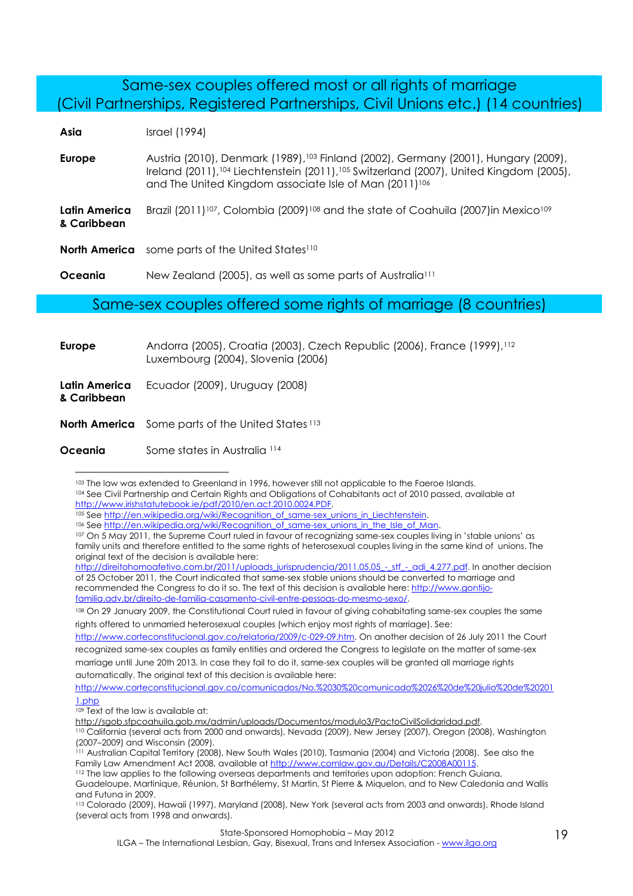## Same-sex couples offered most or all rights of marriage (Civil Partnerships, Registered Partnerships, Civil Unions etc.) (14 countries)

| | |
|---|---|
| **Asia** | Israel (1994) |
| **Europe** | Austria (2010), Denmark (1989),[103] Finland (2002), Germany (2001), Hungary (2009), Ireland (2011),[104] Liechtenstein (2011),[105] Switzerland (2007), United Kingdom (2005), and The United Kingdom associate Isle of Man (2011)[106] |
| **Latin America & Caribbean** | Brazil (2011)[107], Colombia (2009)[108] and the state of Coahuila (2007)in Mexico[109] |
| **North America** | some parts of the United States[110] |
| **Oceania** | New Zealand (2005), as well as some parts of Australia[111] |

## Same-sex couples offered some rights of marriage (8 countries)

| | |
|---|---|
| **Europe** | Andorra (2005), Croatia (2003), Czech Republic (2006), France (1999),[112] Luxembourg (2004), Slovenia (2006) |
| **Latin America & Caribbean** | Ecuador (2009), Uruguay (2008) |
| **North America** | Some parts of the United States [113] |
| **Oceania** | Some states in Australia [114] |

---

[103] The law was extended to Greenland in 1996, however still not applicable to the Faeroe Islands.

[104] See Civil Partnership and Certain Rights and Obligations of Cohabitants act of 2010 passed, available at http://www.irishstatutebook.ie/pdf/2010/en.act.2010.0024.PDF.

[105] See http://en.wikipedia.org/wiki/Recognition_of_same-sex_unions_in_Liechtenstein.

[106] See http://en.wikipedia.org/wiki/Recognition_of_same-sex_unions_in_the_Isle_of_Man.

[107] On 5 May 2011, the Supreme Court ruled in favour of recognizing same-sex couples living in 'stable unions' as family units and therefore entitled to the same rights of heterosexual couples living in the same kind of unions. The original text of the decision is available here: http://direitohomoafetivo.com.br/2011/uploads_jurisprudencia/2011.05.05_-_stf_-_adi_4.277.pdf. In another decision of 25 October 2011, the Court indicated that same-sex stable unions should be converted to marriage and recommended the Congress to do it so. The text of this decision is available here: http://www.gontijo-familia.adv.br/direito-de-familia-casamento-civil-entre-pessoas-do-mesmo-sexo/.

[108] On 29 January 2009, the Constitutional Court ruled in favour of giving cohabitating same-sex couples the same rights offered to unmarried heterosexual couples (which enjoy most rights of marriage). See: http://www.corteconstitucional.gov.co/relatoria/2009/c-029-09.htm. On another decision of 26 July 2011 the Court recognized same-sex couples as family entities and ordered the Congress to legislate on the matter of same-sex marriage until June 20th 2013. In case they fail to do it, same-sex couples will be granted all marriage rights automatically. The original text of this decision is available here: http://www.corteconstitucional.gov.co/comunicados/No.%2030%20comunicado%2026%20de%20julio%20de%202011.php

[109] Text of the law is available at: http://sgob.sfpcoahuila.gob.mx/admin/uploads/Documentos/modulo3/PactoCivilSolidaridad.pdf.

[110] California (several acts from 2000 and onwards), Nevada (2009), New Jersey (2007), Oregon (2008), Washington (2007–2009) and Wisconsin (2009).

[111] Australian Capital Territory (2008), New South Wales (2010), Tasmania (2004) and Victoria (2008). See also the Family Law Amendment Act 2008, available at http://www.comlaw.gov.au/Details/C2008A00115.

[112] The law applies to the following overseas departments and territories upon adoption: French Guiana, Guadeloupe, Martinique, Réunion, St Barthélemy, St Martin, St Pierre & Miquelon, and to New Caledonia and Wallis and Futuna in 2009.

[113] Colorado (2009), Hawaii (1997), Maryland (2008), New York (several acts from 2003 and onwards), Rhode Island (several acts from 1998 and onwards).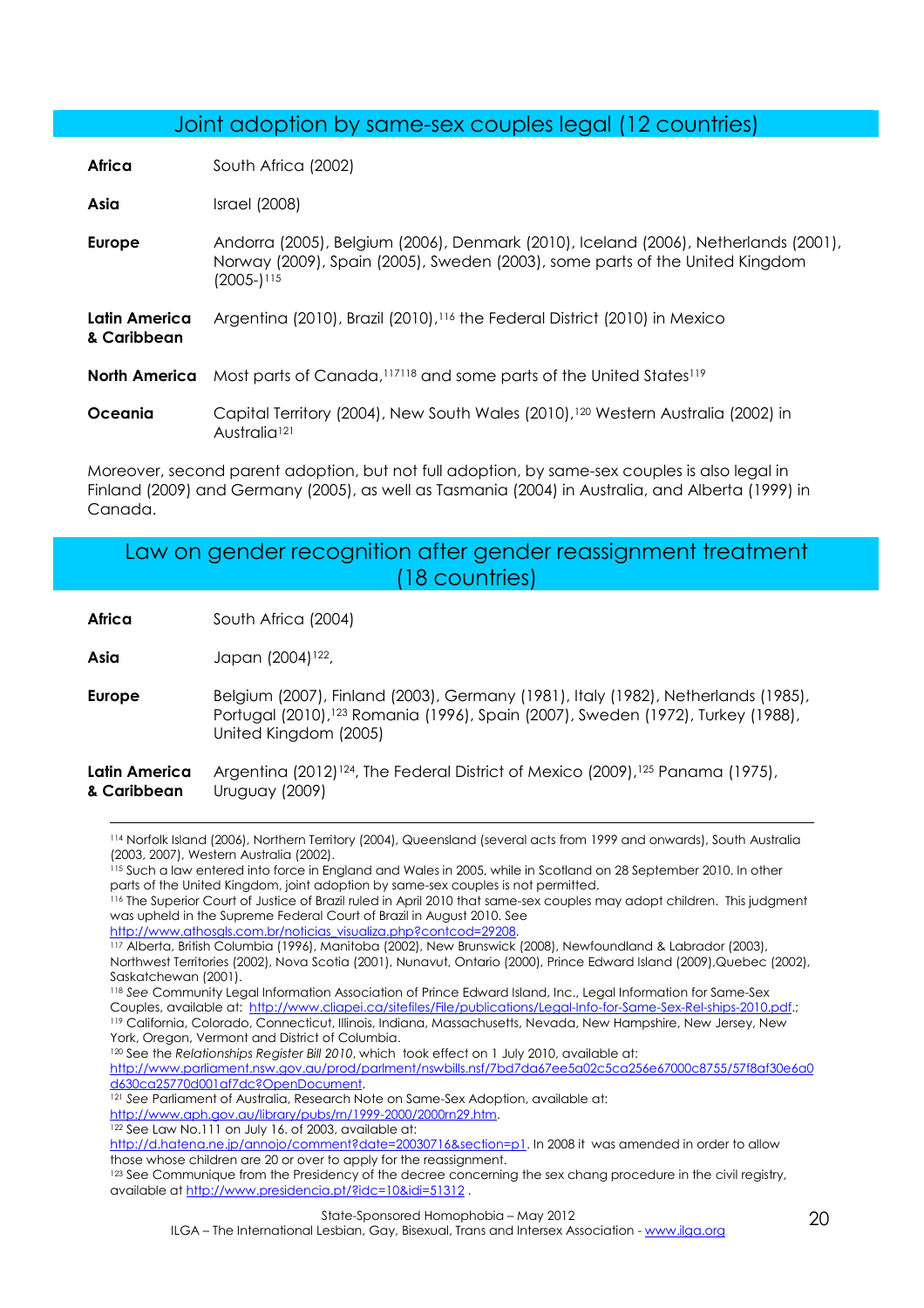## Joint adoption by same-sex couples legal (12 countries)

| | |
|---|---|
| **Africa** | South Africa (2002) |
| **Asia** | Israel (2008) |
| **Europe** | Andorra (2005), Belgium (2006), Denmark (2010), Iceland (2006), Netherlands (2001), Norway (2009), Spain (2005), Sweden (2003), some parts of the United Kingdom (2005-)[115] |
| **Latin America & Caribbean** | Argentina (2010), Brazil (2010),[116] the Federal District (2010) in Mexico |
| **North America** | Most parts of Canada,[117][118] and some parts of the United States[119] |
| **Oceania** | Capital Territory (2004), New South Wales (2010),[120] Western Australia (2002) in Australia[121] |

Moreover, second parent adoption, but not full adoption, by same-sex couples is also legal in Finland (2009) and Germany (2005), as well as Tasmania (2004) in Australia, and Alberta (1999) in Canada.

## Law on gender recognition after gender reassignment treatment (18 countries)

| | |
|---|---|
| **Africa** | South Africa (2004) |
| **Asia** | Japan (2004)[122], |
| **Europe** | Belgium (2007), Finland (2003), Germany (1981), Italy (1982), Netherlands (1985), Portugal (2010),[123] Romania (1996), Spain (2007), Sweden (1972), Turkey (1988), United Kingdom (2005) |
| **Latin America & Caribbean** | Argentina (2012)[124], The Federal District of Mexico (2009),[125] Panama (1975), Uruguay (2009) |

---

[114] Norfolk Island (2006), Northern Territory (2004), Queensland (several acts from 1999 and onwards), South Australia (2003, 2007), Western Australia (2002).

[115] Such a law entered into force in England and Wales in 2005, while in Scotland on 28 September 2010. In other parts of the United Kingdom, joint adoption by same-sex couples is not permitted.

[116] The Superior Court of Justice of Brazil ruled in April 2010 that same-sex couples may adopt children. This judgment was upheld in the Supreme Federal Court of Brazil in August 2010. See http://www.athosgls.com.br/noticias_visualiza.php?contcod=29208.

[117] Alberta, British Columbia (1996), Manitoba (2002), New Brunswick (2008), Newfoundland & Labrador (2003), Northwest Territories (2002), Nova Scotia (2001), Nunavut, Ontario (2000), Prince Edward Island (2009),Quebec (2002), Saskatchewan (2001).

[118] *See* Community Legal Information Association of Prince Edward Island, Inc., Legal Information for Same-Sex Couples, available at: http://www.cliapei.ca/sitefiles/File/publications/Legal-Info-for-Same-Sex-Rel-ships-2010.pdf.;

[119] California, Colorado, Connecticut, Illinois, Indiana, Massachusetts, Nevada, New Hampshire, New Jersey, New York, Oregon, Vermont and District of Columbia.

[120] See the *Relationships Register Bill 2010*, which took effect on 1 July 2010, available at: http://www.parliament.nsw.gov.au/prod/parlment/nswbills.nsf/7bd7da67ee5a02c5ca256e67000c8755/57f8af30e6a0d630ca25770d001af7dc?OpenDocument.

[121] *See* Parliament of Australia, Research Note on Same-Sex Adoption, available at: http://www.aph.gov.au/library/pubs/rn/1999-2000/2000rn29.htm.

[122] See Law No.111 on July 16. of 2003, available at: http://d.hatena.ne.jp/annojo/comment?date=20030716&section=p1. In 2008 it was amended in order to allow those whose children are 20 or over to apply for the reassignment.

[123] See Communique from the Presidency of the decree concerning the sex chang procedure in the civil registry, available at http://www.presidencia.pt/?idc=10&idi=51312 .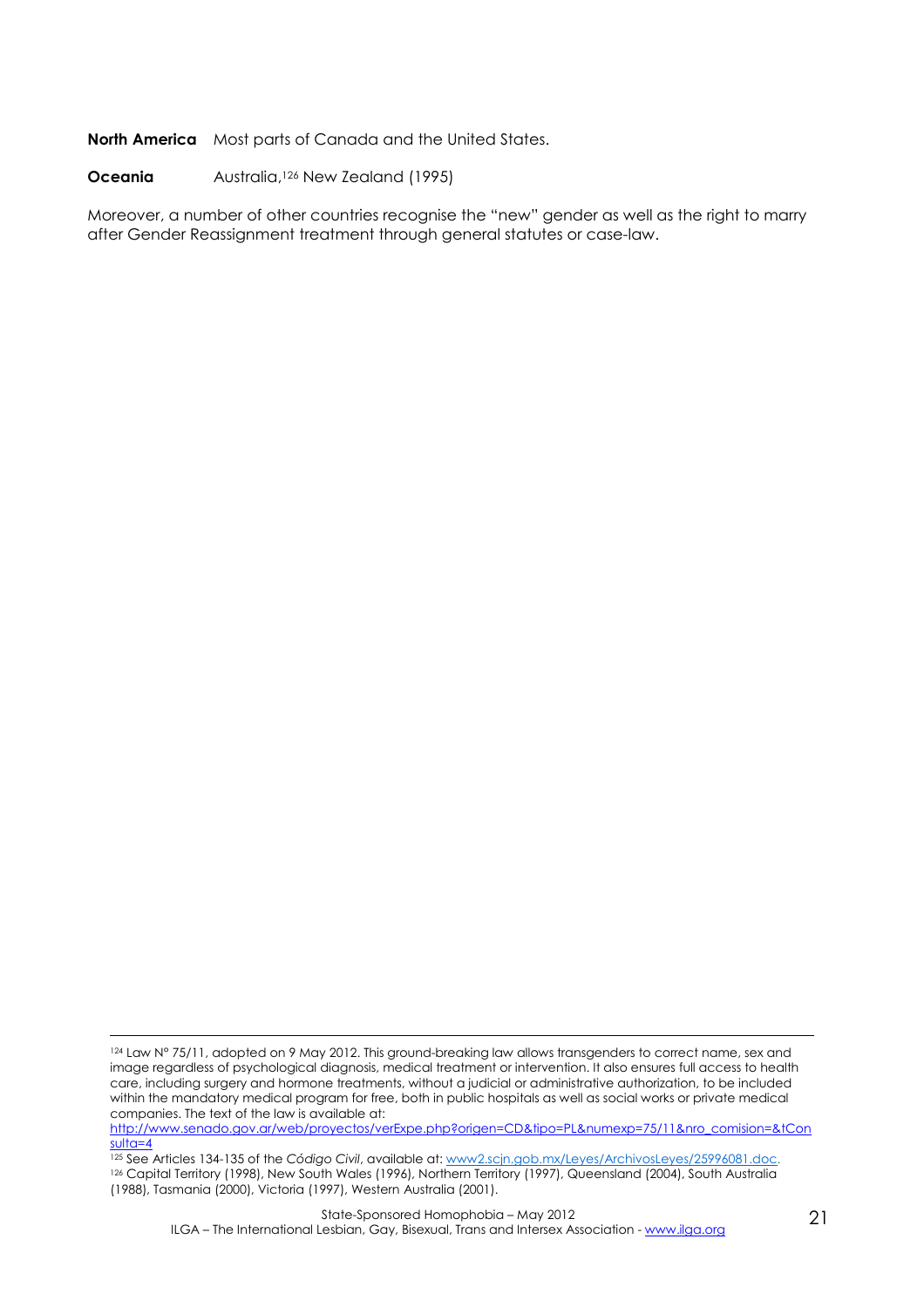**North America** Most parts of Canada and the United States.

**Oceania** Australia,[126] New Zealand (1995)

Moreover, a number of other countries recognise the "new" gender as well as the right to marry after Gender Reassignment treatment through general statutes or case-law.

---

[124] Law N° 75/11, adopted on 9 May 2012. This ground-breaking law allows transgenders to correct name, sex and image regardless of psychological diagnosis, medical treatment or intervention. It also ensures full access to health care, including surgery and hormone treatments, without a judicial or administrative authorization, to be included within the mandatory medical program for free, both in public hospitals as well as social works or private medical companies. The text of the law is available at: http://www.senado.gov.ar/web/proyectos/verExpe.php?origen=CD&tipo=PL&numexp=75/11&nro_comision=&tConsulta=4

[125] See Articles 134-135 of the *Código Civil*, available at: www2.scjn.gob.mx/Leyes/ArchivosLeyes/25996081.doc.

[126] Capital Territory (1998), New South Wales (1996), Northern Territory (1997), Queensland (2004), South Australia (1988), Tasmania (2000), Victoria (1997), Western Australia (2001).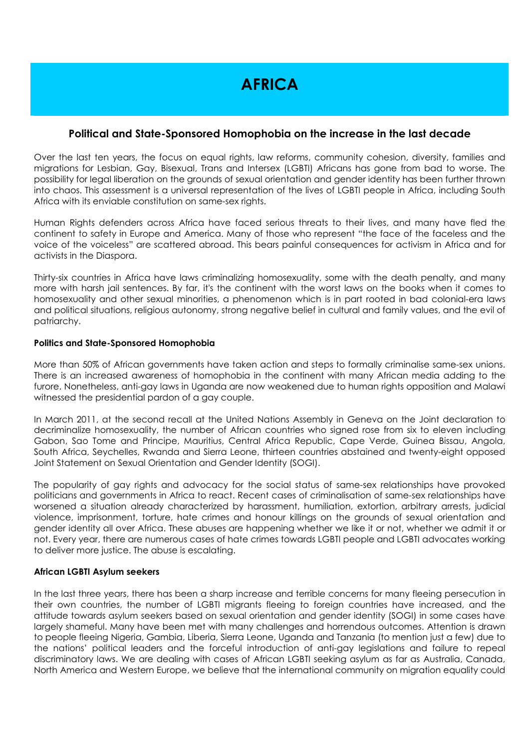# AFRICA

## Political and State-Sponsored Homophobia on the increase in the last decade

Over the last ten years, the focus on equal rights, law reforms, community cohesion, diversity, families and migrations for Lesbian, Gay, Bisexual, Trans and Intersex (LGBTI) Africans has gone from bad to worse. The possibility for legal liberation on the grounds of sexual orientation and gender identity has been further thrown into chaos. This assessment is a universal representation of the lives of LGBTI people in Africa, including South Africa with its enviable constitution on same-sex rights.

Human Rights defenders across Africa have faced serious threats to their lives, and many have fled the continent to safety in Europe and America. Many of those who represent "the face of the faceless and the voice of the voiceless" are scattered abroad. This bears painful consequences for activism in Africa and for activists in the Diaspora.

Thirty-six countries in Africa have laws criminalizing homosexuality, some with the death penalty, and many more with harsh jail sentences. By far, it's the continent with the worst laws on the books when it comes to homosexuality and other sexual minorities, a phenomenon which is in part rooted in bad colonial-era laws and political situations, religious autonomy, strong negative belief in cultural and family values, and the evil of patriarchy.

#### Politics and State-Sponsored Homophobia

More than 50% of African governments have taken action and steps to formally criminalise same-sex unions. There is an increased awareness of homophobia in the continent with many African media adding to the furore. Nonetheless, anti-gay laws in Uganda are now weakened due to human rights opposition and Malawi witnessed the presidential pardon of a gay couple.

In March 2011, at the second recall at the United Nations Assembly in Geneva on the Joint declaration to decriminalize homosexuality, the number of African countries who signed rose from six to eleven including Gabon, Sao Tome and Principe, Mauritius, Central Africa Republic, Cape Verde, Guinea Bissau, Angola, South Africa, Seychelles, Rwanda and Sierra Leone, thirteen countries abstained and twenty-eight opposed Joint Statement on Sexual Orientation and Gender Identity (SOGI).

The popularity of gay rights and advocacy for the social status of same-sex relationships have provoked politicians and governments in Africa to react. Recent cases of criminalisation of same-sex relationships have worsened a situation already characterized by harassment, humiliation, extortion, arbitrary arrests, judicial violence, imprisonment, torture, hate crimes and honour killings on the grounds of sexual orientation and gender identity all over Africa. These abuses are happening whether we like it or not, whether we admit it or not. Every year, there are numerous cases of hate crimes towards LGBTI people and LGBTI advocates working to deliver more justice. The abuse is escalating.

#### African LGBTI Asylum seekers

In the last three years, there has been a sharp increase and terrible concerns for many fleeing persecution in their own countries, the number of LGBTI migrants fleeing to foreign countries have increased, and the attitude towards asylum seekers based on sexual orientation and gender identity (SOGI) in some cases have largely shameful. Many have been met with many challenges and horrendous outcomes. Attention is drawn to people fleeing Nigeria, Gambia, Liberia, Sierra Leone, Uganda and Tanzania (to mention just a few) due to the nations' political leaders and the forceful introduction of anti-gay legislations and failure to repeal discriminatory laws. We are dealing with cases of African LGBTI seeking asylum as far as Australia, Canada, North America and Western Europe, we believe that the international community on migration equality could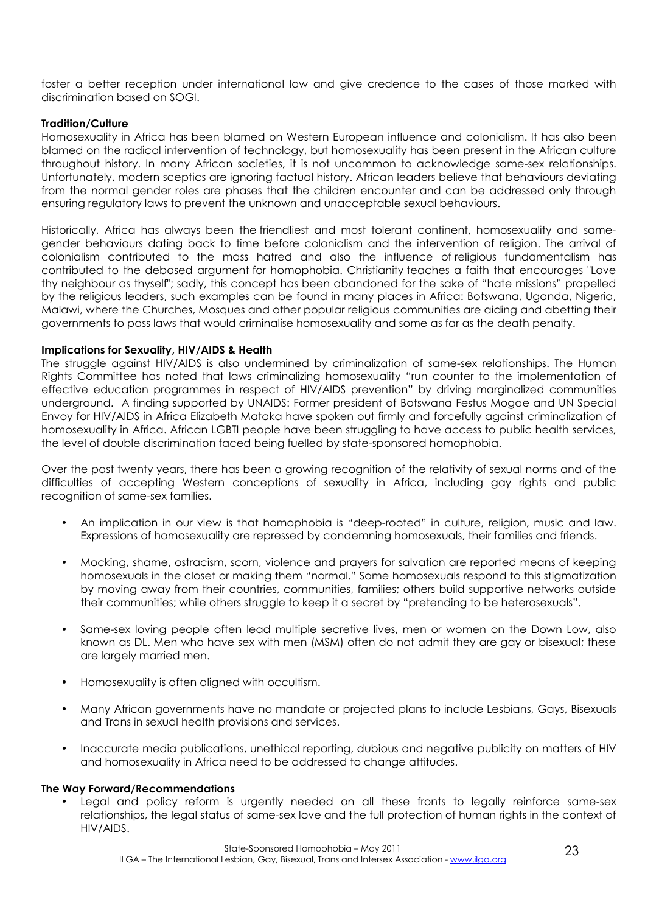foster a better reception under international law and give credence to the cases of those marked with discrimination based on SOGI.

**Tradition/Culture**

Homosexuality in Africa has been blamed on Western European influence and colonialism. It has also been blamed on the radical intervention of technology, but homosexuality has been present in the African culture throughout history. In many African societies, it is not uncommon to acknowledge same-sex relationships. Unfortunately, modern sceptics are ignoring factual history. African leaders believe that behaviours deviating from the normal gender roles are phases that the children encounter and can be addressed only through ensuring regulatory laws to prevent the unknown and unacceptable sexual behaviours.

Historically, Africa has always been the friendliest and most tolerant continent, homosexuality and same-gender behaviours dating back to time before colonialism and the intervention of religion. The arrival of colonialism contributed to the mass hatred and also the influence of religious fundamentalism has contributed to the debased argument for homophobia. Christianity teaches a faith that encourages "Love thy neighbour as thyself"; sadly, this concept has been abandoned for the sake of "hate missions" propelled by the religious leaders, such examples can be found in many places in Africa: Botswana, Uganda, Nigeria, Malawi, where the Churches, Mosques and other popular religious communities are aiding and abetting their governments to pass laws that would criminalise homosexuality and some as far as the death penalty.

**Implications for Sexuality, HIV/AIDS & Health**

The struggle against HIV/AIDS is also undermined by criminalization of same-sex relationships. The Human Rights Committee has noted that laws criminalizing homosexuality "run counter to the implementation of effective education programmes in respect of HIV/AIDS prevention" by driving marginalized communities underground. A finding supported by UNAIDS: Former president of Botswana Festus Mogae and UN Special Envoy for HIV/AIDS in Africa Elizabeth Mataka have spoken out firmly and forcefully against criminalization of homosexuality in Africa. African LGBTI people have been struggling to have access to public health services, the level of double discrimination faced being fuelled by state-sponsored homophobia.

Over the past twenty years, there has been a growing recognition of the relativity of sexual norms and of the difficulties of accepting Western conceptions of sexuality in Africa, including gay rights and public recognition of same-sex families.

- An implication in our view is that homophobia is "deep-rooted" in culture, religion, music and law. Expressions of homosexuality are repressed by condemning homosexuals, their families and friends.
- Mocking, shame, ostracism, scorn, violence and prayers for salvation are reported means of keeping homosexuals in the closet or making them "normal." Some homosexuals respond to this stigmatization by moving away from their countries, communities, families; others build supportive networks outside their communities; while others struggle to keep it a secret by "pretending to be heterosexuals".
- Same-sex loving people often lead multiple secretive lives, men or women on the Down Low, also known as DL. Men who have sex with men (MSM) often do not admit they are gay or bisexual; these are largely married men.
- Homosexuality is often aligned with occultism.
- Many African governments have no mandate or projected plans to include Lesbians, Gays, Bisexuals and Trans in sexual health provisions and services.
- Inaccurate media publications, unethical reporting, dubious and negative publicity on matters of HIV and homosexuality in Africa need to be addressed to change attitudes.

**The Way Forward/Recommendations**

- Legal and policy reform is urgently needed on all these fronts to legally reinforce same-sex relationships, the legal status of same-sex love and the full protection of human rights in the context of HIV/AIDS.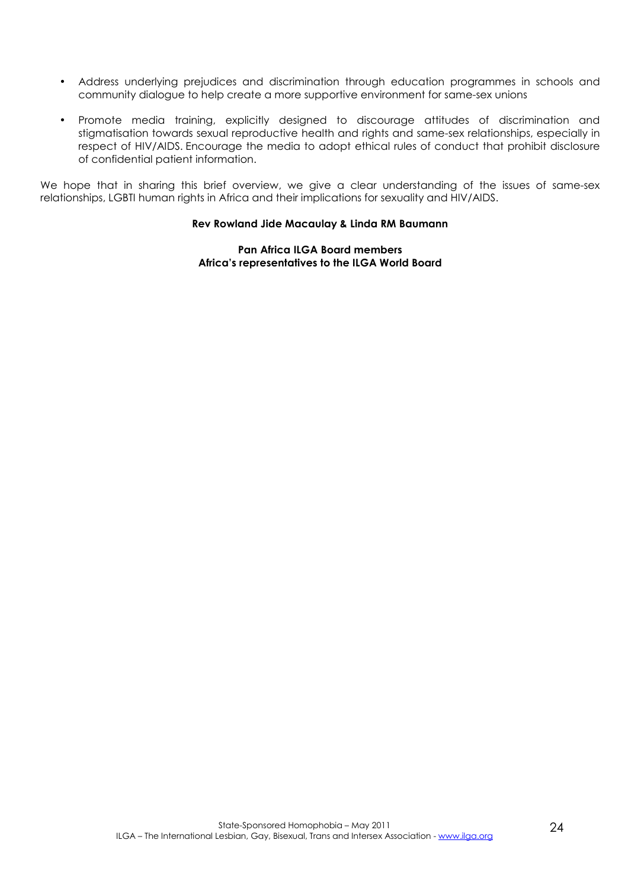- Address underlying prejudices and discrimination through education programmes in schools and community dialogue to help create a more supportive environment for same-sex unions
- Promote media training, explicitly designed to discourage attitudes of discrimination and stigmatisation towards sexual reproductive health and rights and same-sex relationships, especially in respect of HIV/AIDS. Encourage the media to adopt ethical rules of conduct that prohibit disclosure of confidential patient information.

We hope that in sharing this brief overview, we give a clear understanding of the issues of same-sex relationships, LGBTI human rights in Africa and their implications for sexuality and HIV/AIDS.

**Rev Rowland Jide Macaulay & Linda RM Baumann**

**Pan Africa ILGA Board members**
**Africa's representatives to the ILGA World Board**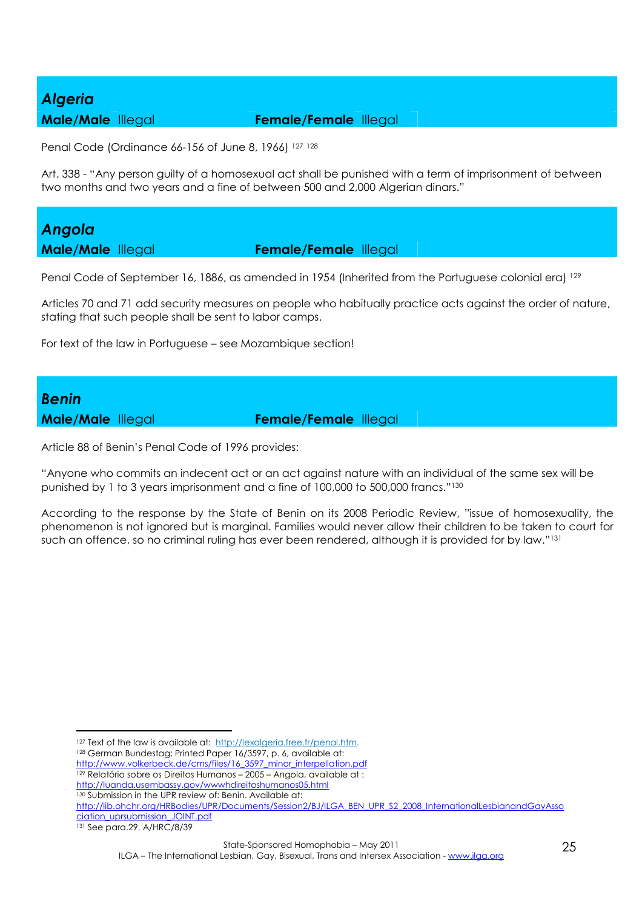## *Algeria*

**Male/Male** Illegal **Female/Female** Illegal

Penal Code (Ordinance 66-156 of June 8, 1966) [127] [128]

Art. 338 - "Any person guilty of a homosexual act shall be punished with a term of imprisonment of between two months and two years and a fine of between 500 and 2,000 Algerian dinars."

## *Angola*

**Male/Male** Illegal **Female/Female** Illegal

Penal Code of September 16, 1886, as amended in 1954 (Inherited from the Portuguese colonial era) [129]

Articles 70 and 71 add security measures on people who habitually practice acts against the order of nature, stating that such people shall be sent to labor camps.

For text of the law in Portuguese – see Mozambique section!

## *Benin*

**Male/Male** Illegal **Female/Female** Illegal

Article 88 of Benin's Penal Code of 1996 provides:

"Anyone who commits an indecent act or an act against nature with an individual of the same sex will be punished by 1 to 3 years imprisonment and a fine of 100,000 to 500,000 francs."[130]

According to the response by the State of Benin on its 2008 Periodic Review, "issue of homosexuality, the phenomenon is not ignored but is marginal. Families would never allow their children to be taken to court for such an offence, so no criminal ruling has ever been rendered, although it is provided for by law."[131]

---

[127] Text of the law is available at: http://lexalgeria.free.fr/penal.htm.

[128] German Bundestag; Printed Paper 16/3597, p. 6, available at: http://www.volkerbeck.de/cms/files/16_3597_minor_interpellation.pdf

[129] Relatório sobre os Direitos Humanos – 2005 – Angola, available at : http://luanda.usembassy.gov/wwwhdireitoshumanos05.html

[130] Submission in the UPR review of: Benin. Available at: http://lib.ohchr.org/HRBodies/UPR/Documents/Session2/BJ/ILGA_BEN_UPR_S2_2008_InternationalLesbianandGayAssociation_uprsubmission_JOINT.pdf

[131] See para.29. A/HRC/8/39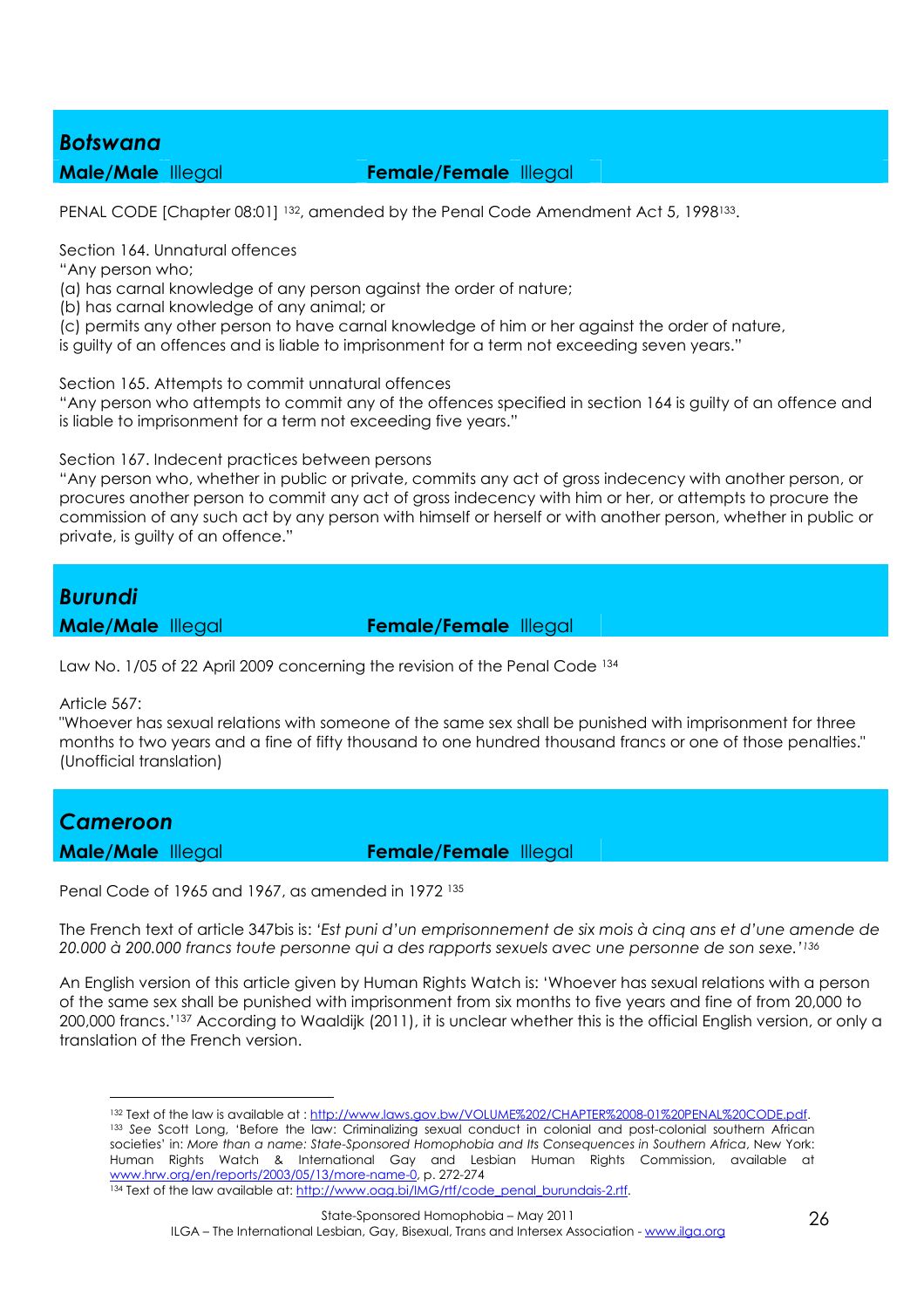## *Botswana*

**Male/Male** Illegal **Female/Female** Illegal

PENAL CODE [Chapter 08:01] [132], amended by the Penal Code Amendment Act 5, 1998[133].

Section 164. Unnatural offences

"Any person who;

(a) has carnal knowledge of any person against the order of nature;

(b) has carnal knowledge of any animal; or

(c) permits any other person to have carnal knowledge of him or her against the order of nature,

is guilty of an offences and is liable to imprisonment for a term not exceeding seven years."

Section 165. Attempts to commit unnatural offences

"Any person who attempts to commit any of the offences specified in section 164 is guilty of an offence and is liable to imprisonment for a term not exceeding five years."

Section 167. Indecent practices between persons

"Any person who, whether in public or private, commits any act of gross indecency with another person, or procures another person to commit any act of gross indecency with him or her, or attempts to procure the commission of any such act by any person with himself or herself or with another person, whether in public or private, is guilty of an offence."

## *Burundi*

**Male/Male** Illegal **Female/Female** Illegal

Law No. 1/05 of 22 April 2009 concerning the revision of the Penal Code [134]

Article 567:

"Whoever has sexual relations with someone of the same sex shall be punished with imprisonment for three months to two years and a fine of fifty thousand to one hundred thousand francs or one of those penalties." (Unofficial translation)

## *Cameroon*

**Male/Male** Illegal **Female/Female** Illegal

Penal Code of 1965 and 1967, as amended in 1972 [135]

The French text of article 347bis is: *'Est puni d'un emprisonnement de six mois à cinq ans et d'une amende de 20.000 à 200.000 francs toute personne qui a des rapports sexuels avec une personne de son sexe.'*[136]

An English version of this article given by Human Rights Watch is: 'Whoever has sexual relations with a person of the same sex shall be punished with imprisonment from six months to five years and fine of from 20,000 to 200,000 francs.'[137] According to Waaldijk (2011), it is unclear whether this is the official English version, or only a translation of the French version.

---

[132] Text of the law is available at : http://www.laws.gov.bw/VOLUME%202/CHAPTER%2008-01%20PENAL%20CODE.pdf.

[133] *See* Scott Long, 'Before the law: Criminalizing sexual conduct in colonial and post-colonial southern African societies' in: *More than a name: State-Sponsored Homophobia and Its Consequences in Southern Africa*, New York: Human Rights Watch & International Gay and Lesbian Human Rights Commission, available at www.hrw.org/en/reports/2003/05/13/more-name-0, p. 272-274

[134] Text of the law available at: http://www.oag.bi/IMG/rtf/code_penal_burundais-2.rtf.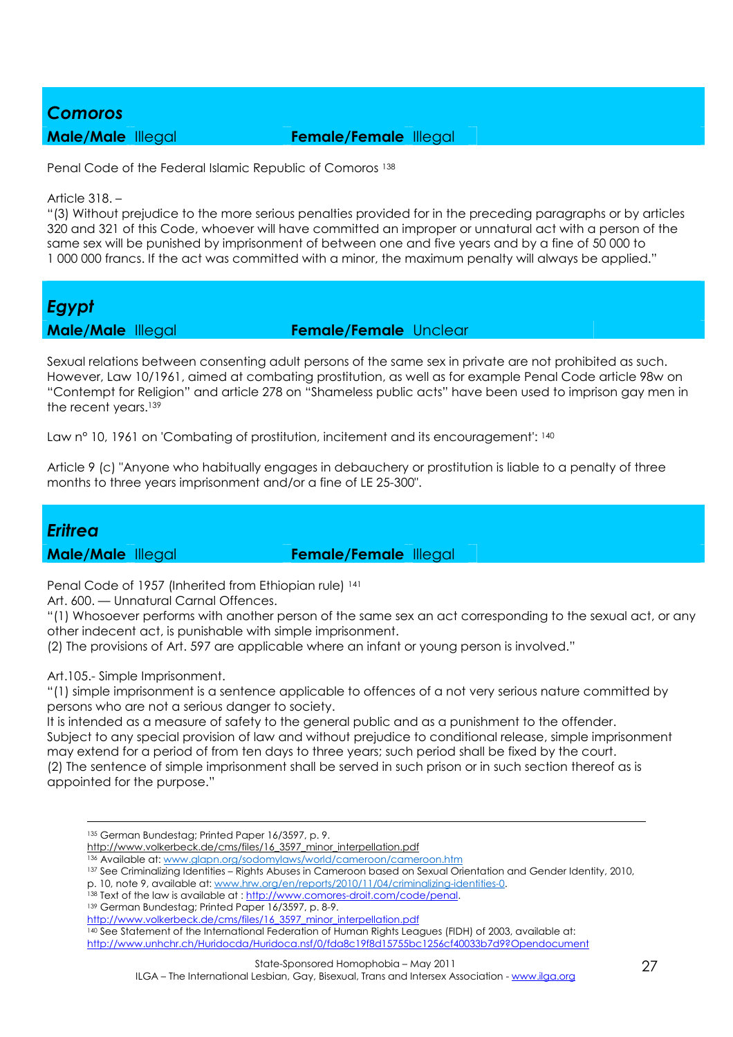## *Comoros*

**Male/Male** Illegal **Female/Female** Illegal

Penal Code of the Federal Islamic Republic of Comoros [138]

Article 318. –

"(3) Without prejudice to the more serious penalties provided for in the preceding paragraphs or by articles 320 and 321 of this Code, whoever will have committed an improper or unnatural act with a person of the same sex will be punished by imprisonment of between one and five years and by a fine of 50 000 to 1 000 000 francs. If the act was committed with a minor, the maximum penalty will always be applied."

## *Egypt*

**Male/Male** Illegal **Female/Female** Unclear

Sexual relations between consenting adult persons of the same sex in private are not prohibited as such. However, Law 10/1961, aimed at combating prostitution, as well as for example Penal Code article 98w on "Contempt for Religion" and article 278 on "Shameless public acts" have been used to imprison gay men in the recent years.[139]

Law n° 10, 1961 on 'Combating of prostitution, incitement and its encouragement': [140]

Article 9 (c) "Anyone who habitually engages in debauchery or prostitution is liable to a penalty of three months to three years imprisonment and/or a fine of LE 25-300".

## *Eritrea*

**Male/Male** Illegal **Female/Female** Illegal

Penal Code of 1957 (Inherited from Ethiopian rule) [141]

Art. 600. — Unnatural Carnal Offences.

"(1) Whosoever performs with another person of the same sex an act corresponding to the sexual act, or any other indecent act, is punishable with simple imprisonment.

(2) The provisions of Art. 597 are applicable where an infant or young person is involved."

Art.105.- Simple Imprisonment.

"(1) simple imprisonment is a sentence applicable to offences of a not very serious nature committed by persons who are not a serious danger to society.

It is intended as a measure of safety to the general public and as a punishment to the offender.

Subject to any special provision of law and without prejudice to conditional release, simple imprisonment may extend for a period of from ten days to three years; such period shall be fixed by the court.

(2) The sentence of simple imprisonment shall be served in such prison or in such section thereof as is appointed for the purpose."

---

[135] German Bundestag; Printed Paper 16/3597, p. 9. http://www.volkerbeck.de/cms/files/16_3597_minor_interpellation.pdf

[136] Available at: www.glapn.org/sodomylaws/world/cameroon/cameroon.htm

[137] See Criminalizing Identities – Rights Abuses in Cameroon based on Sexual Orientation and Gender Identity, 2010, p. 10, note 9, available at: www.hrw.org/en/reports/2010/11/04/criminalizing-identities-0.

[138] Text of the law is available at : http://www.comores-droit.com/code/penal.

[139] German Bundestag; Printed Paper 16/3597, p. 8-9. http://www.volkerbeck.de/cms/files/16_3597_minor_interpellation.pdf

[140] See Statement of the International Federation of Human Rights Leagues (FIDH) of 2003, available at: http://www.unhchr.ch/Huridocda/Huridoca.nsf/0/fda8c19f8d15755bc1256cf40033b7d9?Opendocument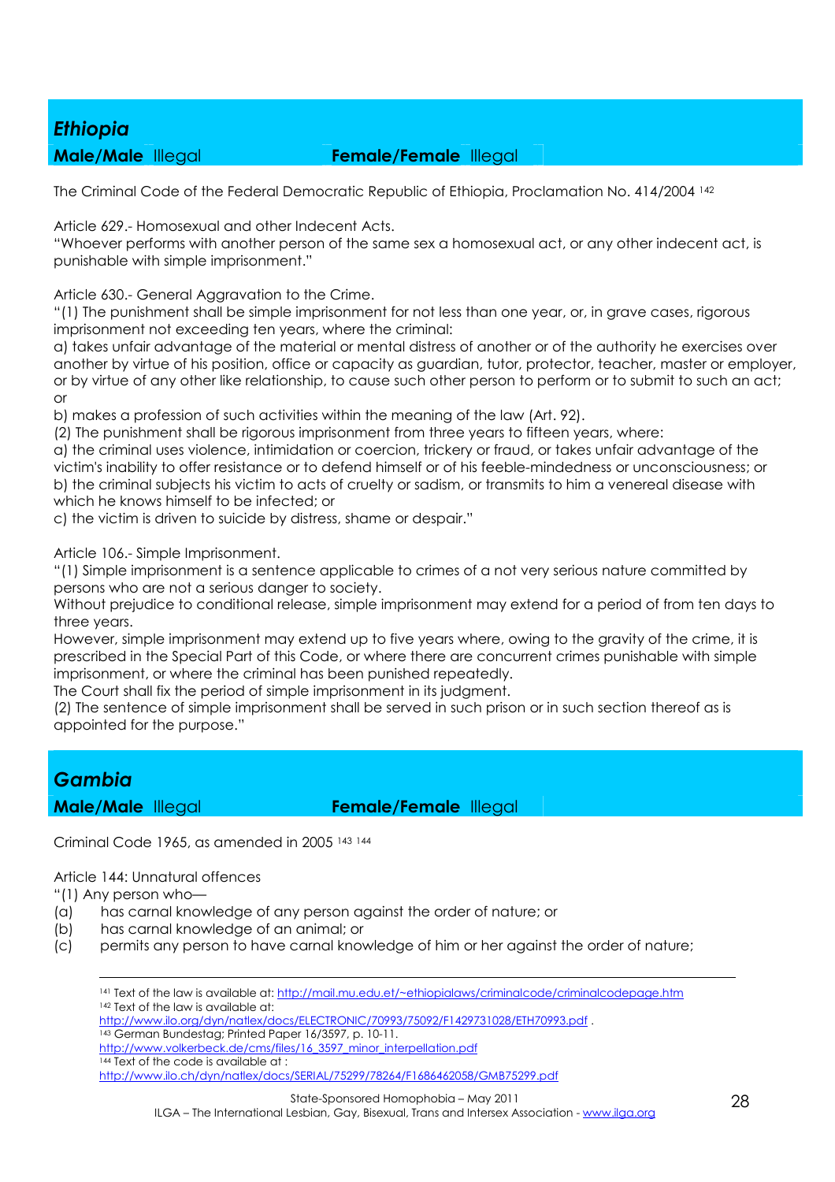## *Ethiopia*

**Male/Male** Illegal **Female/Female** Illegal

The Criminal Code of the Federal Democratic Republic of Ethiopia, Proclamation No. 414/2004 [142]

Article 629.- Homosexual and other Indecent Acts.
"Whoever performs with another person of the same sex a homosexual act, or any other indecent act, is punishable with simple imprisonment."

Article 630.- General Aggravation to the Crime.
"(1) The punishment shall be simple imprisonment for not less than one year, or, in grave cases, rigorous imprisonment not exceeding ten years, where the criminal:
a) takes unfair advantage of the material or mental distress of another or of the authority he exercises over another by virtue of his position, office or capacity as guardian, tutor, protector, teacher, master or employer, or by virtue of any other like relationship, to cause such other person to perform or to submit to such an act; or
b) makes a profession of such activities within the meaning of the law (Art. 92).
(2) The punishment shall be rigorous imprisonment from three years to fifteen years, where:
a) the criminal uses violence, intimidation or coercion, trickery or fraud, or takes unfair advantage of the victim's inability to offer resistance or to defend himself or of his feeble-mindedness or unconsciousness; or
b) the criminal subjects his victim to acts of cruelty or sadism, or transmits to him a venereal disease with which he knows himself to be infected; or
c) the victim is driven to suicide by distress, shame or despair."

Article 106.- Simple Imprisonment.
"(1) Simple imprisonment is a sentence applicable to crimes of a not very serious nature committed by persons who are not a serious danger to society.
Without prejudice to conditional release, simple imprisonment may extend for a period of from ten days to three years.
However, simple imprisonment may extend up to five years where, owing to the gravity of the crime, it is prescribed in the Special Part of this Code, or where there are concurrent crimes punishable with simple imprisonment, or where the criminal has been punished repeatedly.
The Court shall fix the period of simple imprisonment in its judgment.
(2) The sentence of simple imprisonment shall be served in such prison or in such section thereof as is appointed for the purpose."

## *Gambia*

**Male/Male** Illegal **Female/Female** Illegal

Criminal Code 1965, as amended in 2005 [143] [144]

Article 144: Unnatural offences
"(1) Any person who—
(a) has carnal knowledge of any person against the order of nature; or
(b) has carnal knowledge of an animal; or
(c) permits any person to have carnal knowledge of him or her against the order of nature;

---

[141] Text of the law is available at: http://mail.mu.edu.et/~ethiopialaws/criminalcode/criminalcodepage.htm
[142] Text of the law is available at:
http://www.ilo.org/dyn/natlex/docs/ELECTRONIC/70993/75092/F1429731028/ETH70993.pdf .
[143] German Bundestag; Printed Paper 16/3597, p. 10-11.
http://www.volkerbeck.de/cms/files/16_3597_minor_interpellation.pdf
[144] Text of the code is available at :
http://www.ilo.ch/dyn/natlex/docs/SERIAL/75299/78264/F1686462058/GMB75299.pdf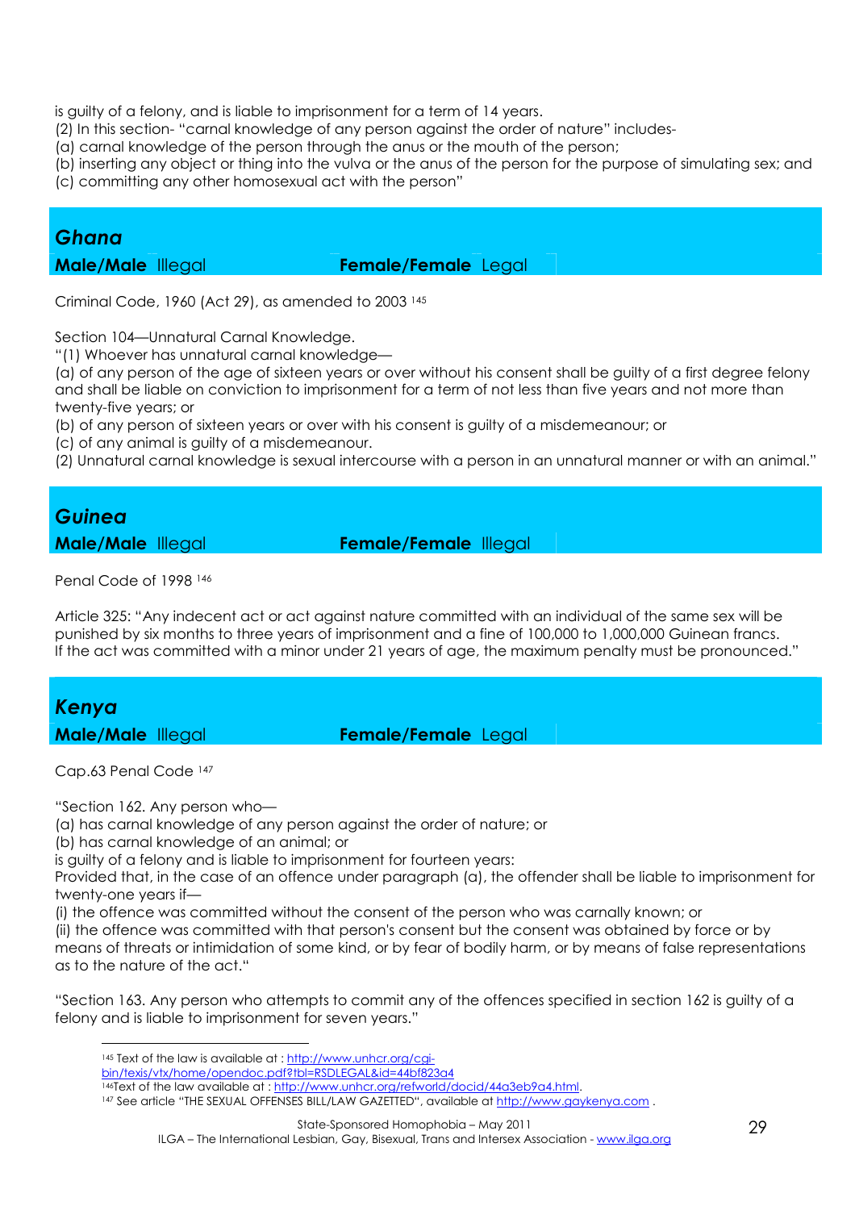is guilty of a felony, and is liable to imprisonment for a term of 14 years.
(2) In this section- "carnal knowledge of any person against the order of nature" includes-
(a) carnal knowledge of the person through the anus or the mouth of the person;
(b) inserting any object or thing into the vulva or the anus of the person for the purpose of simulating sex; and
(c) committing any other homosexual act with the person"

## *Ghana*

**Male/Male** Illegal **Female/Female** Legal

Criminal Code, 1960 (Act 29), as amended to 2003 [145]

Section 104—Unnatural Carnal Knowledge.
"(1) Whoever has unnatural carnal knowledge—
(a) of any person of the age of sixteen years or over without his consent shall be guilty of a first degree felony and shall be liable on conviction to imprisonment for a term of not less than five years and not more than twenty-five years; or
(b) of any person of sixteen years or over with his consent is guilty of a misdemeanour; or
(c) of any animal is guilty of a misdemeanour.
(2) Unnatural carnal knowledge is sexual intercourse with a person in an unnatural manner or with an animal."

## *Guinea*

**Male/Male** Illegal **Female/Female** Illegal

Penal Code of 1998 [146]

Article 325: "Any indecent act or act against nature committed with an individual of the same sex will be punished by six months to three years of imprisonment and a fine of 100,000 to 1,000,000 Guinean francs. If the act was committed with a minor under 21 years of age, the maximum penalty must be pronounced."

## *Kenya*

**Male/Male** Illegal **Female/Female** Legal

Cap.63 Penal Code [147]

"Section 162. Any person who—
(a) has carnal knowledge of any person against the order of nature; or
(b) has carnal knowledge of an animal; or
is guilty of a felony and is liable to imprisonment for fourteen years:
Provided that, in the case of an offence under paragraph (a), the offender shall be liable to imprisonment for twenty-one years if—
(i) the offence was committed without the consent of the person who was carnally known; or
(ii) the offence was committed with that person's consent but the consent was obtained by force or by means of threats or intimidation of some kind, or by fear of bodily harm, or by means of false representations as to the nature of the act."

"Section 163. Any person who attempts to commit any of the offences specified in section 162 is guilty of a felony and is liable to imprisonment for seven years."

---

[145] Text of the law is available at : http://www.unhcr.org/cgi-bin/texis/vtx/home/opendoc.pdf?tbl=RSDLEGAL&id=44bf823a4
[146] Text of the law available at : http://www.unhcr.org/refworld/docid/44a3eb9a4.html.
[147] See article "THE SEXUAL OFFENSES BILL/LAW GAZETTED", available at http://www.gaykenya.com .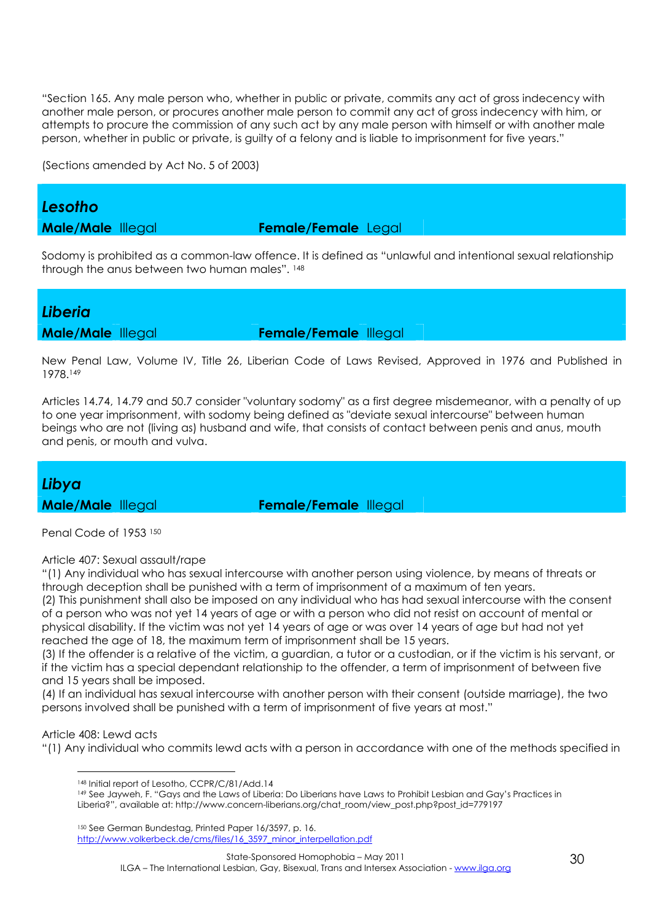"Section 165. Any male person who, whether in public or private, commits any act of gross indecency with another male person, or procures another male person to commit any act of gross indecency with him, or attempts to procure the commission of any such act by any male person with himself or with another male person, whether in public or private, is guilty of a felony and is liable to imprisonment for five years."

(Sections amended by Act No. 5 of 2003)

## *Lesotho*

**Male/Male** Illegal **Female/Female** Legal

Sodomy is prohibited as a common-law offence. It is defined as "unlawful and intentional sexual relationship through the anus between two human males". [148]

## *Liberia*

**Male/Male** Illegal **Female/Female** Illegal

New Penal Law, Volume IV, Title 26, Liberian Code of Laws Revised, Approved in 1976 and Published in 1978.[149]

Articles 14.74, 14.79 and 50.7 consider "voluntary sodomy" as a first degree misdemeanor, with a penalty of up to one year imprisonment, with sodomy being defined as "deviate sexual intercourse" between human beings who are not (living as) husband and wife, that consists of contact between penis and anus, mouth and penis, or mouth and vulva.

## *Libya*

**Male/Male** Illegal **Female/Female** Illegal

Penal Code of 1953 [150]

Article 407: Sexual assault/rape

"(1) Any individual who has sexual intercourse with another person using violence, by means of threats or through deception shall be punished with a term of imprisonment of a maximum of ten years.
(2) This punishment shall also be imposed on any individual who has had sexual intercourse with the consent of a person who was not yet 14 years of age or with a person who did not resist on account of mental or physical disability. If the victim was not yet 14 years of age or was over 14 years of age but had not yet reached the age of 18, the maximum term of imprisonment shall be 15 years.
(3) If the offender is a relative of the victim, a guardian, a tutor or a custodian, or if the victim is his servant, or if the victim has a special dependant relationship to the offender, a term of imprisonment of between five and 15 years shall be imposed.
(4) If an individual has sexual intercourse with another person with their consent (outside marriage), the two persons involved shall be punished with a term of imprisonment of five years at most."

Article 408: Lewd acts

"(1) Any individual who commits lewd acts with a person in accordance with one of the methods specified in

---

[148] Initial report of Lesotho, CCPR/C/81/Add.14

[149] See Jayweh, F. "Gays and the Laws of Liberia: Do Liberians have Laws to Prohibit Lesbian and Gay's Practices in Liberia?", available at: http://www.concern-liberians.org/chat_room/view_post.php?post_id=779197

[150] See German Bundestag, Printed Paper 16/3597, p. 16. http://www.volkerbeck.de/cms/files/16_3597_minor_interpellation.pdf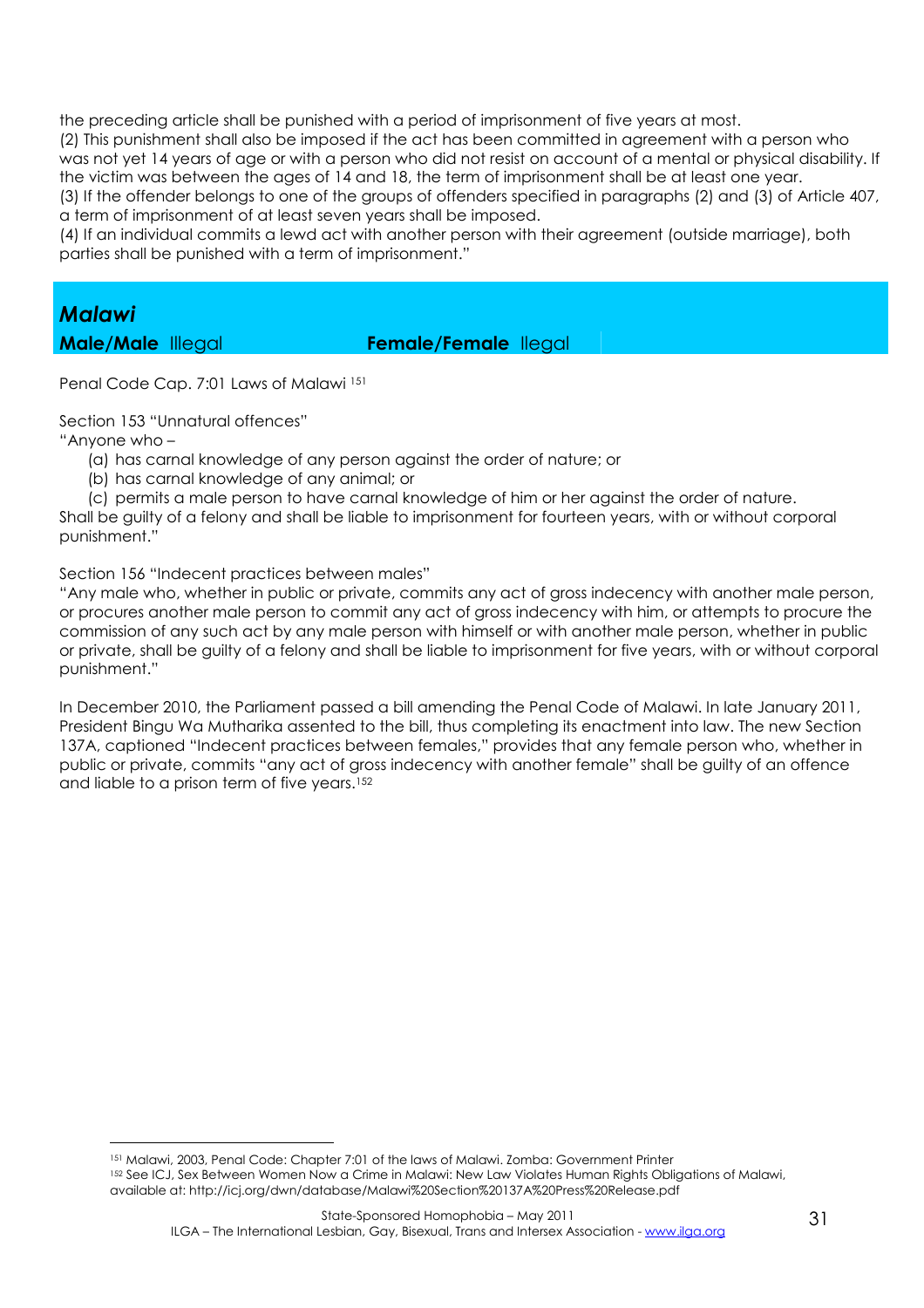the preceding article shall be punished with a period of imprisonment of five years at most.

(2) This punishment shall also be imposed if the act has been committed in agreement with a person who was not yet 14 years of age or with a person who did not resist on account of a mental or physical disability. If the victim was between the ages of 14 and 18, the term of imprisonment shall be at least one year.

(3) If the offender belongs to one of the groups of offenders specified in paragraphs (2) and (3) of Article 407, a term of imprisonment of at least seven years shall be imposed.

(4) If an individual commits a lewd act with another person with their agreement (outside marriage), both parties shall be punished with a term of imprisonment."

## *Malawi*

**Male/Male** Illegal **Female/Female** llegal

Penal Code Cap. 7:01 Laws of Malawi [151]

Section 153 "Unnatural offences"

"Anyone who –

(a) has carnal knowledge of any person against the order of nature; or
(b) has carnal knowledge of any animal; or
(c) permits a male person to have carnal knowledge of him or her against the order of nature.

Shall be guilty of a felony and shall be liable to imprisonment for fourteen years, with or without corporal punishment."

Section 156 "Indecent practices between males"

"Any male who, whether in public or private, commits any act of gross indecency with another male person, or procures another male person to commit any act of gross indecency with him, or attempts to procure the commission of any such act by any male person with himself or with another male person, whether in public or private, shall be guilty of a felony and shall be liable to imprisonment for five years, with or without corporal punishment."

In December 2010, the Parliament passed a bill amending the Penal Code of Malawi. In late January 2011, President Bingu Wa Mutharika assented to the bill, thus completing its enactment into law. The new Section 137A, captioned "Indecent practices between females," provides that any female person who, whether in public or private, commits "any act of gross indecency with another female" shall be guilty of an offence and liable to a prison term of five years.[152]

[151] Malawi, 2003, Penal Code: Chapter 7:01 of the laws of Malawi. Zomba: Government Printer

[152] See ICJ, Sex Between Women Now a Crime in Malawi: New Law Violates Human Rights Obligations of Malawi, available at: http://icj.org/dwn/database/Malawi%20Section%20137A%20Press%20Release.pdf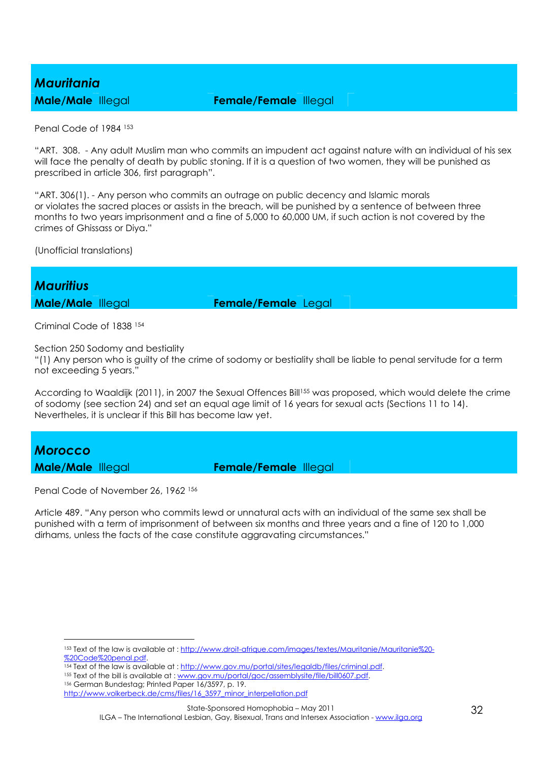## *Mauritania*

**Male/Male** Illegal **Female/Female** Illegal

Penal Code of 1984 [153]

"ART. 308. - Any adult Muslim man who commits an impudent act against nature with an individual of his sex will face the penalty of death by public stoning. If it is a question of two women, they will be punished as prescribed in article 306, first paragraph".

"ART. 306(1). - Any person who commits an outrage on public decency and Islamic morals or violates the sacred places or assists in the breach, will be punished by a sentence of between three months to two years imprisonment and a fine of 5,000 to 60,000 UM, if such action is not covered by the crimes of Ghissass or Diya."

(Unofficial translations)

## *Mauritius*

**Male/Male** Illegal **Female/Female** Legal

Criminal Code of 1838 [154]

Section 250 Sodomy and bestiality
"(1) Any person who is guilty of the crime of sodomy or bestiality shall be liable to penal servitude for a term not exceeding 5 years."

According to Waaldijk (2011), in 2007 the Sexual Offences Bill[155] was proposed, which would delete the crime of sodomy (see section 24) and set an equal age limit of 16 years for sexual acts (Sections 11 to 14). Nevertheles, it is unclear if this Bill has become law yet.

## *Morocco*

**Male/Male** Illegal **Female/Female** Illegal

Penal Code of November 26, 1962 [156]

Article 489. "Any person who commits lewd or unnatural acts with an individual of the same sex shall be punished with a term of imprisonment of between six months and three years and a fine of 120 to 1,000 dirhams, unless the facts of the case constitute aggravating circumstances."

---

[153] Text of the law is available at : http://www.droit-afrique.com/images/textes/Mauritanie/Mauritanie%20-%20Code%20penal.pdf.
[154] Text of the law is available at : http://www.gov.mu/portal/sites/legaldb/files/criminal.pdf.
[155] Text of the bill is available at : www.gov.mu/portal/goc/assemblysite/file/bill0607.pdf.
[156] German Bundestag; Printed Paper 16/3597, p. 19. http://www.volkerbeck.de/cms/files/16_3597_minor_interpellation.pdf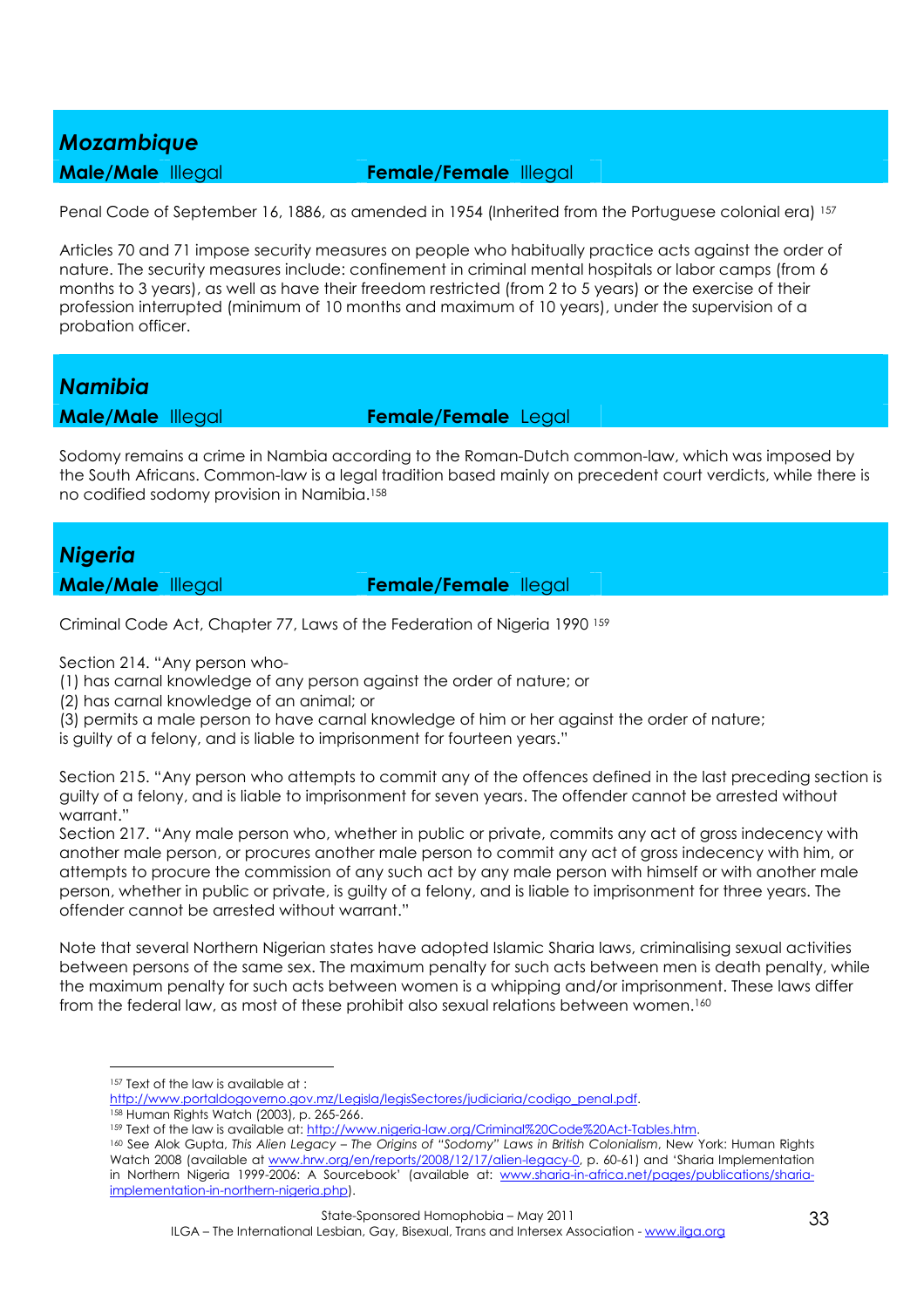## *Mozambique*

**Male/Male** Illegal **Female/Female** Illegal

Penal Code of September 16, 1886, as amended in 1954 (Inherited from the Portuguese colonial era) [157]

Articles 70 and 71 impose security measures on people who habitually practice acts against the order of nature. The security measures include: confinement in criminal mental hospitals or labor camps (from 6 months to 3 years), as well as have their freedom restricted (from 2 to 5 years) or the exercise of their profession interrupted (minimum of 10 months and maximum of 10 years), under the supervision of a probation officer.

## *Namibia*

**Male/Male** Illegal **Female/Female** Legal

Sodomy remains a crime in Nambia according to the Roman-Dutch common-law, which was imposed by the South Africans. Common-law is a legal tradition based mainly on precedent court verdicts, while there is no codified sodomy provision in Namibia.[158]

## *Nigeria*

**Male/Male** Illegal **Female/Female** llegal

Criminal Code Act, Chapter 77, Laws of the Federation of Nigeria 1990 [159]

Section 214. "Any person who-
(1) has carnal knowledge of any person against the order of nature; or
(2) has carnal knowledge of an animal; or
(3) permits a male person to have carnal knowledge of him or her against the order of nature;
is guilty of a felony, and is liable to imprisonment for fourteen years."

Section 215. "Any person who attempts to commit any of the offences defined in the last preceding section is guilty of a felony, and is liable to imprisonment for seven years. The offender cannot be arrested without warrant."

Section 217. "Any male person who, whether in public or private, commits any act of gross indecency with another male person, or procures another male person to commit any act of gross indecency with him, or attempts to procure the commission of any such act by any male person with himself or with another male person, whether in public or private, is guilty of a felony, and is liable to imprisonment for three years. The offender cannot be arrested without warrant."

Note that several Northern Nigerian states have adopted Islamic Sharia laws, criminalising sexual activities between persons of the same sex. The maximum penalty for such acts between men is death penalty, while the maximum penalty for such acts between women is a whipping and/or imprisonment. These laws differ from the federal law, as most of these prohibit also sexual relations between women.[160]

---

[157] Text of the law is available at : http://www.portaldogoverno.gov.mz/Legisla/legisSectores/judiciaria/codigo_penal.pdf.

[158] Human Rights Watch (2003), p. 265-266.

[159] Text of the law is available at: http://www.nigeria-law.org/Criminal%20Code%20Act-Tables.htm.

[160] See Alok Gupta, *This Alien Legacy – The Origins of "Sodomy" Laws in British Colonialism*, New York: Human Rights Watch 2008 (available at www.hrw.org/en/reports/2008/12/17/alien-legacy-0, p. 60-61) and 'Sharia Implementation in Northern Nigeria 1999-2006: A Sourcebook' (available at: www.sharia-in-africa.net/pages/publications/sharia-implementation-in-northern-nigeria.php).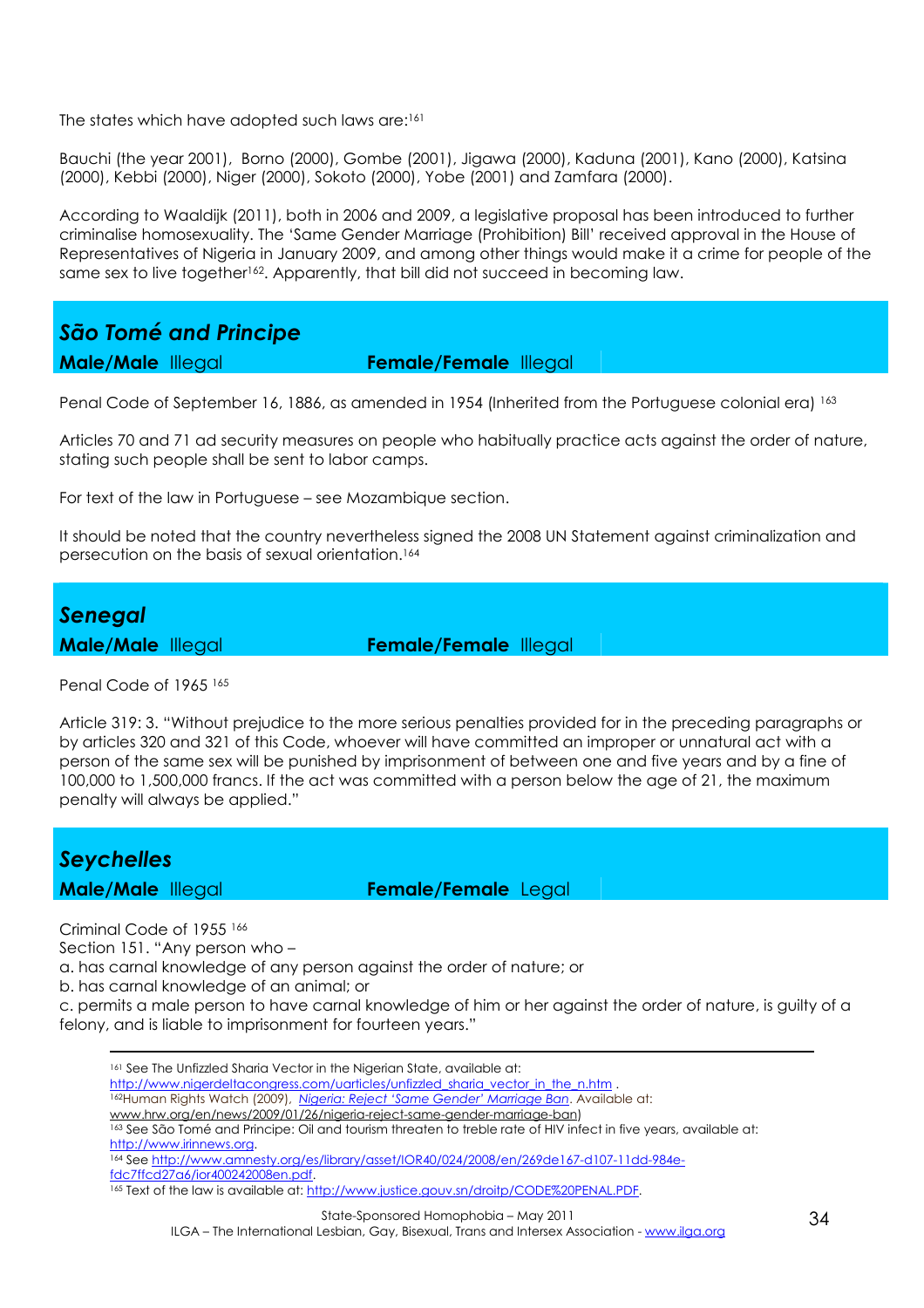The states which have adopted such laws are:[161]

Bauchi (the year 2001), Borno (2000), Gombe (2001), Jigawa (2000), Kaduna (2001), Kano (2000), Katsina (2000), Kebbi (2000), Niger (2000), Sokoto (2000), Yobe (2001) and Zamfara (2000).

According to Waaldijk (2011), both in 2006 and 2009, a legislative proposal has been introduced to further criminalise homosexuality. The 'Same Gender Marriage (Prohibition) Bill' received approval in the House of Representatives of Nigeria in January 2009, and among other things would make it a crime for people of the same sex to live together[162]. Apparently, that bill did not succeed in becoming law.

## *São Tomé and Principe*

**Male/Male** Illegal **Female/Female** Illegal

Penal Code of September 16, 1886, as amended in 1954 (Inherited from the Portuguese colonial era) [163]

Articles 70 and 71 ad security measures on people who habitually practice acts against the order of nature, stating such people shall be sent to labor camps.

For text of the law in Portuguese – see Mozambique section.

It should be noted that the country nevertheless signed the 2008 UN Statement against criminalization and persecution on the basis of sexual orientation.[164]

## *Senegal*

**Male/Male** Illegal **Female/Female** Illegal

Penal Code of 1965 [165]

Article 319: 3. "Without prejudice to the more serious penalties provided for in the preceding paragraphs or by articles 320 and 321 of this Code, whoever will have committed an improper or unnatural act with a person of the same sex will be punished by imprisonment of between one and five years and by a fine of 100,000 to 1,500,000 francs. If the act was committed with a person below the age of 21, the maximum penalty will always be applied."

## *Seychelles*

**Male/Male** Illegal **Female/Female** Legal

Criminal Code of 1955 [166]

Section 151. "Any person who –

a. has carnal knowledge of any person against the order of nature; or

b. has carnal knowledge of an animal; or

c. permits a male person to have carnal knowledge of him or her against the order of nature, is guilty of a felony, and is liable to imprisonment for fourteen years."

---

[161] See The Unfizzled Sharia Vector in the Nigerian State, available at: http://www.nigerdeltacongress.com/uarticles/unfizzled_sharia_vector_in_the_n.htm .

[162] Human Rights Watch (2009), *Nigeria: Reject 'Same Gender' Marriage Ban*. Available at: www.hrw.org/en/news/2009/01/26/nigeria-reject-same-gender-marriage-ban)

[163] See São Tomé and Principe: Oil and tourism threaten to treble rate of HIV infect in five years, available at: http://www.irinnews.org.

[164] See http://www.amnesty.org/es/library/asset/IOR40/024/2008/en/269de167-d107-11dd-984e-fdc7ffcd27a6/ior400242008en.pdf.

[165] Text of the law is available at: http://www.justice.gouv.sn/droitp/CODE%20PENAL.PDF.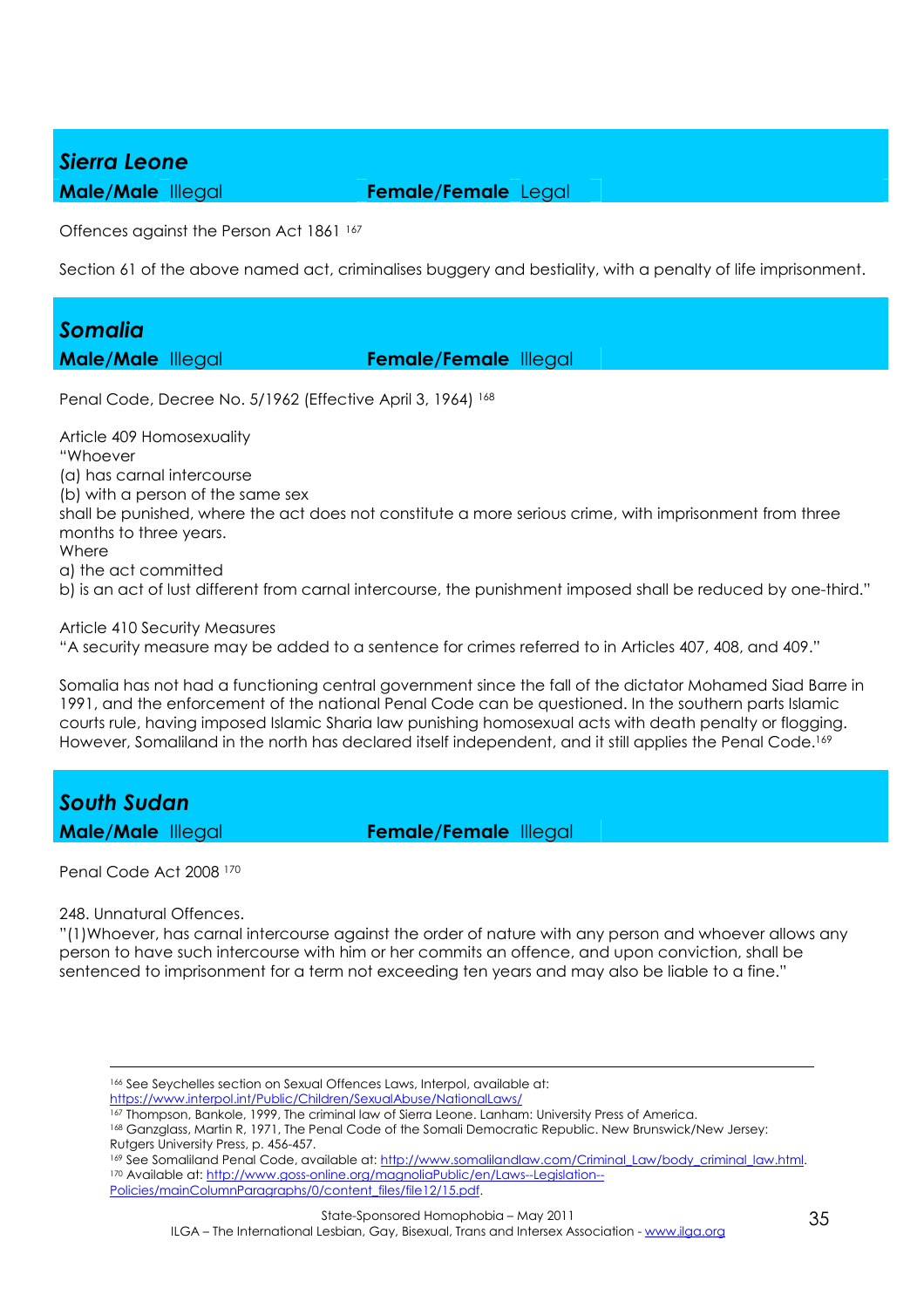## *Sierra Leone*

**Male/Male** Illegal **Female/Female** Legal

Offences against the Person Act 1861 [167]

Section 61 of the above named act, criminalises buggery and bestiality, with a penalty of life imprisonment.

## *Somalia*

**Male/Male** Illegal **Female/Female** Illegal

Penal Code, Decree No. 5/1962 (Effective April 3, 1964) [168]

Article 409 Homosexuality
"Whoever
(a) has carnal intercourse
(b) with a person of the same sex
shall be punished, where the act does not constitute a more serious crime, with imprisonment from three months to three years.
Where
a) the act committed
b) is an act of lust different from carnal intercourse, the punishment imposed shall be reduced by one-third."

Article 410 Security Measures
"A security measure may be added to a sentence for crimes referred to in Articles 407, 408, and 409."

Somalia has not had a functioning central government since the fall of the dictator Mohamed Siad Barre in 1991, and the enforcement of the national Penal Code can be questioned. In the southern parts Islamic courts rule, having imposed Islamic Sharia law punishing homosexual acts with death penalty or flogging. However, Somaliland in the north has declared itself independent, and it still applies the Penal Code.[169]

## *South Sudan*

**Male/Male** Illegal **Female/Female** Illegal

Penal Code Act 2008 [170]

248. Unnatural Offences.
"(1)Whoever, has carnal intercourse against the order of nature with any person and whoever allows any person to have such intercourse with him or her commits an offence, and upon conviction, shall be sentenced to imprisonment for a term not exceeding ten years and may also be liable to a fine."

---

[166] See Seychelles section on Sexual Offences Laws, Interpol, available at: https://www.interpol.int/Public/Children/SexualAbuse/NationalLaws/

[167] Thompson, Bankole, 1999, The criminal law of Sierra Leone. Lanham: University Press of America.

[168] Ganzglass, Martin R, 1971, The Penal Code of the Somali Democratic Republic. New Brunswick/New Jersey: Rutgers University Press, p. 456-457.

[169] See Somaliland Penal Code, available at: http://www.somalilandlaw.com/Criminal_Law/body_criminal_law.html.

[170] Available at: http://www.goss-online.org/magnoliaPublic/en/Laws--Legislation--Policies/mainColumnParagraphs/0/content_files/file12/15.pdf.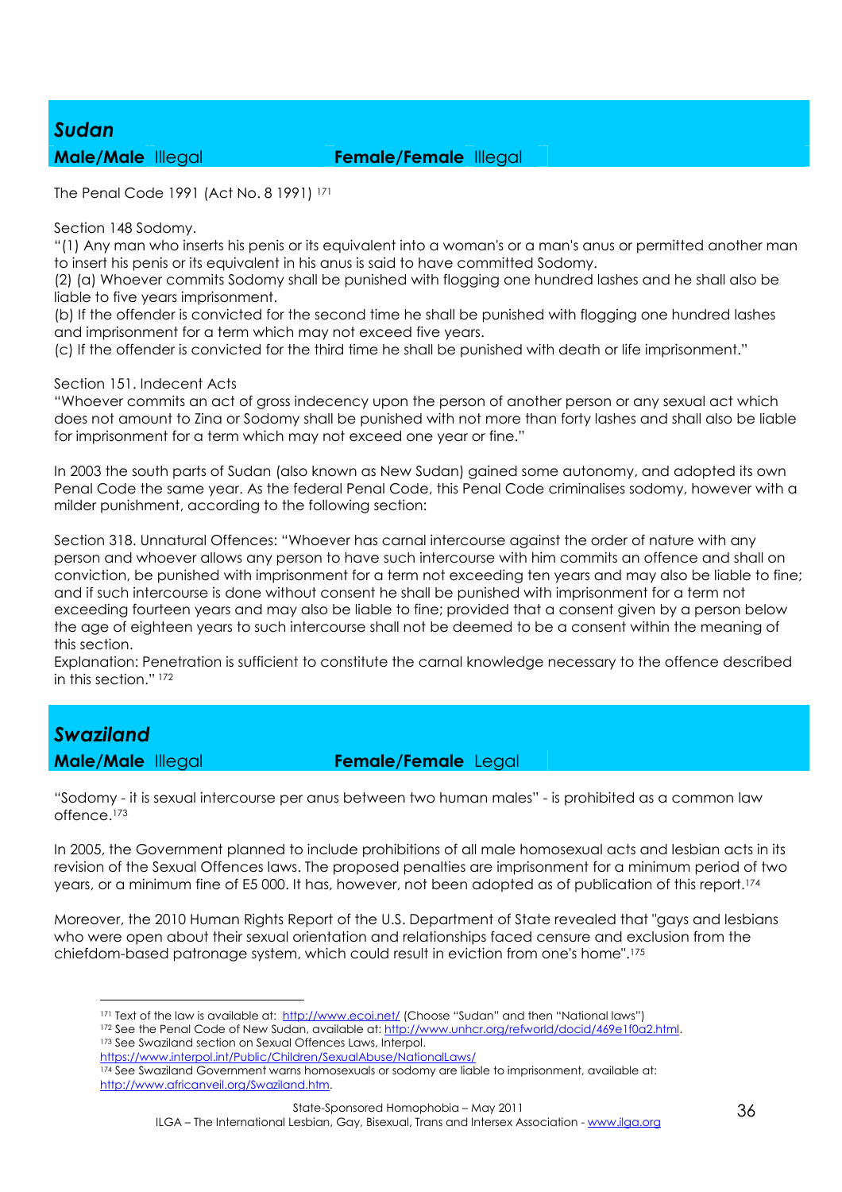## *Sudan*

**Male/Male** Illegal **Female/Female** Illegal

The Penal Code 1991 (Act No. 8 1991) [171]

Section 148 Sodomy.

"(1) Any man who inserts his penis or its equivalent into a woman's or a man's anus or permitted another man to insert his penis or its equivalent in his anus is said to have committed Sodomy.

(2) (a) Whoever commits Sodomy shall be punished with flogging one hundred lashes and he shall also be liable to five years imprisonment.

(b) If the offender is convicted for the second time he shall be punished with flogging one hundred lashes and imprisonment for a term which may not exceed five years.

(c) If the offender is convicted for the third time he shall be punished with death or life imprisonment."

Section 151. Indecent Acts

"Whoever commits an act of gross indecency upon the person of another person or any sexual act which does not amount to Zina or Sodomy shall be punished with not more than forty lashes and shall also be liable for imprisonment for a term which may not exceed one year or fine."

In 2003 the south parts of Sudan (also known as New Sudan) gained some autonomy, and adopted its own Penal Code the same year. As the federal Penal Code, this Penal Code criminalises sodomy, however with a milder punishment, according to the following section:

Section 318. Unnatural Offences: "Whoever has carnal intercourse against the order of nature with any person and whoever allows any person to have such intercourse with him commits an offence and shall on conviction, be punished with imprisonment for a term not exceeding ten years and may also be liable to fine; and if such intercourse is done without consent he shall be punished with imprisonment for a term not exceeding fourteen years and may also be liable to fine; provided that a consent given by a person below the age of eighteen years to such intercourse shall not be deemed to be a consent within the meaning of this section.

Explanation: Penetration is sufficient to constitute the carnal knowledge necessary to the offence described in this section." [172]

## *Swaziland*

**Male/Male** Illegal **Female/Female** Legal

"Sodomy - it is sexual intercourse per anus between two human males" - is prohibited as a common law offence.[173]

In 2005, the Government planned to include prohibitions of all male homosexual acts and lesbian acts in its revision of the Sexual Offences laws. The proposed penalties are imprisonment for a minimum period of two years, or a minimum fine of E5 000. It has, however, not been adopted as of publication of this report.[174]

Moreover, the 2010 Human Rights Report of the U.S. Department of State revealed that "gays and lesbians who were open about their sexual orientation and relationships faced censure and exclusion from the chiefdom-based patronage system, which could result in eviction from one's home".[175]

---

[171] Text of the law is available at: http://www.ecoi.net/ (Choose "Sudan" and then "National laws")

[172] See the Penal Code of New Sudan, available at: http://www.unhcr.org/refworld/docid/469e1f0a2.html.

[173] See Swaziland section on Sexual Offences Laws, Interpol. https://www.interpol.int/Public/Children/SexualAbuse/NationalLaws/

[174] See Swaziland Government warns homosexuals or sodomy are liable to imprisonment, available at: http://www.africanveil.org/Swaziland.htm.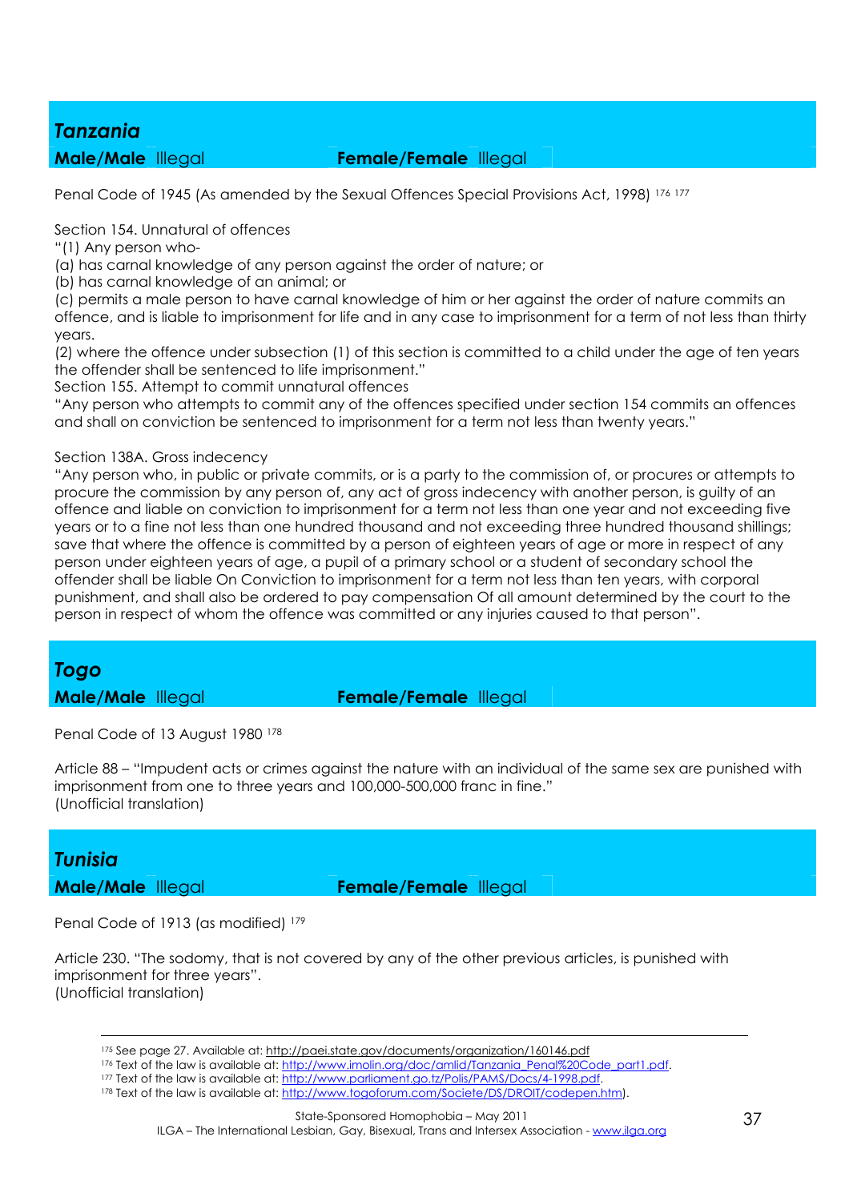## *Tanzania*

**Male/Male** Illegal **Female/Female** Illegal

Penal Code of 1945 (As amended by the Sexual Offences Special Provisions Act, 1998) [176] [177]

Section 154. Unnatural of offences
"(1) Any person who-
(a) has carnal knowledge of any person against the order of nature; or
(b) has carnal knowledge of an animal; or
(c) permits a male person to have carnal knowledge of him or her against the order of nature commits an offence, and is liable to imprisonment for life and in any case to imprisonment for a term of not less than thirty years.
(2) where the offence under subsection (1) of this section is committed to a child under the age of ten years the offender shall be sentenced to life imprisonment."
Section 155. Attempt to commit unnatural offences
"Any person who attempts to commit any of the offences specified under section 154 commits an offences and shall on conviction be sentenced to imprisonment for a term not less than twenty years."

Section 138A. Gross indecency
"Any person who, in public or private commits, or is a party to the commission of, or procures or attempts to procure the commission by any person of, any act of gross indecency with another person, is guilty of an offence and liable on conviction to imprisonment for a term not less than one year and not exceeding five years or to a fine not less than one hundred thousand and not exceeding three hundred thousand shillings; save that where the offence is committed by a person of eighteen years of age or more in respect of any person under eighteen years of age, a pupil of a primary school or a student of secondary school the offender shall be liable On Conviction to imprisonment for a term not less than ten years, with corporal punishment, and shall also be ordered to pay compensation Of all amount determined by the court to the person in respect of whom the offence was committed or any injuries caused to that person".

## *Togo*

**Male/Male** Illegal **Female/Female** Illegal

Penal Code of 13 August 1980 [178]

Article 88 – "Impudent acts or crimes against the nature with an individual of the same sex are punished with imprisonment from one to three years and 100,000-500,000 franc in fine."
(Unofficial translation)

## *Tunisia*

**Male/Male** Illegal **Female/Female** Illegal

Penal Code of 1913 (as modified) [179]

Article 230. "The sodomy, that is not covered by any of the other previous articles, is punished with imprisonment for three years".
(Unofficial translation)

---

[175] See page 27. Available at: http://paei.state.gov/documents/organization/160146.pdf
[176] Text of the law is available at: http://www.imolin.org/doc/amlid/Tanzania_Penal%20Code_part1.pdf.
[177] Text of the law is available at: http://www.parliament.go.tz/Polis/PAMS/Docs/4-1998.pdf.
[178] Text of the law is available at: http://www.togoforum.com/Societe/DS/DROIT/codepen.htm).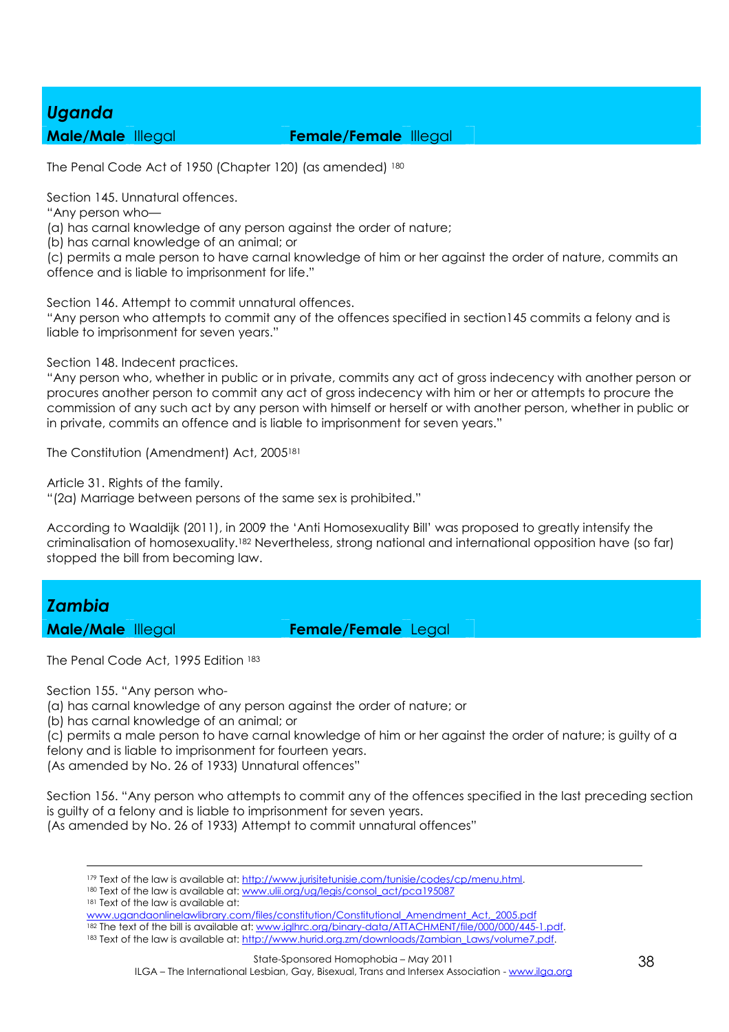## *Uganda*

**Male/Male** Illegal **Female/Female** Illegal

The Penal Code Act of 1950 (Chapter 120) (as amended) [180]

Section 145. Unnatural offences.
"Any person who—
(a) has carnal knowledge of any person against the order of nature;
(b) has carnal knowledge of an animal; or
(c) permits a male person to have carnal knowledge of him or her against the order of nature, commits an offence and is liable to imprisonment for life."

Section 146. Attempt to commit unnatural offences.
"Any person who attempts to commit any of the offences specified in section145 commits a felony and is liable to imprisonment for seven years."

Section 148. Indecent practices.
"Any person who, whether in public or in private, commits any act of gross indecency with another person or procures another person to commit any act of gross indecency with him or her or attempts to procure the commission of any such act by any person with himself or herself or with another person, whether in public or in private, commits an offence and is liable to imprisonment for seven years."

The Constitution (Amendment) Act, 2005[181]

Article 31. Rights of the family.
"(2a) Marriage between persons of the same sex is prohibited."

According to Waaldijk (2011), in 2009 the 'Anti Homosexuality Bill' was proposed to greatly intensify the criminalisation of homosexuality.[182] Nevertheless, strong national and international opposition have (so far) stopped the bill from becoming law.

## *Zambia*

**Male/Male** Illegal **Female/Female** Legal

The Penal Code Act, 1995 Edition [183]

Section 155. "Any person who-
(a) has carnal knowledge of any person against the order of nature; or
(b) has carnal knowledge of an animal; or
(c) permits a male person to have carnal knowledge of him or her against the order of nature; is guilty of a felony and is liable to imprisonment for fourteen years.
(As amended by No. 26 of 1933) Unnatural offences"

Section 156. "Any person who attempts to commit any of the offences specified in the last preceding section is guilty of a felony and is liable to imprisonment for seven years.
(As amended by No. 26 of 1933) Attempt to commit unnatural offences"

---

[179] Text of the law is available at: http://www.jurisitetunisie.com/tunisie/codes/cp/menu.html.
[180] Text of the law is available at: www.ulii.org/ug/legis/consol_act/pca195087
[181] Text of the law is available at: www.ugandaonlinelawlibrary.com/files/constitution/Constitutional_Amendment_Act,_2005.pdf
[182] The text of the bill is available at: www.iglhrc.org/binary-data/ATTACHMENT/file/000/000/445-1.pdf.
[183] Text of the law is available at: http://www.hurid.org.zm/downloads/Zambian_Laws/volume7.pdf.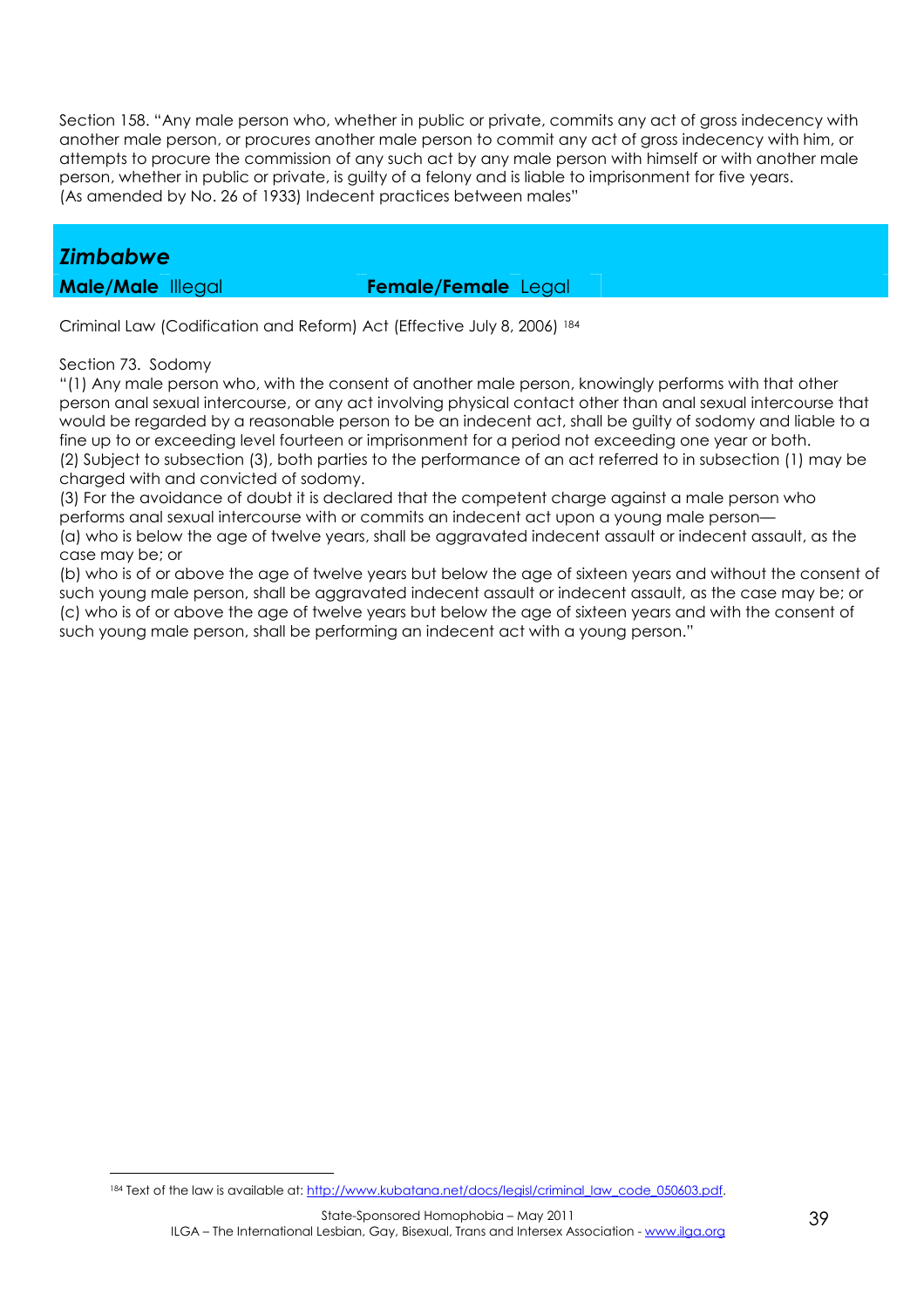Section 158. "Any male person who, whether in public or private, commits any act of gross indecency with another male person, or procures another male person to commit any act of gross indecency with him, or attempts to procure the commission of any such act by any male person with himself or with another male person, whether in public or private, is guilty of a felony and is liable to imprisonment for five years. (As amended by No. 26 of 1933) Indecent practices between males"

## *Zimbabwe*

**Male/Male** Illegal **Female/Female** Legal

Criminal Law (Codification and Reform) Act (Effective July 8, 2006) [184]

Section 73. Sodomy

"(1) Any male person who, with the consent of another male person, knowingly performs with that other person anal sexual intercourse, or any act involving physical contact other than anal sexual intercourse that would be regarded by a reasonable person to be an indecent act, shall be guilty of sodomy and liable to a fine up to or exceeding level fourteen or imprisonment for a period not exceeding one year or both.

(2) Subject to subsection (3), both parties to the performance of an act referred to in subsection (1) may be charged with and convicted of sodomy.

(3) For the avoidance of doubt it is declared that the competent charge against a male person who performs anal sexual intercourse with or commits an indecent act upon a young male person—

(a) who is below the age of twelve years, shall be aggravated indecent assault or indecent assault, as the case may be; or

(b) who is of or above the age of twelve years but below the age of sixteen years and without the consent of such young male person, shall be aggravated indecent assault or indecent assault, as the case may be; or

(c) who is of or above the age of twelve years but below the age of sixteen years and with the consent of such young male person, shall be performing an indecent act with a young person."

[184] Text of the law is available at: http://www.kubatana.net/docs/legisl/criminal_law_code_050603.pdf.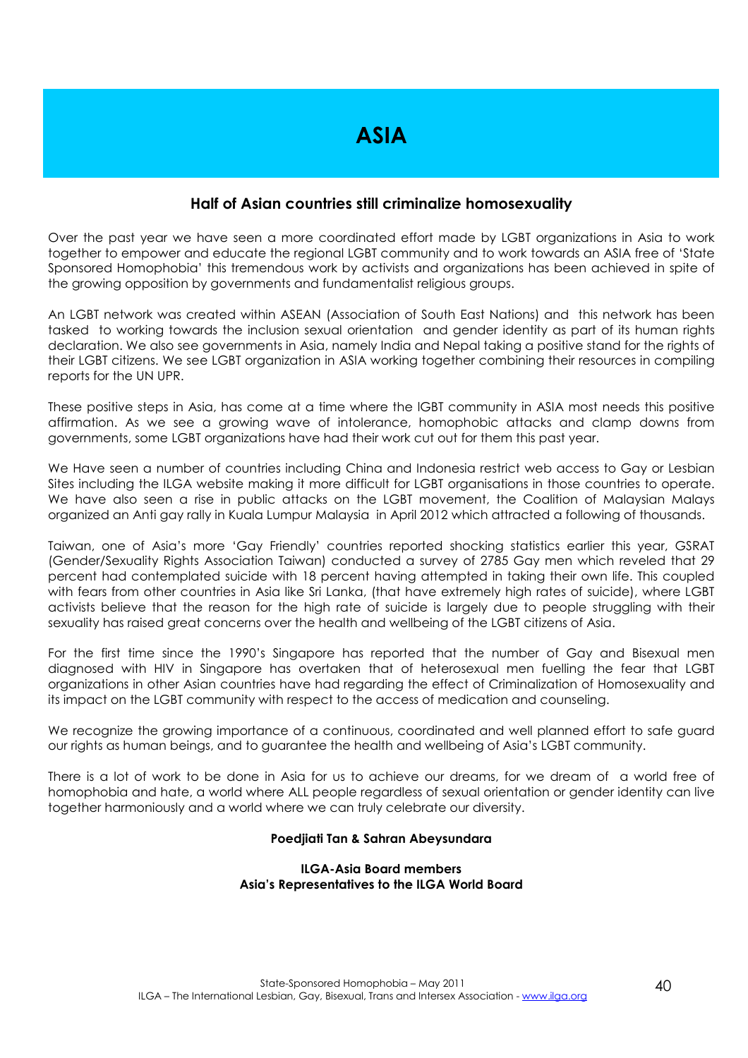# ASIA

## Half of Asian countries still criminalize homosexuality

Over the past year we have seen a more coordinated effort made by LGBT organizations in Asia to work together to empower and educate the regional LGBT community and to work towards an ASIA free of 'State Sponsored Homophobia' this tremendous work by activists and organizations has been achieved in spite of the growing opposition by governments and fundamentalist religious groups.

An LGBT network was created within ASEAN (Association of South East Nations) and this network has been tasked to working towards the inclusion sexual orientation and gender identity as part of its human rights declaration. We also see governments in Asia, namely India and Nepal taking a positive stand for the rights of their LGBT citizens. We see LGBT organization in ASIA working together combining their resources in compiling reports for the UN UPR.

These positive steps in Asia, has come at a time where the lGBT community in ASIA most needs this positive affirmation. As we see a growing wave of intolerance, homophobic attacks and clamp downs from governments, some LGBT organizations have had their work cut out for them this past year.

We Have seen a number of countries including China and Indonesia restrict web access to Gay or Lesbian Sites including the ILGA website making it more difficult for LGBT organisations in those countries to operate. We have also seen a rise in public attacks on the LGBT movement, the Coalition of Malaysian Malays organized an Anti gay rally in Kuala Lumpur Malaysia in April 2012 which attracted a following of thousands.

Taiwan, one of Asia's more 'Gay Friendly' countries reported shocking statistics earlier this year, GSRAT (Gender/Sexuality Rights Association Taiwan) conducted a survey of 2785 Gay men which reveled that 29 percent had contemplated suicide with 18 percent having attempted in taking their own life. This coupled with fears from other countries in Asia like Sri Lanka, (that have extremely high rates of suicide), where LGBT activists believe that the reason for the high rate of suicide is largely due to people struggling with their sexuality has raised great concerns over the health and wellbeing of the LGBT citizens of Asia.

For the first time since the 1990's Singapore has reported that the number of Gay and Bisexual men diagnosed with HIV in Singapore has overtaken that of heterosexual men fuelling the fear that LGBT organizations in other Asian countries have had regarding the effect of Criminalization of Homosexuality and its impact on the LGBT community with respect to the access of medication and counseling.

We recognize the growing importance of a continuous, coordinated and well planned effort to safe guard our rights as human beings, and to guarantee the health and wellbeing of Asia's LGBT community.

There is a lot of work to be done in Asia for us to achieve our dreams, for we dream of a world free of homophobia and hate, a world where ALL people regardless of sexual orientation or gender identity can live together harmoniously and a world where we can truly celebrate our diversity.

**Poedjiati Tan & Sahran Abeysundara**

**ILGA-Asia Board members**
**Asia's Representatives to the ILGA World Board**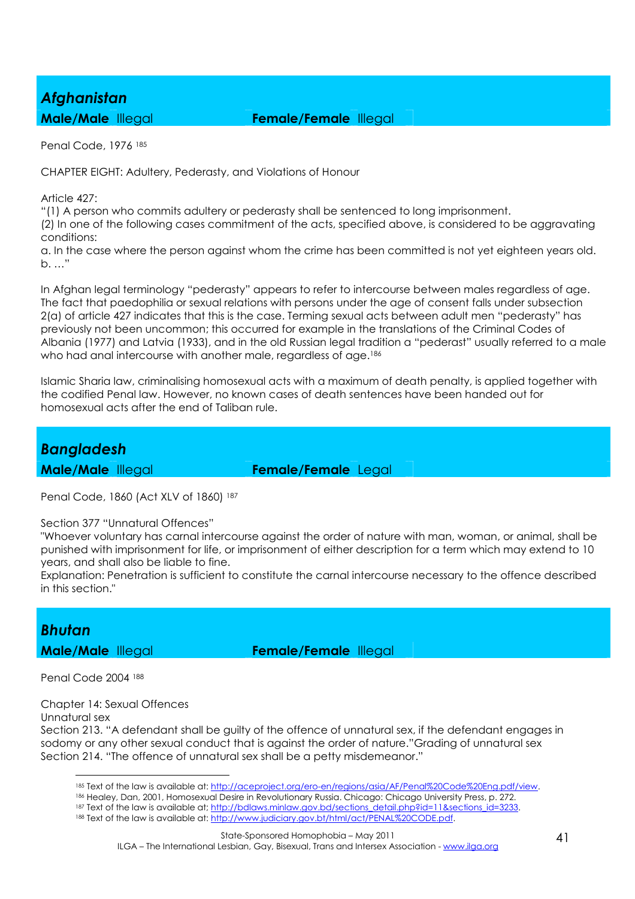## *Afghanistan*

**Male/Male** Illegal **Female/Female** Illegal

Penal Code, 1976 [185]

CHAPTER EIGHT: Adultery, Pederasty, and Violations of Honour

Article 427:
"(1) A person who commits adultery or pederasty shall be sentenced to long imprisonment.
(2) In one of the following cases commitment of the acts, specified above, is considered to be aggravating conditions:
a. In the case where the person against whom the crime has been committed is not yet eighteen years old.
b. …"

In Afghan legal terminology "pederasty" appears to refer to intercourse between males regardless of age. The fact that paedophilia or sexual relations with persons under the age of consent falls under subsection 2(a) of article 427 indicates that this is the case. Terming sexual acts between adult men "pederasty" has previously not been uncommon; this occurred for example in the translations of the Criminal Codes of Albania (1977) and Latvia (1933), and in the old Russian legal tradition a "pederast" usually referred to a male who had anal intercourse with another male, regardless of age.[186]

Islamic Sharia law, criminalising homosexual acts with a maximum of death penalty, is applied together with the codified Penal law. However, no known cases of death sentences have been handed out for homosexual acts after the end of Taliban rule.

## *Bangladesh*

**Male/Male** Illegal **Female/Female** Legal

Penal Code, 1860 (Act XLV of 1860) [187]

Section 377 "Unnatural Offences"
"Whoever voluntary has carnal intercourse against the order of nature with man, woman, or animal, shall be punished with imprisonment for life, or imprisonment of either description for a term which may extend to 10 years, and shall also be liable to fine.
Explanation: Penetration is sufficient to constitute the carnal intercourse necessary to the offence described in this section."

## *Bhutan*

**Male/Male** Illegal **Female/Female** Illegal

Penal Code 2004 [188]

Chapter 14: Sexual Offences
Unnatural sex
Section 213. "A defendant shall be guilty of the offence of unnatural sex, if the defendant engages in sodomy or any other sexual conduct that is against the order of nature."Grading of unnatural sex
Section 214. "The offence of unnatural sex shall be a petty misdemeanor."

---

[185] Text of the law is available at: http://aceproject.org/ero-en/regions/asia/AF/Penal%20Code%20Eng.pdf/view.
[186] Healey, Dan, 2001, Homosexual Desire in Revolutionary Russia. Chicago: Chicago University Press, p. 272.
[187] Text of the law is available at; http://bdlaws.minlaw.gov.bd/sections_detail.php?id=11&sections_id=3233.
[188] Text of the law is available at: http://www.judiciary.gov.bt/html/act/PENAL%20CODE.pdf.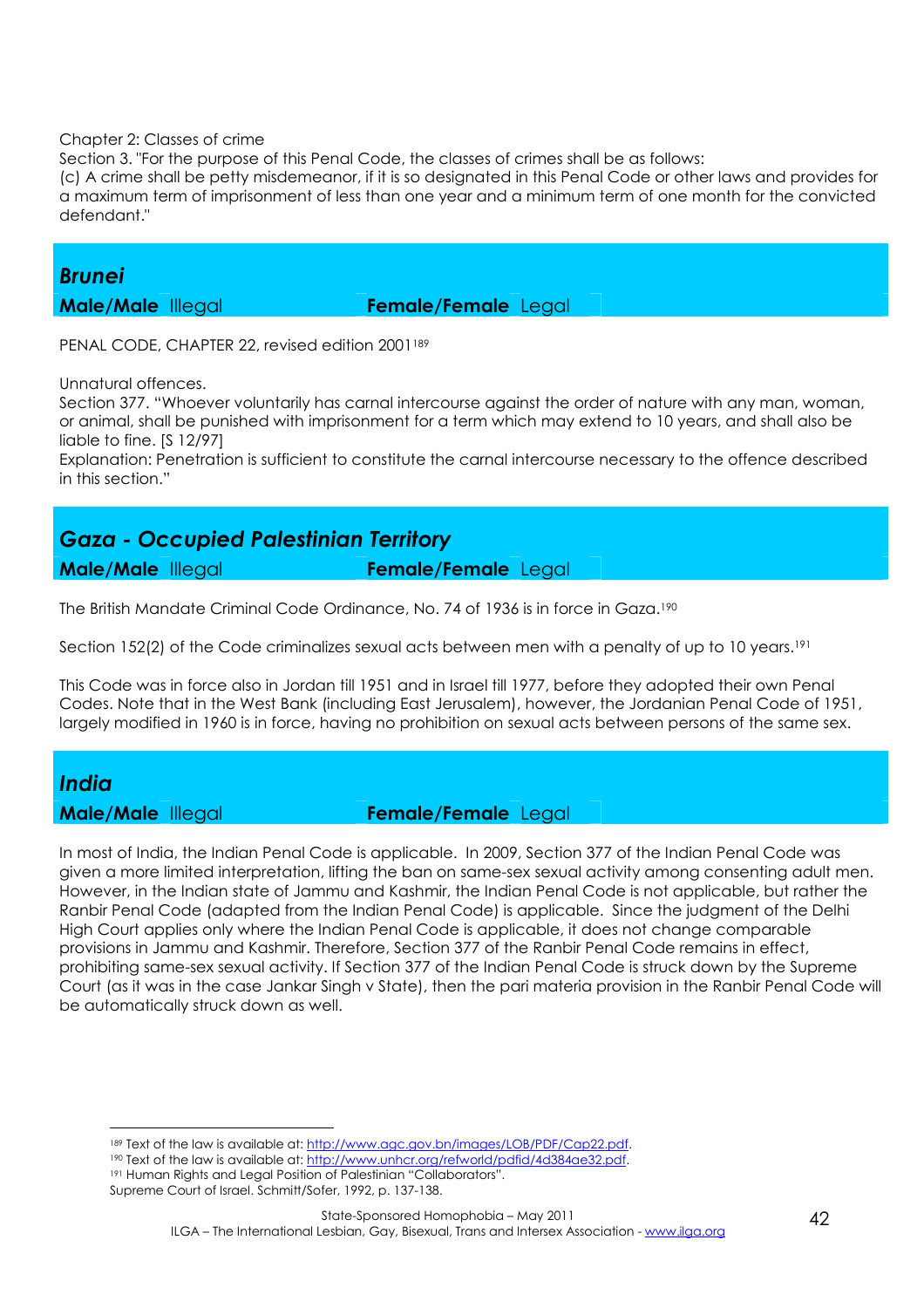Chapter 2: Classes of crime
Section 3. "For the purpose of this Penal Code, the classes of crimes shall be as follows:
(c) A crime shall be petty misdemeanor, if it is so designated in this Penal Code or other laws and provides for a maximum term of imprisonment of less than one year and a minimum term of one month for the convicted defendant."

## *Brunei*

**Male/Male** Illegal **Female/Female** Legal

PENAL CODE, CHAPTER 22, revised edition 2001[189]

Unnatural offences.
Section 377. "Whoever voluntarily has carnal intercourse against the order of nature with any man, woman, or animal, shall be punished with imprisonment for a term which may extend to 10 years, and shall also be liable to fine. [S 12/97]
Explanation: Penetration is sufficient to constitute the carnal intercourse necessary to the offence described in this section."

## *Gaza - Occupied Palestinian Territory*

**Male/Male** Illegal **Female/Female** Legal

The British Mandate Criminal Code Ordinance, No. 74 of 1936 is in force in Gaza.[190]

Section 152(2) of the Code criminalizes sexual acts between men with a penalty of up to 10 years.[191]

This Code was in force also in Jordan till 1951 and in Israel till 1977, before they adopted their own Penal Codes. Note that in the West Bank (including East Jerusalem), however, the Jordanian Penal Code of 1951, largely modified in 1960 is in force, having no prohibition on sexual acts between persons of the same sex.

## *India*

**Male/Male** Illegal **Female/Female** Legal

In most of India, the Indian Penal Code is applicable. In 2009, Section 377 of the Indian Penal Code was given a more limited interpretation, lifting the ban on same-sex sexual activity among consenting adult men. However, in the Indian state of Jammu and Kashmir, the Indian Penal Code is not applicable, but rather the Ranbir Penal Code (adapted from the Indian Penal Code) is applicable. Since the judgment of the Delhi High Court applies only where the Indian Penal Code is applicable, it does not change comparable provisions in Jammu and Kashmir. Therefore, Section 377 of the Ranbir Penal Code remains in effect, prohibiting same-sex sexual activity. If Section 377 of the Indian Penal Code is struck down by the Supreme Court (as it was in the case Jankar Singh v State), then the pari materia provision in the Ranbir Penal Code will be automatically struck down as well.

---

[189] Text of the law is available at: http://www.agc.gov.bn/images/LOB/PDF/Cap22.pdf.
[190] Text of the law is available at: http://www.unhcr.org/refworld/pdfid/4d384ae32.pdf.
[191] Human Rights and Legal Position of Palestinian "Collaborators".
Supreme Court of Israel. Schmitt/Sofer, 1992, p. 137-138.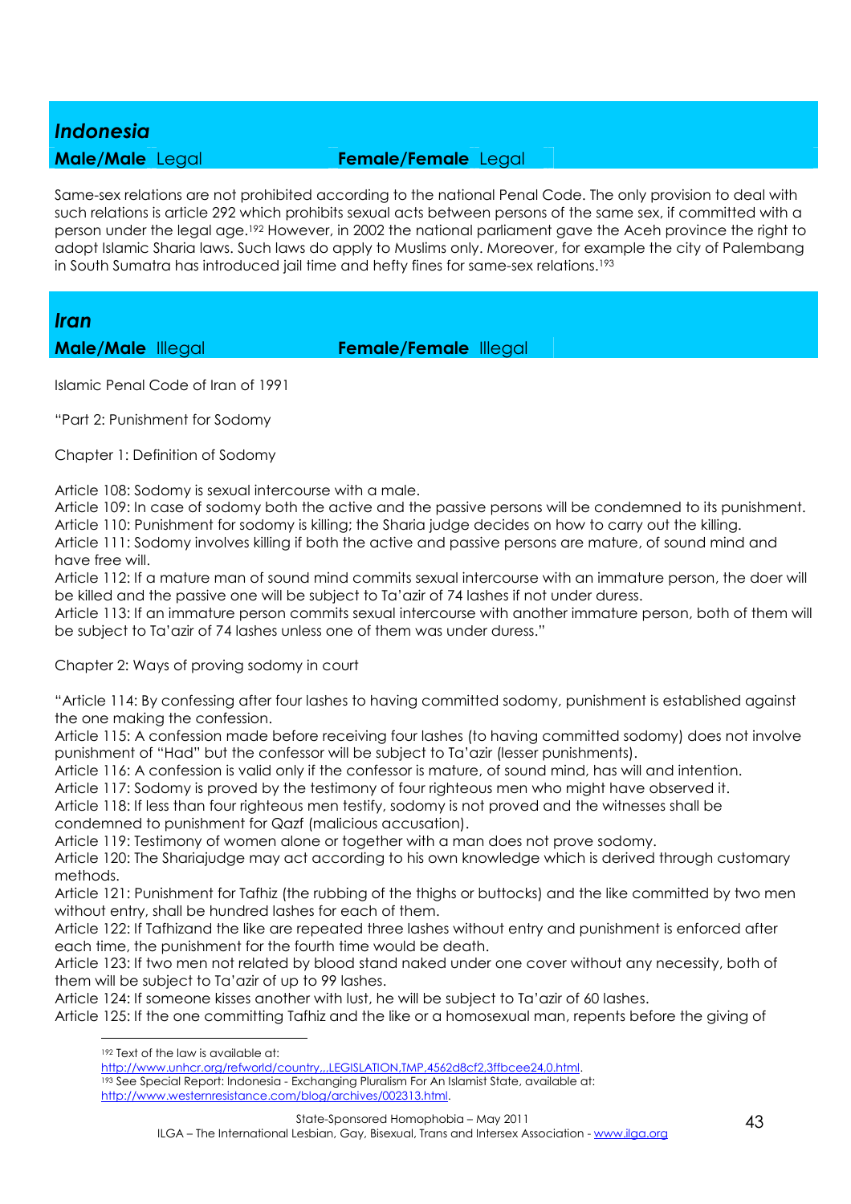## *Indonesia*

**Male/Male** Legal **Female/Female** Legal

Same-sex relations are not prohibited according to the national Penal Code. The only provision to deal with such relations is article 292 which prohibits sexual acts between persons of the same sex, if committed with a person under the legal age.[192] However, in 2002 the national parliament gave the Aceh province the right to adopt Islamic Sharia laws. Such laws do apply to Muslims only. Moreover, for example the city of Palembang in South Sumatra has introduced jail time and hefty fines for same-sex relations.[193]

## *Iran*

**Male/Male** Illegal **Female/Female** Illegal

Islamic Penal Code of Iran of 1991

"Part 2: Punishment for Sodomy

Chapter 1: Definition of Sodomy

Article 108: Sodomy is sexual intercourse with a male.
Article 109: In case of sodomy both the active and the passive persons will be condemned to its punishment.
Article 110: Punishment for sodomy is killing; the Sharia judge decides on how to carry out the killing.
Article 111: Sodomy involves killing if both the active and passive persons are mature, of sound mind and have free will.
Article 112: If a mature man of sound mind commits sexual intercourse with an immature person, the doer will be killed and the passive one will be subject to Ta'azir of 74 lashes if not under duress.
Article 113: If an immature person commits sexual intercourse with another immature person, both of them will be subject to Ta'azir of 74 lashes unless one of them was under duress."

Chapter 2: Ways of proving sodomy in court

"Article 114: By confessing after four lashes to having committed sodomy, punishment is established against the one making the confession.
Article 115: A confession made before receiving four lashes (to having committed sodomy) does not involve punishment of "Had" but the confessor will be subject to Ta'azir (lesser punishments).
Article 116: A confession is valid only if the confessor is mature, of sound mind, has will and intention.
Article 117: Sodomy is proved by the testimony of four righteous men who might have observed it.
Article 118: If less than four righteous men testify, sodomy is not proved and the witnesses shall be condemned to punishment for Qazf (malicious accusation).
Article 119: Testimony of women alone or together with a man does not prove sodomy.
Article 120: The Shariajudge may act according to his own knowledge which is derived through customary methods.
Article 121: Punishment for Tafhiz (the rubbing of the thighs or buttocks) and the like committed by two men without entry, shall be hundred lashes for each of them.
Article 122: If Tafhizand the like are repeated three lashes without entry and punishment is enforced after each time, the punishment for the fourth time would be death.
Article 123: If two men not related by blood stand naked under one cover without any necessity, both of them will be subject to Ta'azir of up to 99 lashes.
Article 124: If someone kisses another with lust, he will be subject to Ta'azir of 60 lashes.
Article 125: If the one committing Tafhiz and the like or a homosexual man, repents before the giving of

---

[192] Text of the law is available at: http://www.unhcr.org/refworld/country,,,LEGISLATION,TMP,4562d8cf2,3ffbcee24,0.html.

[193] See Special Report: Indonesia - Exchanging Pluralism For An Islamist State, available at: http://www.westernresistance.com/blog/archives/002313.html.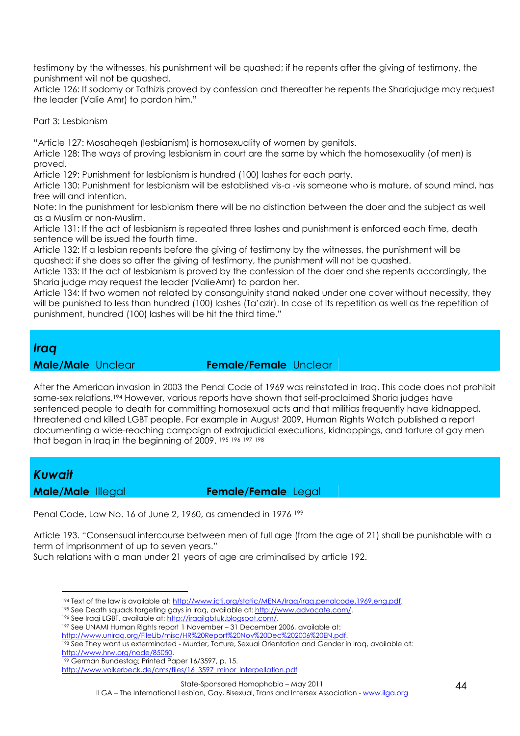testimony by the witnesses, his punishment will be quashed; if he repents after the giving of testimony, the punishment will not be quashed.
Article 126: If sodomy or Tafhizis proved by confession and thereafter he repents the Shariajudge may request the leader (Valie Amr) to pardon him."

Part 3: Lesbianism

"Article 127: Mosaheqeh (lesbianism) is homosexuality of women by genitals.
Article 128: The ways of proving lesbianism in court are the same by which the homosexuality (of men) is proved.
Article 129: Punishment for lesbianism is hundred (100) lashes for each party.
Article 130: Punishment for lesbianism will be established vis-a -vis someone who is mature, of sound mind, has free will and intention.
Note: In the punishment for lesbianism there will be no distinction between the doer and the subject as well as a Muslim or non-Muslim.
Article 131: If the act of lesbianism is repeated three lashes and punishment is enforced each time, death sentence will be issued the fourth time.
Article 132: If a lesbian repents before the giving of testimony by the witnesses, the punishment will be quashed; if she does so after the giving of testimony, the punishment will not be quashed.
Article 133: If the act of lesbianism is proved by the confession of the doer and she repents accordingly, the Sharia judge may request the leader (ValieAmr) to pardon her.
Article 134: If two women not related by consanguinity stand naked under one cover without necessity, they will be punished to less than hundred (100) lashes (Ta'azir). In case of its repetition as well as the repetition of punishment, hundred (100) lashes will be hit the third time."

## *Iraq*

**Male/Male** Unclear **Female/Female** Unclear

After the American invasion in 2003 the Penal Code of 1969 was reinstated in Iraq. This code does not prohibit same-sex relations.[194] However, various reports have shown that self-proclaimed Sharia judges have sentenced people to death for committing homosexual acts and that militias frequently have kidnapped, threatened and killed LGBT people. For example in August 2009, Human Rights Watch published a report documenting a wide-reaching campaign of extrajudicial executions, kidnappings, and torture of gay men that began in Iraq in the beginning of 2009. [195] [196] [197] [198]

## *Kuwait*

**Male/Male** Illegal **Female/Female** Legal

Penal Code, Law No. 16 of June 2, 1960, as amended in 1976 [199]

Article 193. "Consensual intercourse between men of full age (from the age of 21) shall be punishable with a term of imprisonment of up to seven years."
Such relations with a man under 21 years of age are criminalised by article 192.

---

[194] Text of the law is available at: http://www.ictj.org/static/MENA/Iraq/iraq.penalcode.1969.eng.pdf.
[195] See Death squads targeting gays in Iraq, available at: http://www.advocate.com/.
[196] See Iraqi LGBT, available at: http://iraqilgbtuk.blogspot.com/.
[197] See UNAMI Human Rights report 1 November – 31 December 2006, available at: http://www.uniraq.org/FileLib/misc/HR%20Report%20Nov%20Dec%202006%20EN.pdf.
[198] See They want us exterminated - Murder, Torture, Sexual Orientation and Gender in Iraq, available at: http://www.hrw.org/node/85050.
[199] German Bundestag; Printed Paper 16/3597, p. 15. http://www.volkerbeck.de/cms/files/16_3597_minor_interpellation.pdf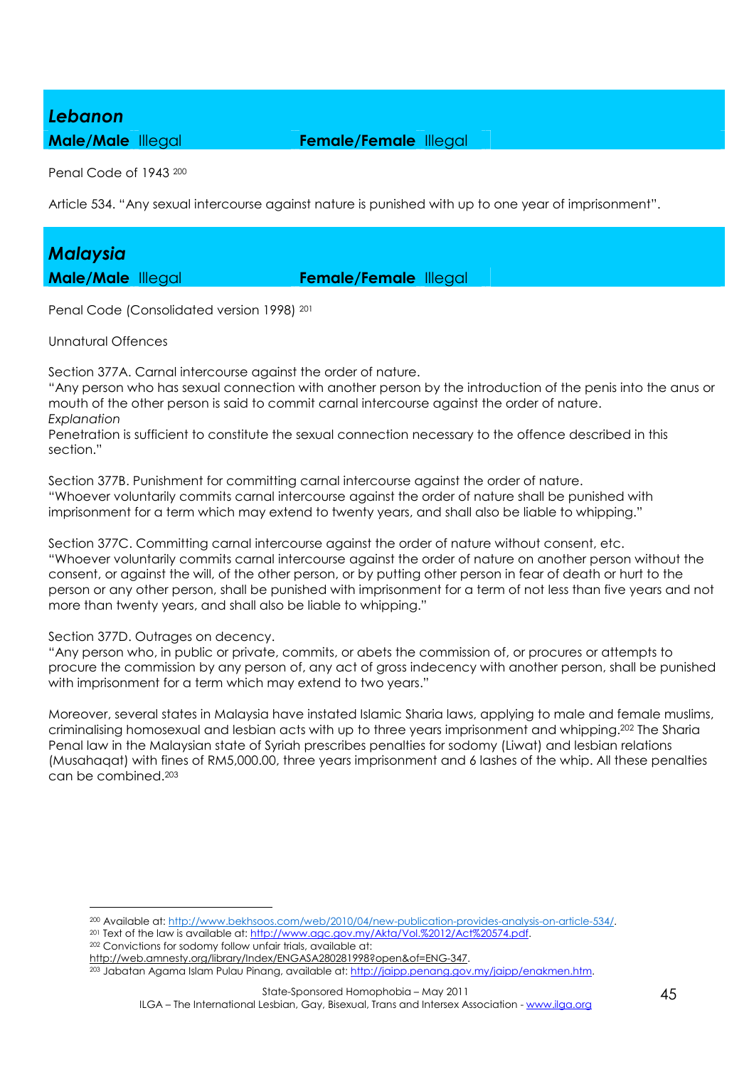## *Lebanon*

**Male/Male** Illegal **Female/Female** Illegal

Penal Code of 1943 [200]

Article 534. "Any sexual intercourse against nature is punished with up to one year of imprisonment".

## *Malaysia*

**Male/Male** Illegal **Female/Female** Illegal

Penal Code (Consolidated version 1998) [201]

Unnatural Offences

Section 377A. Carnal intercourse against the order of nature.
"Any person who has sexual connection with another person by the introduction of the penis into the anus or mouth of the other person is said to commit carnal intercourse against the order of nature.
*Explanation*
Penetration is sufficient to constitute the sexual connection necessary to the offence described in this section."

Section 377B. Punishment for committing carnal intercourse against the order of nature.
"Whoever voluntarily commits carnal intercourse against the order of nature shall be punished with imprisonment for a term which may extend to twenty years, and shall also be liable to whipping."

Section 377C. Committing carnal intercourse against the order of nature without consent, etc.
"Whoever voluntarily commits carnal intercourse against the order of nature on another person without the consent, or against the will, of the other person, or by putting other person in fear of death or hurt to the person or any other person, shall be punished with imprisonment for a term of not less than five years and not more than twenty years, and shall also be liable to whipping."

Section 377D. Outrages on decency.
"Any person who, in public or private, commits, or abets the commission of, or procures or attempts to procure the commission by any person of, any act of gross indecency with another person, shall be punished with imprisonment for a term which may extend to two years."

Moreover, several states in Malaysia have instated Islamic Sharia laws, applying to male and female muslims, criminalising homosexual and lesbian acts with up to three years imprisonment and whipping.[202] The Sharia Penal law in the Malaysian state of Syriah prescribes penalties for sodomy (Liwat) and lesbian relations (Musahaqat) with fines of RM5,000.00, three years imprisonment and 6 lashes of the whip. All these penalties can be combined.[203]

---

[200] Available at: http://www.bekhsoos.com/web/2010/04/new-publication-provides-analysis-on-article-534/.

[201] Text of the law is available at: http://www.agc.gov.my/Akta/Vol.%2012/Act%20574.pdf.

[202] Convictions for sodomy follow unfair trials, available at: http://web.amnesty.org/library/Index/ENGASA280281998?open&of=ENG-347.

[203] Jabatan Agama Islam Pulau Pinang, available at: http://jaipp.penang.gov.my/jaipp/enakmen.htm.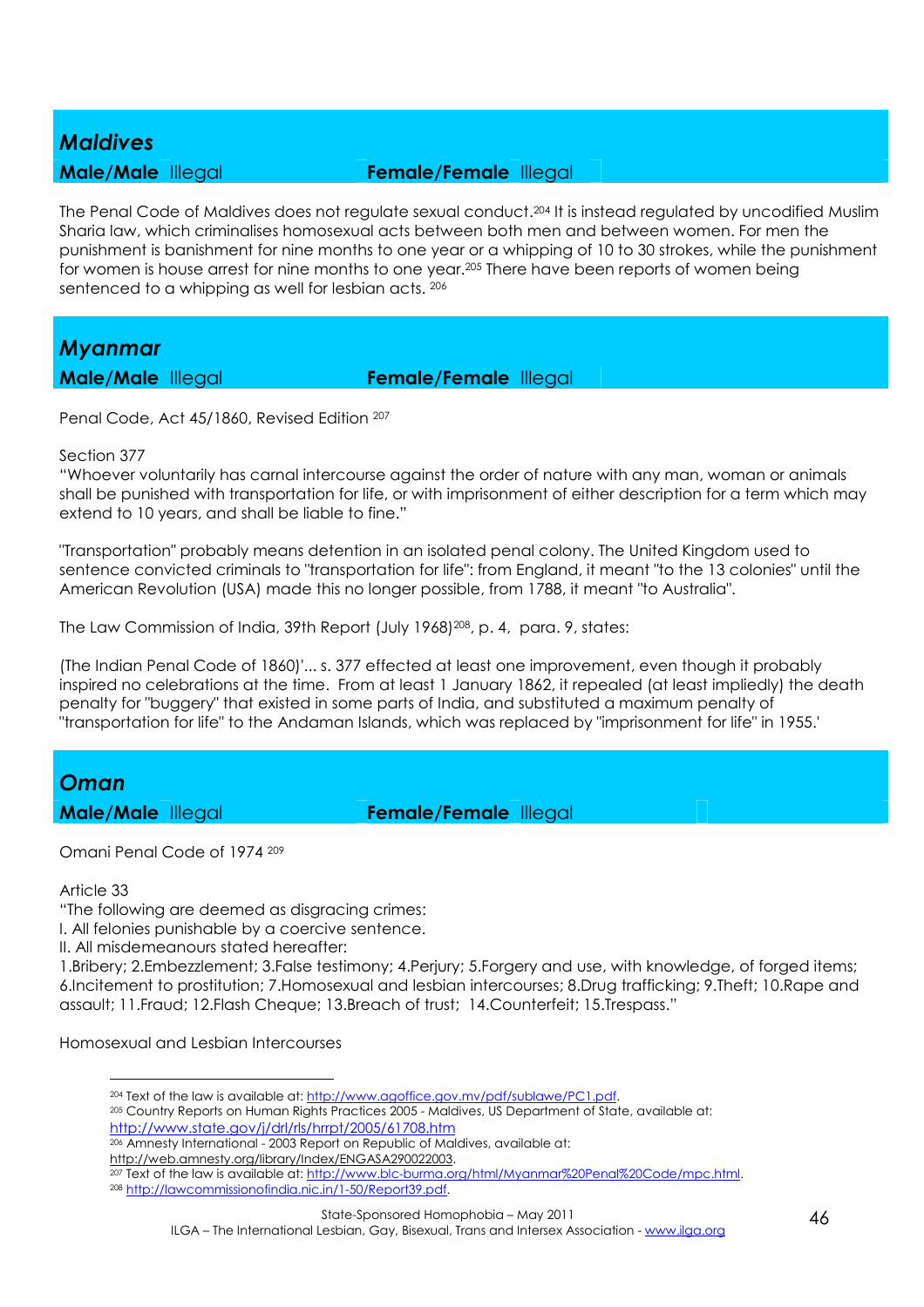## *Maldives*

**Male/Male** Illegal **Female/Female** Illegal

The Penal Code of Maldives does not regulate sexual conduct.[204] It is instead regulated by uncodified Muslim Sharia law, which criminalises homosexual acts between both men and between women. For men the punishment is banishment for nine months to one year or a whipping of 10 to 30 strokes, while the punishment for women is house arrest for nine months to one year.[205] There have been reports of women being sentenced to a whipping as well for lesbian acts. [206]

## *Myanmar*

**Male/Male** Illegal **Female/Female** Illegal

Penal Code, Act 45/1860, Revised Edition [207]

Section 377
"Whoever voluntarily has carnal intercourse against the order of nature with any man, woman or animals shall be punished with transportation for life, or with imprisonment of either description for a term which may extend to 10 years, and shall be liable to fine."

"Transportation" probably means detention in an isolated penal colony. The United Kingdom used to sentence convicted criminals to "transportation for life": from England, it meant "to the 13 colonies" until the American Revolution (USA) made this no longer possible, from 1788, it meant "to Australia".

The Law Commission of India, 39th Report (July 1968)[208], p. 4, para. 9, states:

(The Indian Penal Code of 1860)'... s. 377 effected at least one improvement, even though it probably inspired no celebrations at the time. From at least 1 January 1862, it repealed (at least impliedly) the death penalty for "buggery" that existed in some parts of India, and substituted a maximum penalty of "transportation for life" to the Andaman Islands, which was replaced by "imprisonment for life" in 1955.'

## *Oman*

**Male/Male** Illegal **Female/Female** Illegal

Omani Penal Code of 1974 [209]

Article 33
"The following are deemed as disgracing crimes:
I. All felonies punishable by a coercive sentence.
II. All misdemeanours stated hereafter:
1.Bribery; 2.Embezzlement; 3.False testimony; 4.Perjury; 5.Forgery and use, with knowledge, of forged items; 6.Incitement to prostitution; 7.Homosexual and lesbian intercourses; 8.Drug trafficking; 9.Theft; 10.Rape and assault; 11.Fraud; 12.Flash Cheque; 13.Breach of trust; 14.Counterfeit; 15.Trespass."

Homosexual and Lesbian Intercourses

---

[204] Text of the law is available at: http://www.agoffice.gov.mv/pdf/sublawe/PC1.pdf.
[205] Country Reports on Human Rights Practices 2005 - Maldives, US Department of State, available at: http://www.state.gov/j/drl/rls/hrrpt/2005/61708.htm
[206] Amnesty International - 2003 Report on Republic of Maldives, available at: http://web.amnesty.org/library/Index/ENGASA290022003.
[207] Text of the law is available at: http://www.blc-burma.org/html/Myanmar%20Penal%20Code/mpc.html.
[208] http://lawcommissionofindia.nic.in/1-50/Report39.pdf.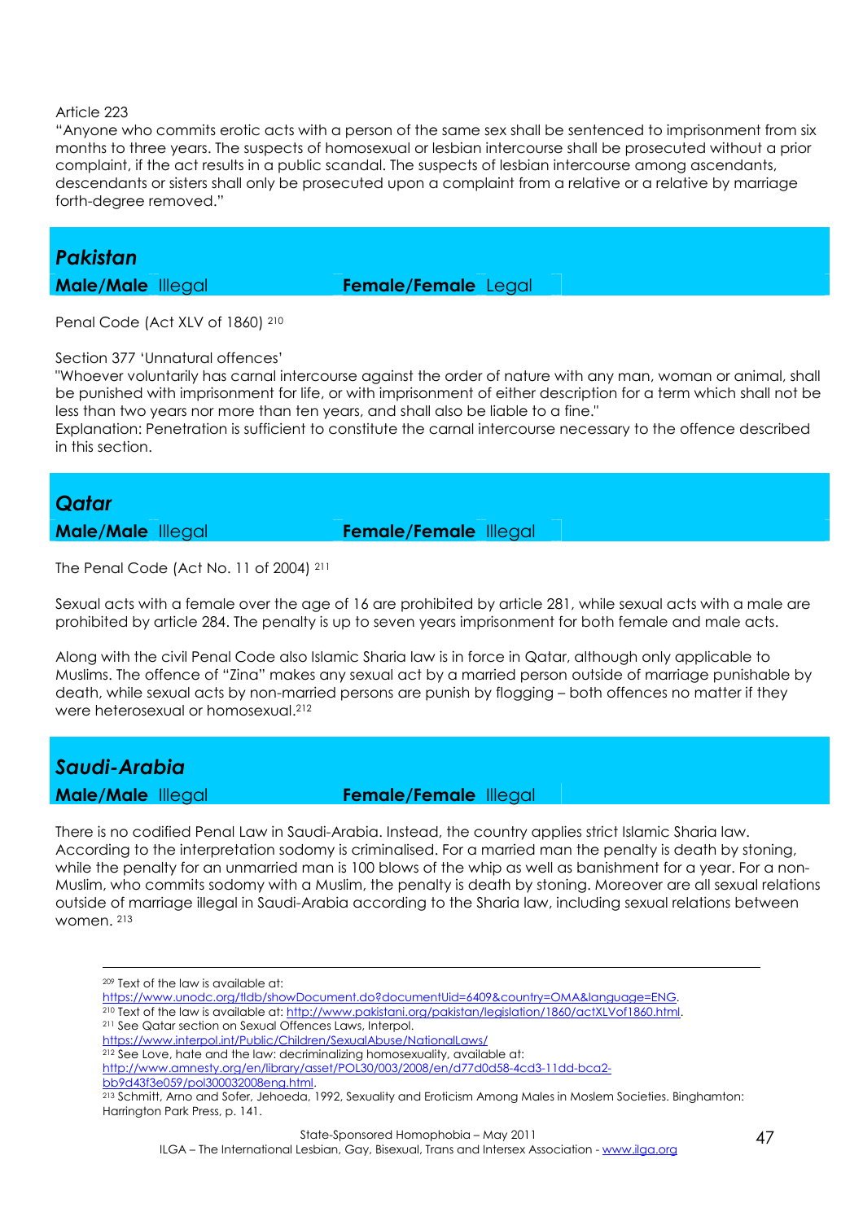Article 223
"Anyone who commits erotic acts with a person of the same sex shall be sentenced to imprisonment from six months to three years. The suspects of homosexual or lesbian intercourse shall be prosecuted without a prior complaint, if the act results in a public scandal. The suspects of lesbian intercourse among ascendants, descendants or sisters shall only be prosecuted upon a complaint from a relative or a relative by marriage forth-degree removed."

## *Pakistan*

**Male/Male** Illegal **Female/Female** Legal

Penal Code (Act XLV of 1860) [210]

Section 377 'Unnatural offences'
"Whoever voluntarily has carnal intercourse against the order of nature with any man, woman or animal, shall be punished with imprisonment for life, or with imprisonment of either description for a term which shall not be less than two years nor more than ten years, and shall also be liable to a fine."
Explanation: Penetration is sufficient to constitute the carnal intercourse necessary to the offence described in this section.

## *Qatar*

**Male/Male** Illegal **Female/Female** Illegal

The Penal Code (Act No. 11 of 2004) [211]

Sexual acts with a female over the age of 16 are prohibited by article 281, while sexual acts with a male are prohibited by article 284. The penalty is up to seven years imprisonment for both female and male acts.

Along with the civil Penal Code also Islamic Sharia law is in force in Qatar, although only applicable to Muslims. The offence of "Zina" makes any sexual act by a married person outside of marriage punishable by death, while sexual acts by non-married persons are punish by flogging – both offences no matter if they were heterosexual or homosexual.[212]

## *Saudi-Arabia*

**Male/Male** Illegal **Female/Female** Illegal

There is no codified Penal Law in Saudi-Arabia. Instead, the country applies strict Islamic Sharia law. According to the interpretation sodomy is criminalised. For a married man the penalty is death by stoning, while the penalty for an unmarried man is 100 blows of the whip as well as banishment for a year. For a non-Muslim, who commits sodomy with a Muslim, the penalty is death by stoning. Moreover are all sexual relations outside of marriage illegal in Saudi-Arabia according to the Sharia law, including sexual relations between women. [213]

---

[209] Text of the law is available at: https://www.unodc.org/tldb/showDocument.do?documentUid=6409&country=OMA&language=ENG.

[210] Text of the law is available at: http://www.pakistani.org/pakistan/legislation/1860/actXLVof1860.html.

[211] See Qatar section on Sexual Offences Laws, Interpol. https://www.interpol.int/Public/Children/SexualAbuse/NationalLaws/

[212] See Love, hate and the law: decriminalizing homosexuality, available at: http://www.amnesty.org/en/library/asset/POL30/003/2008/en/d77d0d58-4cd3-11dd-bca2-bb9d43f3e059/pol300032008eng.html.

[213] Schmitt, Arno and Sofer, Jehoeda, 1992, Sexuality and Eroticism Among Males in Moslem Societies. Binghamton: Harrington Park Press, p. 141.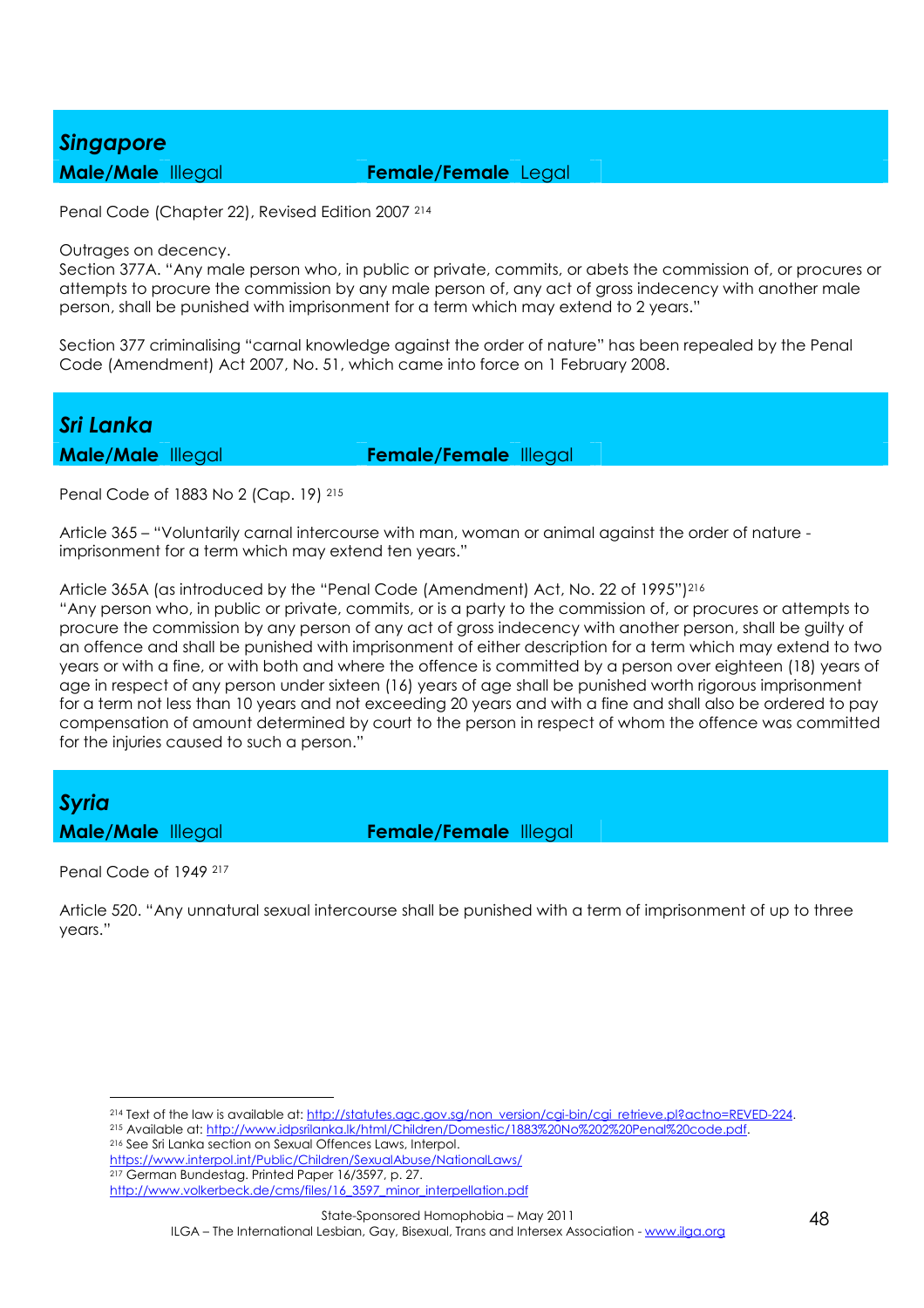## *Singapore*

**Male/Male** Illegal **Female/Female** Legal

Penal Code (Chapter 22), Revised Edition 2007 [214]

Outrages on decency.
Section 377A. "Any male person who, in public or private, commits, or abets the commission of, or procures or attempts to procure the commission by any male person of, any act of gross indecency with another male person, shall be punished with imprisonment for a term which may extend to 2 years."

Section 377 criminalising "carnal knowledge against the order of nature" has been repealed by the Penal Code (Amendment) Act 2007, No. 51, which came into force on 1 February 2008.

## *Sri Lanka*

**Male/Male** Illegal **Female/Female** Illegal

Penal Code of 1883 No 2 (Cap. 19) [215]

Article 365 – "Voluntarily carnal intercourse with man, woman or animal against the order of nature - imprisonment for a term which may extend ten years."

Article 365A (as introduced by the "Penal Code (Amendment) Act, No. 22 of 1995")[216]
"Any person who, in public or private, commits, or is a party to the commission of, or procures or attempts to procure the commission by any person of any act of gross indecency with another person, shall be guilty of an offence and shall be punished with imprisonment of either description for a term which may extend to two years or with a fine, or with both and where the offence is committed by a person over eighteen (18) years of age in respect of any person under sixteen (16) years of age shall be punished worth rigorous imprisonment for a term not less than 10 years and not exceeding 20 years and with a fine and shall also be ordered to pay compensation of amount determined by court to the person in respect of whom the offence was committed for the injuries caused to such a person."

## *Syria*

**Male/Male** Illegal **Female/Female** Illegal

Penal Code of 1949 [217]

Article 520. "Any unnatural sexual intercourse shall be punished with a term of imprisonment of up to three years."

---

[214] Text of the law is available at: http://statutes.agc.gov.sg/non_version/cgi-bin/cgi_retrieve.pl?actno=REVED-224.
[215] Available at: http://www.idpsrilanka.lk/html/Children/Domestic/1883%20No%202%20Penal%20code.pdf.
[216] See Sri Lanka section on Sexual Offences Laws, Interpol. https://www.interpol.int/Public/Children/SexualAbuse/NationalLaws/
[217] German Bundestag. Printed Paper 16/3597, p. 27. http://www.volkerbeck.de/cms/files/16_3597_minor_interpellation.pdf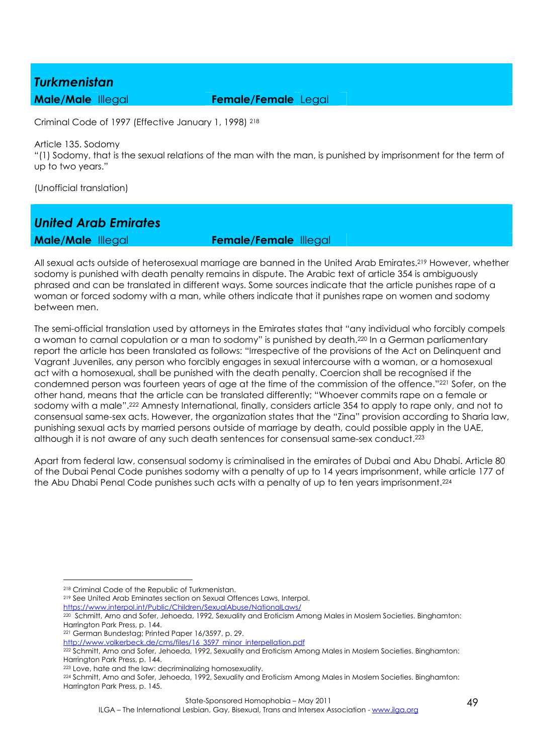## *Turkmenistan*

**Male/Male** Illegal **Female/Female** Legal

Criminal Code of 1997 (Effective January 1, 1998) [218]

Article 135. Sodomy
"(1) Sodomy, that is the sexual relations of the man with the man, is punished by imprisonment for the term of up to two years."

(Unofficial translation)

## *United Arab Emirates*

**Male/Male** Illegal **Female/Female** Illegal

All sexual acts outside of heterosexual marriage are banned in the United Arab Emirates.[219] However, whether sodomy is punished with death penalty remains in dispute. The Arabic text of article 354 is ambiguously phrased and can be translated in different ways. Some sources indicate that the article punishes rape of a woman or forced sodomy with a man, while others indicate that it punishes rape on women and sodomy between men.

The semi-official translation used by attorneys in the Emirates states that "any individual who forcibly compels a woman to carnal copulation or a man to sodomy" is punished by death.[220] In a German parliamentary report the article has been translated as follows: "Irrespective of the provisions of the Act on Delinquent and Vagrant Juveniles, any person who forcibly engages in sexual intercourse with a woman, or a homosexual act with a homosexual, shall be punished with the death penalty. Coercion shall be recognised if the condemned person was fourteen years of age at the time of the commission of the offence."[221] Sofer, on the other hand, means that the article can be translated differently; "Whoever commits rape on a female or sodomy with a male".[222] Amnesty International, finally, considers article 354 to apply to rape only, and not to consensual same-sex acts. However, the organization states that the "Zina" provision according to Sharia law, punishing sexual acts by married persons outside of marriage by death, could possible apply in the UAE, although it is not aware of any such death sentences for consensual same-sex conduct.[223]

Apart from federal law, consensual sodomy is criminalised in the emirates of Dubai and Abu Dhabi. Article 80 of the Dubai Penal Code punishes sodomy with a penalty of up to 14 years imprisonment, while article 177 of the Abu Dhabi Penal Code punishes such acts with a penalty of up to ten years imprisonment.[224]

---

[218] Criminal Code of the Republic of Turkmenistan.

[219] See United Arab Eminates section on Sexual Offences Laws, Interpol.
https://www.interpol.int/Public/Children/SexualAbuse/NationalLaws/

[220] Schmitt, Arno and Sofer, Jehoeda, 1992, Sexuality and Eroticism Among Males in Moslem Societies. Binghamton: Harrington Park Press, p. 144.

[221] German Bundestag; Printed Paper 16/3597, p. 29.
http://www.volkerbeck.de/cms/files/16_3597_minor_interpellation.pdf

[222] Schmitt, Arno and Sofer, Jehoeda, 1992, Sexuality and Eroticism Among Males in Moslem Societies. Binghamton: Harrington Park Press, p. 144.

[223] Love, hate and the law: decriminalizing homosexuality.

[224] Schmitt, Arno and Sofer, Jehoeda, 1992, Sexuality and Eroticism Among Males in Moslem Societies. Binghamton: Harrington Park Press, p. 145.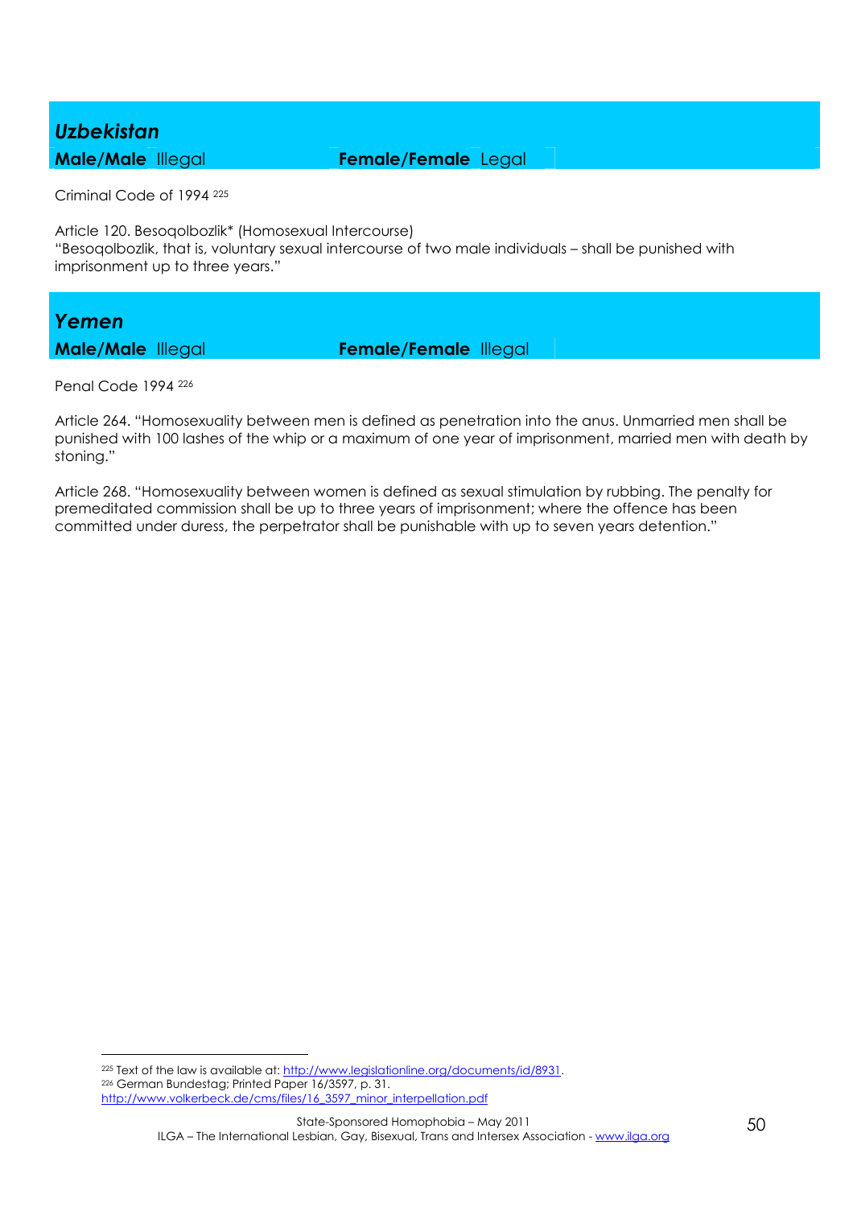## *Uzbekistan*

**Male/Male** Illegal **Female/Female** Legal

Criminal Code of 1994 [225]

Article 120. Besoqolbozlik* (Homosexual Intercourse)
"Besoqolbozlik, that is, voluntary sexual intercourse of two male individuals – shall be punished with imprisonment up to three years."

## *Yemen*

**Male/Male** Illegal **Female/Female** Illegal

Penal Code 1994 [226]

Article 264. "Homosexuality between men is defined as penetration into the anus. Unmarried men shall be punished with 100 lashes of the whip or a maximum of one year of imprisonment, married men with death by stoning."

Article 268. "Homosexuality between women is defined as sexual stimulation by rubbing. The penalty for premeditated commission shall be up to three years of imprisonment; where the offence has been committed under duress, the perpetrator shall be punishable with up to seven years detention."

---

[225] Text of the law is available at: http://www.legislationline.org/documents/id/8931.
[226] German Bundestag; Printed Paper 16/3597, p. 31.
http://www.volkerbeck.de/cms/files/16_3597_minor_interpellation.pdf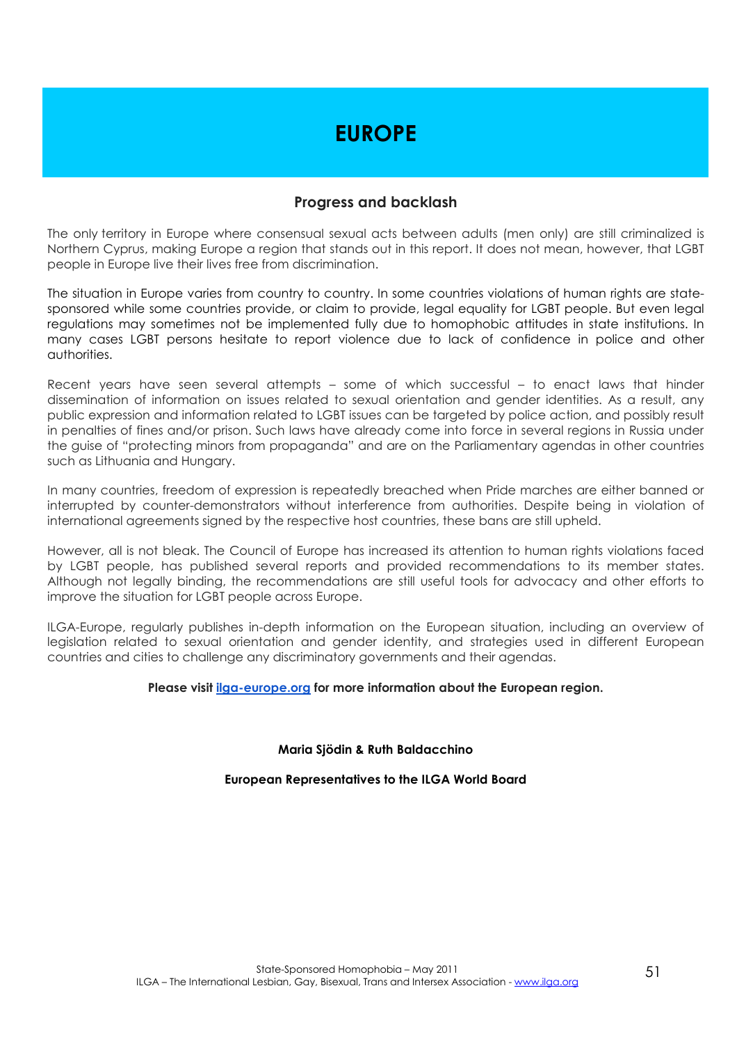# EUROPE

## Progress and backlash

The only territory in Europe where consensual sexual acts between adults (men only) are still criminalized is Northern Cyprus, making Europe a region that stands out in this report. It does not mean, however, that LGBT people in Europe live their lives free from discrimination.

The situation in Europe varies from country to country. In some countries violations of human rights are state-sponsored while some countries provide, or claim to provide, legal equality for LGBT people. But even legal regulations may sometimes not be implemented fully due to homophobic attitudes in state institutions. In many cases LGBT persons hesitate to report violence due to lack of confidence in police and other authorities.

Recent years have seen several attempts – some of which successful – to enact laws that hinder dissemination of information on issues related to sexual orientation and gender identities. As a result, any public expression and information related to LGBT issues can be targeted by police action, and possibly result in penalties of fines and/or prison. Such laws have already come into force in several regions in Russia under the guise of "protecting minors from propaganda" and are on the Parliamentary agendas in other countries such as Lithuania and Hungary.

In many countries, freedom of expression is repeatedly breached when Pride marches are either banned or interrupted by counter-demonstrators without interference from authorities. Despite being in violation of international agreements signed by the respective host countries, these bans are still upheld.

However, all is not bleak. The Council of Europe has increased its attention to human rights violations faced by LGBT people, has published several reports and provided recommendations to its member states. Although not legally binding, the recommendations are still useful tools for advocacy and other efforts to improve the situation for LGBT people across Europe.

ILGA-Europe, regularly publishes in-depth information on the European situation, including an overview of legislation related to sexual orientation and gender identity, and strategies used in different European countries and cities to challenge any discriminatory governments and their agendas.

**Please visit ilga-europe.org for more information about the European region.**

**Maria Sjödin & Ruth Baldacchino**

**European Representatives to the ILGA World Board**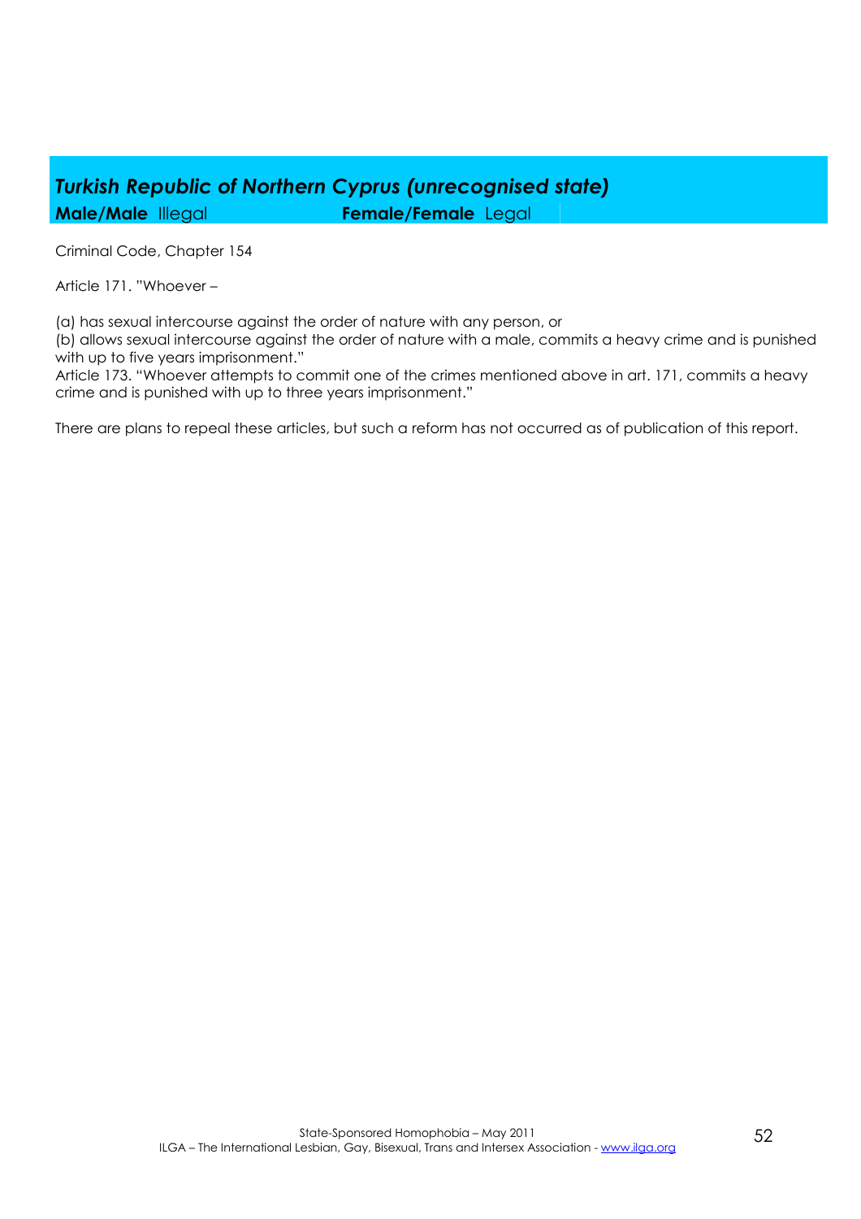## *Turkish Republic of Northern Cyprus (unrecognised state)*

**Male/Male** Illegal **Female/Female** Legal

Criminal Code, Chapter 154

Article 171. "Whoever –

(a) has sexual intercourse against the order of nature with any person, or
(b) allows sexual intercourse against the order of nature with a male, commits a heavy crime and is punished with up to five years imprisonment."

Article 173. "Whoever attempts to commit one of the crimes mentioned above in art. 171, commits a heavy crime and is punished with up to three years imprisonment."

There are plans to repeal these articles, but such a reform has not occurred as of publication of this report.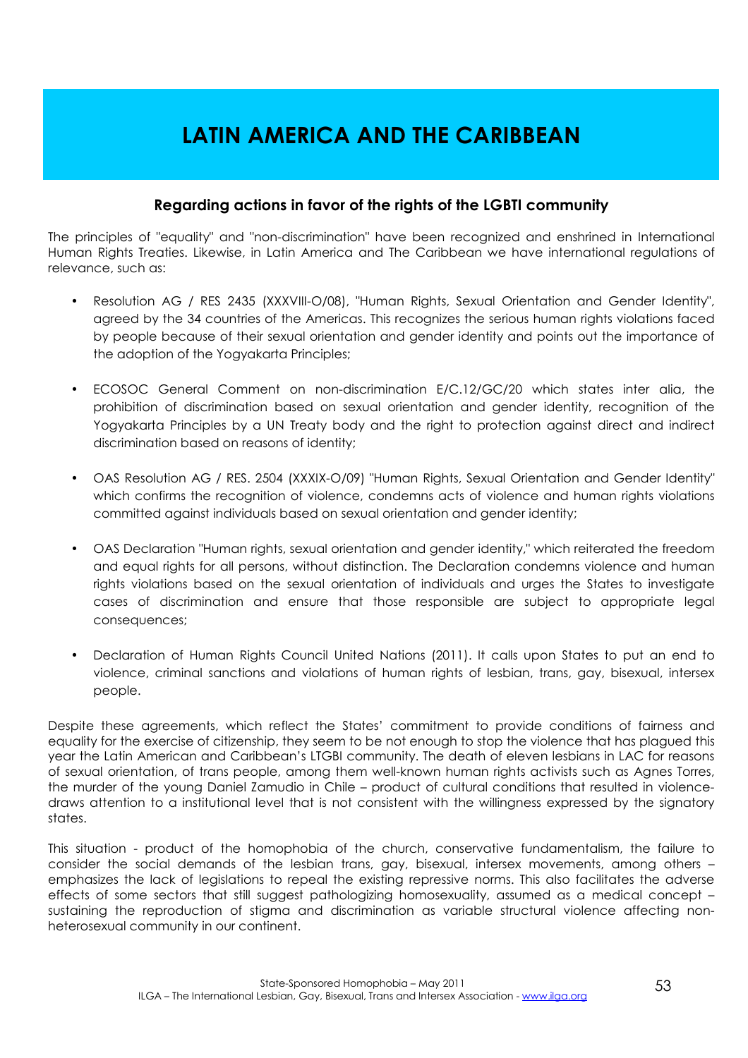# LATIN AMERICA AND THE CARIBBEAN

### Regarding actions in favor of the rights of the LGBTI community

The principles of "equality" and "non-discrimination" have been recognized and enshrined in International Human Rights Treaties. Likewise, in Latin America and The Caribbean we have international regulations of relevance, such as:

- Resolution AG / RES 2435 (XXXVIII-O/08), "Human Rights, Sexual Orientation and Gender Identity", agreed by the 34 countries of the Americas. This recognizes the serious human rights violations faced by people because of their sexual orientation and gender identity and points out the importance of the adoption of the Yogyakarta Principles;

- ECOSOC General Comment on non-discrimination E/C.12/GC/20 which states inter alia, the prohibition of discrimination based on sexual orientation and gender identity, recognition of the Yogyakarta Principles by a UN Treaty body and the right to protection against direct and indirect discrimination based on reasons of identity;

- OAS Resolution AG / RES. 2504 (XXXIX-O/09) "Human Rights, Sexual Orientation and Gender Identity" which confirms the recognition of violence, condemns acts of violence and human rights violations committed against individuals based on sexual orientation and gender identity;

- OAS Declaration "Human rights, sexual orientation and gender identity," which reiterated the freedom and equal rights for all persons, without distinction. The Declaration condemns violence and human rights violations based on the sexual orientation of individuals and urges the States to investigate cases of discrimination and ensure that those responsible are subject to appropriate legal consequences;

- Declaration of Human Rights Council United Nations (2011). It calls upon States to put an end to violence, criminal sanctions and violations of human rights of lesbian, trans, gay, bisexual, intersex people.

Despite these agreements, which reflect the States' commitment to provide conditions of fairness and equality for the exercise of citizenship, they seem to be not enough to stop the violence that has plagued this year the Latin American and Caribbean's LTGBI community. The death of eleven lesbians in LAC for reasons of sexual orientation, of trans people, among them well-known human rights activists such as Agnes Torres, the murder of the young Daniel Zamudio in Chile – product of cultural conditions that resulted in violence-draws attention to a institutional level that is not consistent with the willingness expressed by the signatory states.

This situation - product of the homophobia of the church, conservative fundamentalism, the failure to consider the social demands of the lesbian trans, gay, bisexual, intersex movements, among others – emphasizes the lack of legislations to repeal the existing repressive norms. This also facilitates the adverse effects of some sectors that still suggest pathologizing homosexuality, assumed as a medical concept – sustaining the reproduction of stigma and discrimination as variable structural violence affecting non-heterosexual community in our continent.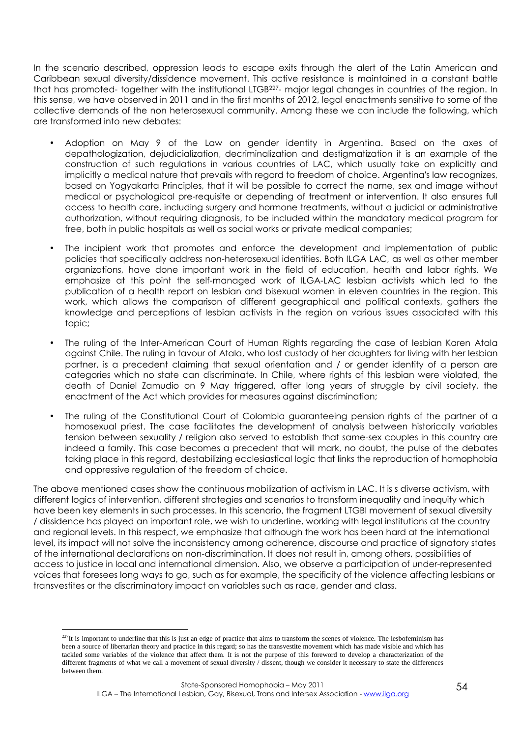In the scenario described, oppression leads to escape exits through the alert of the Latin American and Caribbean sexual diversity/dissidence movement. This active resistance is maintained in a constant battle that has promoted- together with the institutional LTGB[227]- major legal changes in countries of the region. In this sense, we have observed in 2011 and in the first months of 2012, legal enactments sensitive to some of the collective demands of the non heterosexual community. Among these we can include the following, which are transformed into new debates:

- Adoption on May 9 of the Law on gender identity in Argentina. Based on the axes of depathologization, dejudicialization, decriminalization and destigmatization it is an example of the construction of such regulations in various countries of LAC, which usually take on explicitly and implicitly a medical nature that prevails with regard to freedom of choice. Argentina's law recognizes, based on Yogyakarta Principles, that it will be possible to correct the name, sex and image without medical or psychological pre-requisite or depending of treatment or intervention. It also ensures full access to health care, including surgery and hormone treatments, without a judicial or administrative authorization, without requiring diagnosis, to be included within the mandatory medical program for free, both in public hospitals as well as social works or private medical companies;
- The incipient work that promotes and enforce the development and implementation of public policies that specifically address non-heterosexual identities. Both ILGA LAC, as well as other member organizations, have done important work in the field of education, health and labor rights. We emphasize at this point the self-managed work of ILGA-LAC lesbian activists which led to the publication of a health report on lesbian and bisexual women in eleven countries in the region. This work, which allows the comparison of different geographical and political contexts, gathers the knowledge and perceptions of lesbian activists in the region on various issues associated with this topic;
- The ruling of the Inter-American Court of Human Rights regarding the case of lesbian Karen Atala against Chile. The ruling in favour of Atala, who lost custody of her daughters for living with her lesbian partner, is a precedent claiming that sexual orientation and / or gender identity of a person are categories which no state can discriminate. In Chile, where rights of this lesbian were violated, the death of Daniel Zamudio on 9 May triggered, after long years of struggle by civil society, the enactment of the Act which provides for measures against discrimination;
- The ruling of the Constitutional Court of Colombia guaranteeing pension rights of the partner of a homosexual priest. The case facilitates the development of analysis between historically variables tension between sexuality / religion also served to establish that same-sex couples in this country are indeed a family. This case becomes a precedent that will mark, no doubt, the pulse of the debates taking place in this regard, destabilizing ecclesiastical logic that links the reproduction of homophobia and oppressive regulation of the freedom of choice.

The above mentioned cases show the continuous mobilization of activism in LAC. It is s diverse activism, with different logics of intervention, different strategies and scenarios to transform inequality and inequity which have been key elements in such processes. In this scenario, the fragment LTGBI movement of sexual diversity / dissidence has played an important role, we wish to underline, working with legal institutions at the country and regional levels. In this respect, we emphasize that although the work has been hard at the international level, its impact will not solve the inconsistency among adherence, discourse and practice of signatory states of the international declarations on non-discrimination. It does not result in, among others, possibilities of access to justice in local and international dimension. Also, we observe a participation of under-represented voices that foresees long ways to go, such as for example, the specificity of the violence affecting lesbians or transvestites or the discriminatory impact on variables such as race, gender and class.

[227] It is important to underline that this is just an edge of practice that aims to transform the scenes of violence. The lesbofeminism has been a source of libertarian theory and practice in this regard; so has the transvestite movement which has made visible and which has tackled some variables of the violence that affect them. It is not the purpose of this foreword to develop a characterization of the different fragments of what we call a movement of sexual diversity / dissent, though we consider it necessary to state the differences between them.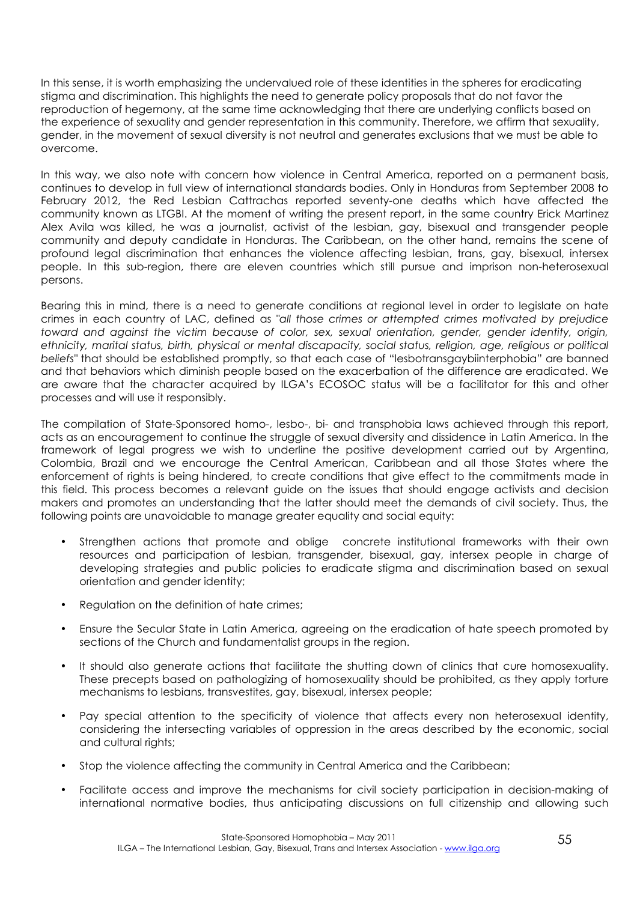In this sense, it is worth emphasizing the undervalued role of these identities in the spheres for eradicating stigma and discrimination. This highlights the need to generate policy proposals that do not favor the reproduction of hegemony, at the same time acknowledging that there are underlying conflicts based on the experience of sexuality and gender representation in this community. Therefore, we affirm that sexuality, gender, in the movement of sexual diversity is not neutral and generates exclusions that we must be able to overcome.

In this way, we also note with concern how violence in Central America, reported on a permanent basis, continues to develop in full view of international standards bodies. Only in Honduras from September 2008 to February 2012, the Red Lesbian Cattrachas reported seventy-one deaths which have affected the community known as LTGBI. At the moment of writing the present report, in the same country Erick Martinez Alex Avila was killed, he was a journalist, activist of the lesbian, gay, bisexual and transgender people community and deputy candidate in Honduras. The Caribbean, on the other hand, remains the scene of profound legal discrimination that enhances the violence affecting lesbian, trans, gay, bisexual, intersex people. In this sub-region, there are eleven countries which still pursue and imprison non-heterosexual persons.

Bearing this in mind, there is a need to generate conditions at regional level in order to legislate on hate crimes in each country of LAC, defined as *"all those crimes or attempted crimes motivated by prejudice toward and against the victim because of color, sex, sexual orientation, gender, gender identity, origin, ethnicity, marital status, birth, physical or mental discapacity, social status, religion, age, religious or political beliefs"* that should be established promptly, so that each case of "lesbotransgaybiinterphobia" are banned and that behaviors which diminish people based on the exacerbation of the difference are eradicated. We are aware that the character acquired by ILGA's ECOSOC status will be a facilitator for this and other processes and will use it responsibly.

The compilation of State-Sponsored homo-, lesbo-, bi- and transphobia laws achieved through this report, acts as an encouragement to continue the struggle of sexual diversity and dissidence in Latin America. In the framework of legal progress we wish to underline the positive development carried out by Argentina, Colombia, Brazil and we encourage the Central American, Caribbean and all those States where the enforcement of rights is being hindered, to create conditions that give effect to the commitments made in this field. This process becomes a relevant guide on the issues that should engage activists and decision makers and promotes an understanding that the latter should meet the demands of civil society. Thus, the following points are unavoidable to manage greater equality and social equity:

- Strengthen actions that promote and oblige concrete institutional frameworks with their own resources and participation of lesbian, transgender, bisexual, gay, intersex people in charge of developing strategies and public policies to eradicate stigma and discrimination based on sexual orientation and gender identity;
- Regulation on the definition of hate crimes;
- Ensure the Secular State in Latin America, agreeing on the eradication of hate speech promoted by sections of the Church and fundamentalist groups in the region.
- It should also generate actions that facilitate the shutting down of clinics that cure homosexuality. These precepts based on pathologizing of homosexuality should be prohibited, as they apply torture mechanisms to lesbians, transvestites, gay, bisexual, intersex people;
- Pay special attention to the specificity of violence that affects every non heterosexual identity, considering the intersecting variables of oppression in the areas described by the economic, social and cultural rights;
- Stop the violence affecting the community in Central America and the Caribbean;
- Facilitate access and improve the mechanisms for civil society participation in decision-making of international normative bodies, thus anticipating discussions on full citizenship and allowing such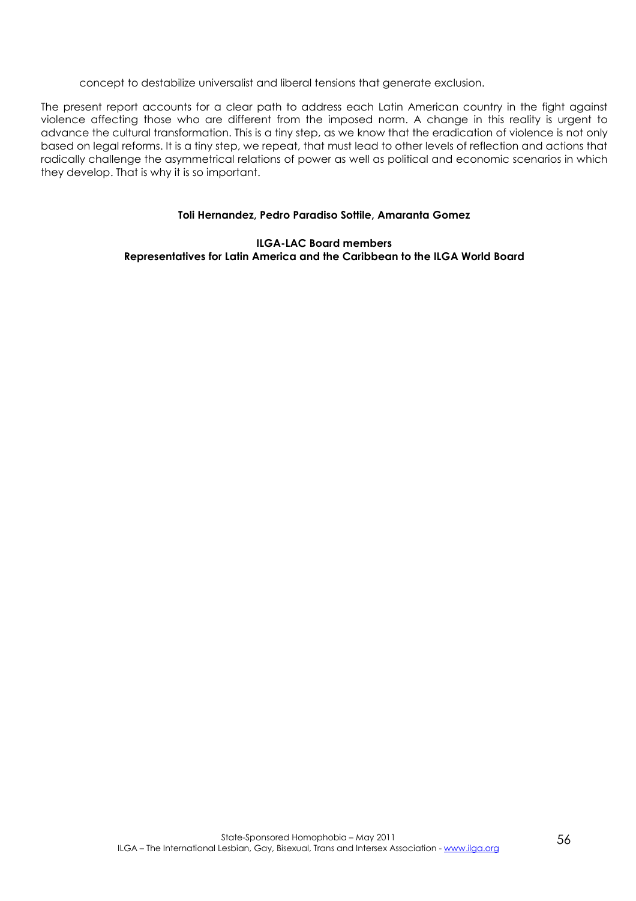concept to destabilize universalist and liberal tensions that generate exclusion.

The present report accounts for a clear path to address each Latin American country in the fight against violence affecting those who are different from the imposed norm. A change in this reality is urgent to advance the cultural transformation. This is a tiny step, as we know that the eradication of violence is not only based on legal reforms. It is a tiny step, we repeat, that must lead to other levels of reflection and actions that radically challenge the asymmetrical relations of power as well as political and economic scenarios in which they develop. That is why it is so important.

**Toli Hernandez, Pedro Paradiso Sottile, Amaranta Gomez**

**ILGA-LAC Board members**
**Representatives for Latin America and the Caribbean to the ILGA World Board**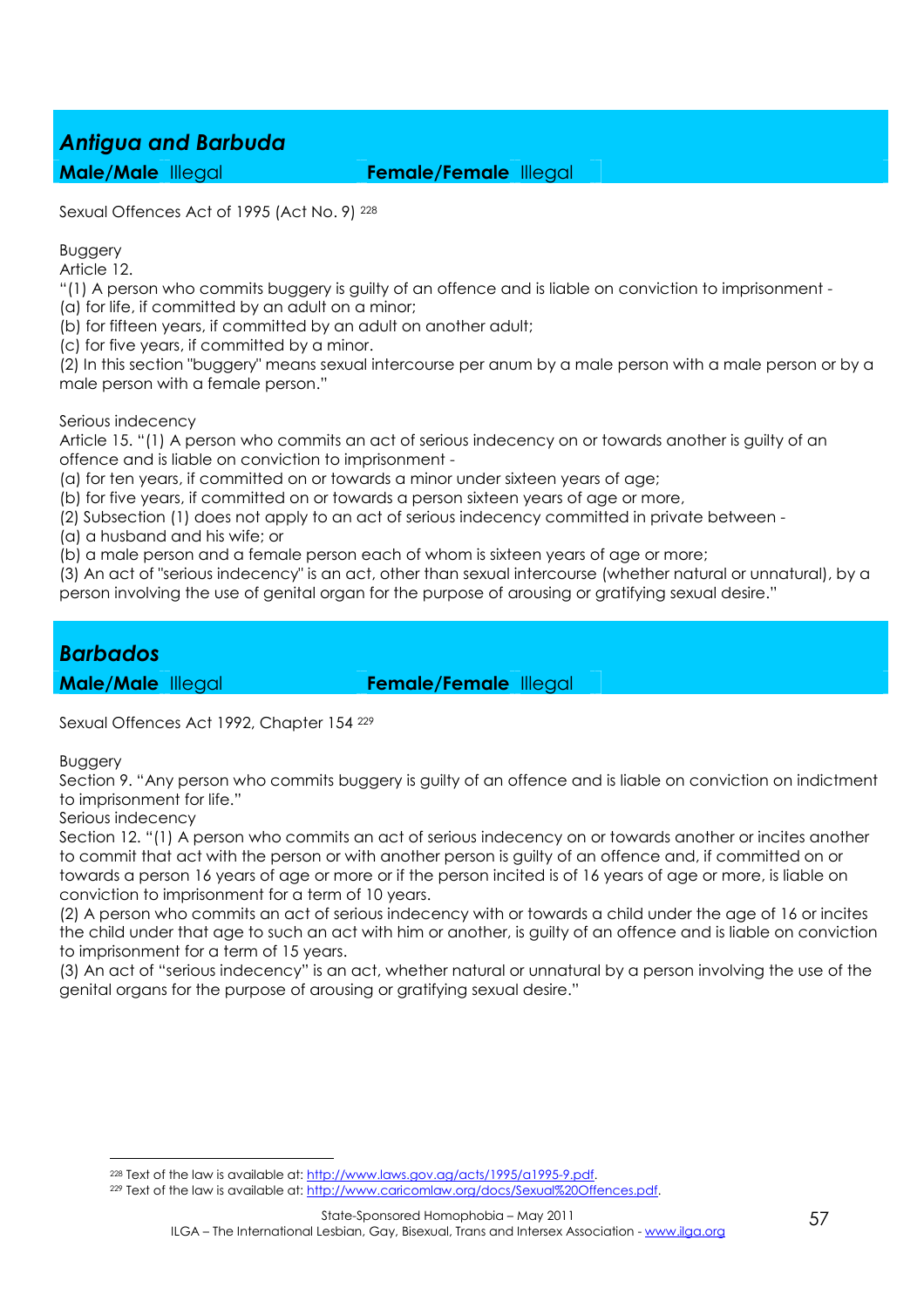## *Antigua and Barbuda*

**Male/Male** Illegal **Female/Female** Illegal

Sexual Offences Act of 1995 (Act No. 9) [228]

Buggery
Article 12.
"(1) A person who commits buggery is guilty of an offence and is liable on conviction to imprisonment -
(a) for life, if committed by an adult on a minor;
(b) for fifteen years, if committed by an adult on another adult;
(c) for five years, if committed by a minor.
(2) In this section "buggery" means sexual intercourse per anum by a male person with a male person or by a male person with a female person."

Serious indecency
Article 15. "(1) A person who commits an act of serious indecency on or towards another is guilty of an offence and is liable on conviction to imprisonment -
(a) for ten years, if committed on or towards a minor under sixteen years of age;
(b) for five years, if committed on or towards a person sixteen years of age or more,
(2) Subsection (1) does not apply to an act of serious indecency committed in private between -
(a) a husband and his wife; or
(b) a male person and a female person each of whom is sixteen years of age or more;
(3) An act of "serious indecency" is an act, other than sexual intercourse (whether natural or unnatural), by a person involving the use of genital organ for the purpose of arousing or gratifying sexual desire."

## *Barbados*

**Male/Male** Illegal **Female/Female** Illegal

Sexual Offences Act 1992, Chapter 154 [229]

Buggery
Section 9. "Any person who commits buggery is guilty of an offence and is liable on conviction on indictment to imprisonment for life."
Serious indecency
Section 12. "(1) A person who commits an act of serious indecency on or towards another or incites another to commit that act with the person or with another person is guilty of an offence and, if committed on or towards a person 16 years of age or more or if the person incited is of 16 years of age or more, is liable on conviction to imprisonment for a term of 10 years.
(2) A person who commits an act of serious indecency with or towards a child under the age of 16 or incites the child under that age to such an act with him or another, is guilty of an offence and is liable on conviction to imprisonment for a term of 15 years.
(3) An act of "serious indecency" is an act, whether natural or unnatural by a person involving the use of the genital organs for the purpose of arousing or gratifying sexual desire."

---

[228] Text of the law is available at: http://www.laws.gov.ag/acts/1995/a1995-9.pdf.
[229] Text of the law is available at: http://www.caricomlaw.org/docs/Sexual%20Offences.pdf.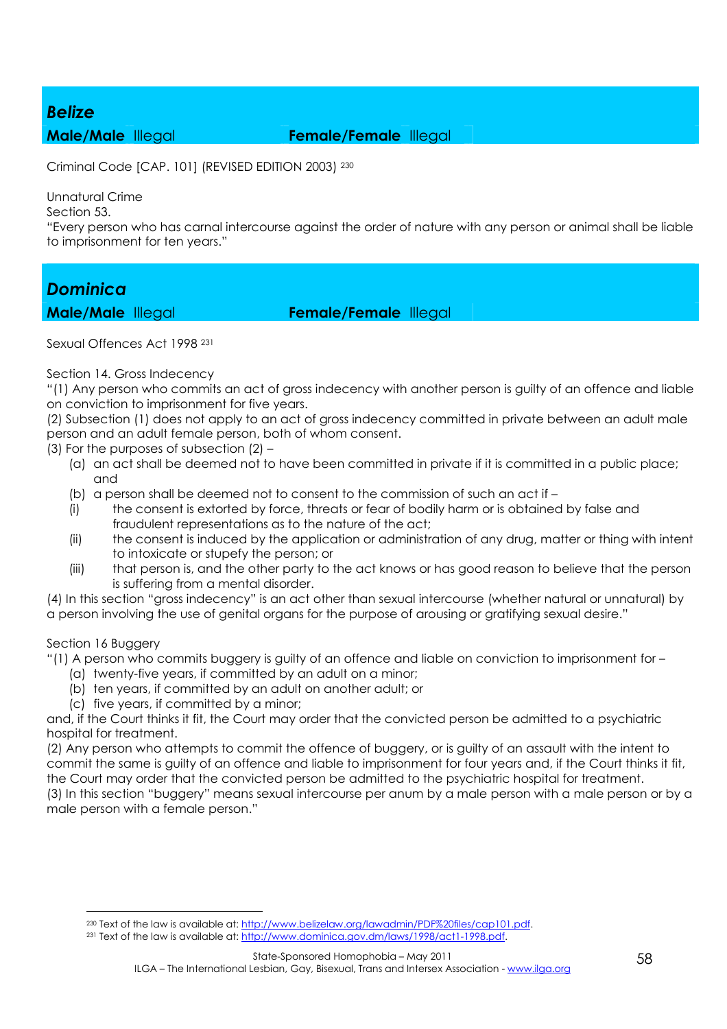## *Belize*

**Male/Male** Illegal **Female/Female** Illegal

Criminal Code [CAP. 101] (REVISED EDITION 2003) [230]

Unnatural Crime
Section 53.
"Every person who has carnal intercourse against the order of nature with any person or animal shall be liable to imprisonment for ten years."

## *Dominica*

**Male/Male** Illegal **Female/Female** Illegal

Sexual Offences Act 1998 [231]

Section 14. Gross Indecency
"(1) Any person who commits an act of gross indecency with another person is guilty of an offence and liable on conviction to imprisonment for five years.
(2) Subsection (1) does not apply to an act of gross indecency committed in private between an adult male person and an adult female person, both of whom consent.
(3) For the purposes of subsection (2) –

- (a) an act shall be deemed not to have been committed in private if it is committed in a public place; and
- (b) a person shall be deemed not to consent to the commission of such an act if –
- (i) the consent is extorted by force, threats or fear of bodily harm or is obtained by false and fraudulent representations as to the nature of the act;
- (ii) the consent is induced by the application or administration of any drug, matter or thing with intent to intoxicate or stupefy the person; or
- (iii) that person is, and the other party to the act knows or has good reason to believe that the person is suffering from a mental disorder.

(4) In this section "gross indecency" is an act other than sexual intercourse (whether natural or unnatural) by a person involving the use of genital organs for the purpose of arousing or gratifying sexual desire."

Section 16 Buggery
"(1) A person who commits buggery is guilty of an offence and liable on conviction to imprisonment for –

- (a) twenty-five years, if committed by an adult on a minor;
- (b) ten years, if committed by an adult on another adult; or
- (c) five years, if committed by a minor;

and, if the Court thinks it fit, the Court may order that the convicted person be admitted to a psychiatric hospital for treatment.
(2) Any person who attempts to commit the offence of buggery, or is guilty of an assault with the intent to commit the same is guilty of an offence and liable to imprisonment for four years and, if the Court thinks it fit, the Court may order that the convicted person be admitted to the psychiatric hospital for treatment.
(3) In this section "buggery" means sexual intercourse per anum by a male person with a male person or by a male person with a female person."

---

[230] Text of the law is available at: http://www.belizelaw.org/lawadmin/PDF%20files/cap101.pdf.
[231] Text of the law is available at: http://www.dominica.gov.dm/laws/1998/act1-1998.pdf.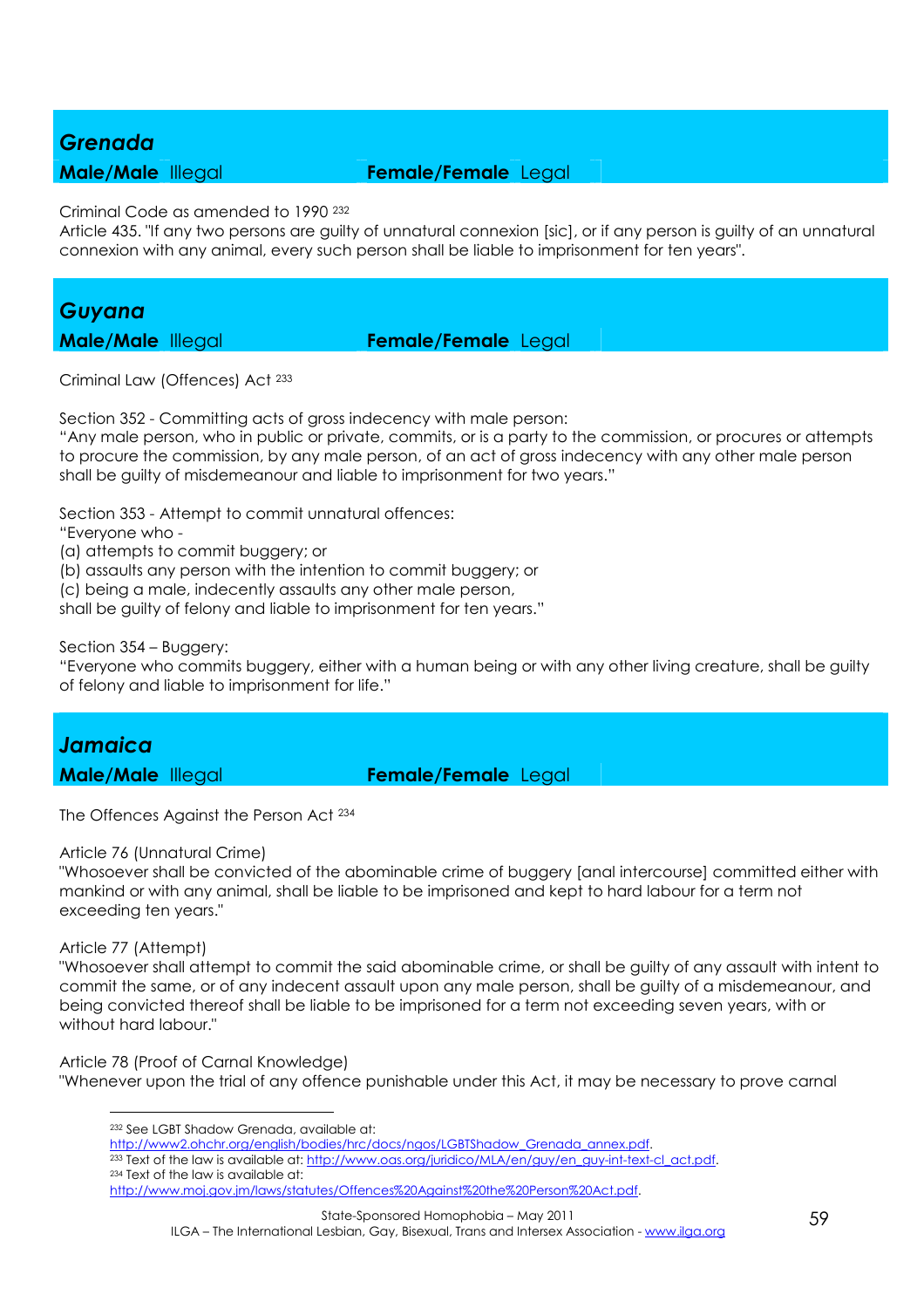## *Grenada*

**Male/Male** Illegal **Female/Female** Legal

Criminal Code as amended to 1990 [232]

Article 435. "If any two persons are guilty of unnatural connexion [sic], or if any person is guilty of an unnatural connexion with any animal, every such person shall be liable to imprisonment for ten years".

## *Guyana*

**Male/Male** Illegal **Female/Female** Legal

Criminal Law (Offences) Act [233]

Section 352 - Committing acts of gross indecency with male person:
"Any male person, who in public or private, commits, or is a party to the commission, or procures or attempts to procure the commission, by any male person, of an act of gross indecency with any other male person shall be guilty of misdemeanour and liable to imprisonment for two years."

Section 353 - Attempt to commit unnatural offences:
"Everyone who -
(a) attempts to commit buggery; or
(b) assaults any person with the intention to commit buggery; or
(c) being a male, indecently assaults any other male person,
shall be guilty of felony and liable to imprisonment for ten years."

Section 354 – Buggery:
"Everyone who commits buggery, either with a human being or with any other living creature, shall be guilty of felony and liable to imprisonment for life."

## *Jamaica*

**Male/Male** Illegal **Female/Female** Legal

The Offences Against the Person Act [234]

Article 76 (Unnatural Crime)
"Whosoever shall be convicted of the abominable crime of buggery [anal intercourse] committed either with mankind or with any animal, shall be liable to be imprisoned and kept to hard labour for a term not exceeding ten years."

Article 77 (Attempt)
"Whosoever shall attempt to commit the said abominable crime, or shall be guilty of any assault with intent to commit the same, or of any indecent assault upon any male person, shall be guilty of a misdemeanour, and being convicted thereof shall be liable to be imprisoned for a term not exceeding seven years, with or without hard labour."

Article 78 (Proof of Carnal Knowledge)
"Whenever upon the trial of any offence punishable under this Act, it may be necessary to prove carnal

---

[232] See LGBT Shadow Grenada, available at: http://www2.ohchr.org/english/bodies/hrc/docs/ngos/LGBTShadow_Grenada_annex.pdf.

[233] Text of the law is available at: http://www.oas.org/juridico/MLA/en/guy/en_guy-int-text-cl_act.pdf.

[234] Text of the law is available at: http://www.moj.gov.jm/laws/statutes/Offences%20Against%20the%20Person%20Act.pdf.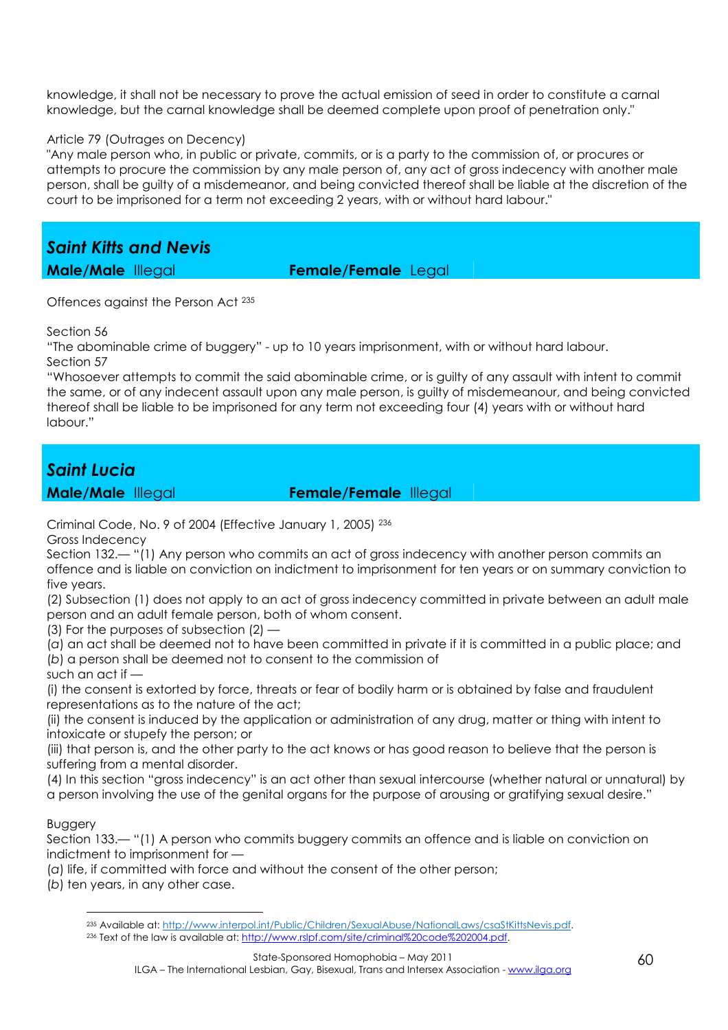knowledge, it shall not be necessary to prove the actual emission of seed in order to constitute a carnal knowledge, but the carnal knowledge shall be deemed complete upon proof of penetration only."

Article 79 (Outrages on Decency)
"Any male person who, in public or private, commits, or is a party to the commission of, or procures or attempts to procure the commission by any male person of, any act of gross indecency with another male person, shall be guilty of a misdemeanor, and being convicted thereof shall be liable at the discretion of the court to be imprisoned for a term not exceeding 2 years, with or without hard labour."

## *Saint Kitts and Nevis*

**Male/Male** Illegal **Female/Female** Legal

Offences against the Person Act [235]

Section 56
"The abominable crime of buggery" - up to 10 years imprisonment, with or without hard labour.
Section 57
"Whosoever attempts to commit the said abominable crime, or is guilty of any assault with intent to commit the same, or of any indecent assault upon any male person, is guilty of misdemeanour, and being convicted thereof shall be liable to be imprisoned for any term not exceeding four (4) years with or without hard labour."

## *Saint Lucia*

**Male/Male** Illegal **Female/Female** Illegal

Criminal Code, No. 9 of 2004 (Effective January 1, 2005) [236]
Gross Indecency
Section 132.— "(1) Any person who commits an act of gross indecency with another person commits an offence and is liable on conviction on indictment to imprisonment for ten years or on summary conviction to five years.
(2) Subsection (1) does not apply to an act of gross indecency committed in private between an adult male person and an adult female person, both of whom consent.
(3) For the purposes of subsection (2) —
(*a*) an act shall be deemed not to have been committed in private if it is committed in a public place; and
(*b*) a person shall be deemed not to consent to the commission of
such an act if —
(i) the consent is extorted by force, threats or fear of bodily harm or is obtained by false and fraudulent representations as to the nature of the act;
(ii) the consent is induced by the application or administration of any drug, matter or thing with intent to intoxicate or stupefy the person; or
(iii) that person is, and the other party to the act knows or has good reason to believe that the person is suffering from a mental disorder.
(4) In this section "gross indecency" is an act other than sexual intercourse (whether natural or unnatural) by a person involving the use of the genital organs for the purpose of arousing or gratifying sexual desire."

Buggery
Section 133.— "(1) A person who commits buggery commits an offence and is liable on conviction on indictment to imprisonment for —
(*a*) life, if committed with force and without the consent of the other person;
(*b*) ten years, in any other case.

[235] Available at: http://www.interpol.int/Public/Children/SexualAbuse/NationalLaws/csaStKittsNevis.pdf.
[236] Text of the law is available at: http://www.rslpf.com/site/criminal%20code%202004.pdf.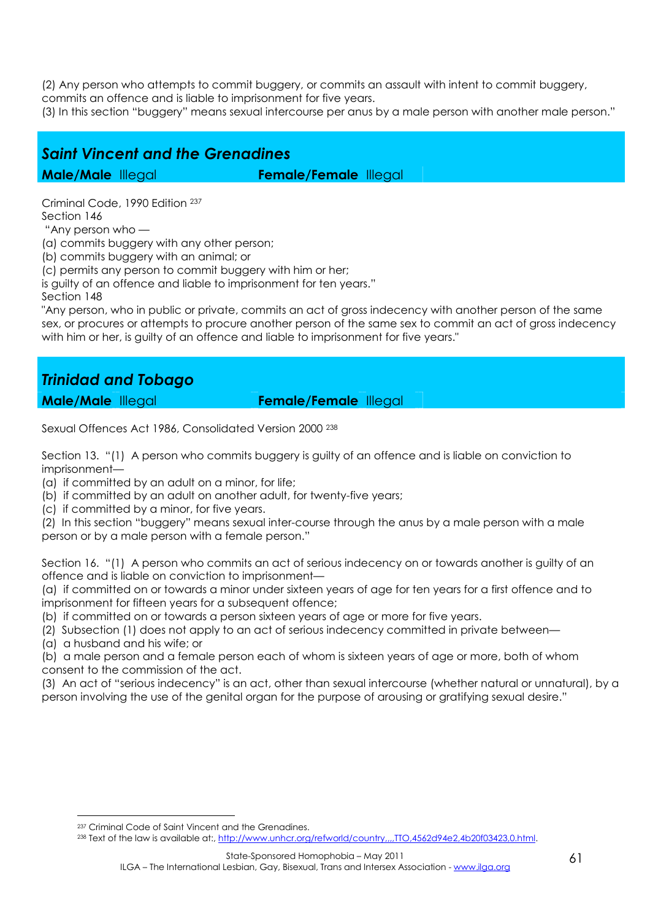(2) Any person who attempts to commit buggery, or commits an assault with intent to commit buggery, commits an offence and is liable to imprisonment for five years.
(3) In this section "buggery" means sexual intercourse per anus by a male person with another male person."

## *Saint Vincent and the Grenadines*

**Male/Male** Illegal **Female/Female** Illegal

Criminal Code, 1990 Edition [237]
Section 146
"Any person who —
(a) commits buggery with any other person;
(b) commits buggery with an animal; or
(c) permits any person to commit buggery with him or her;
is guilty of an offence and liable to imprisonment for ten years."
Section 148
"Any person, who in public or private, commits an act of gross indecency with another person of the same sex, or procures or attempts to procure another person of the same sex to commit an act of gross indecency with him or her, is guilty of an offence and liable to imprisonment for five years."

## *Trinidad and Tobago*

**Male/Male** Illegal **Female/Female** Illegal

Sexual Offences Act 1986, Consolidated Version 2000 [238]

Section 13. "(1) A person who commits buggery is guilty of an offence and is liable on conviction to imprisonment—
(a) if committed by an adult on a minor, for life;
(b) if committed by an adult on another adult, for twenty-five years;
(c) if committed by a minor, for five years.
(2) In this section "buggery" means sexual inter-course through the anus by a male person with a male person or by a male person with a female person."

Section 16. "(1) A person who commits an act of serious indecency on or towards another is guilty of an offence and is liable on conviction to imprisonment—
(a) if committed on or towards a minor under sixteen years of age for ten years for a first offence and to imprisonment for fifteen years for a subsequent offence;
(b) if committed on or towards a person sixteen years of age or more for five years.
(2) Subsection (1) does not apply to an act of serious indecency committed in private between—
(a) a husband and his wife; or
(b) a male person and a female person each of whom is sixteen years of age or more, both of whom consent to the commission of the act.
(3) An act of "serious indecency" is an act, other than sexual intercourse (whether natural or unnatural), by a person involving the use of the genital organ for the purpose of arousing or gratifying sexual desire."

---

[237] Criminal Code of Saint Vincent and the Grenadines.
[238] Text of the law is available at:, http://www.unhcr.org/refworld/country,,,,TTO,4562d94e2,4b20f03423,0.html.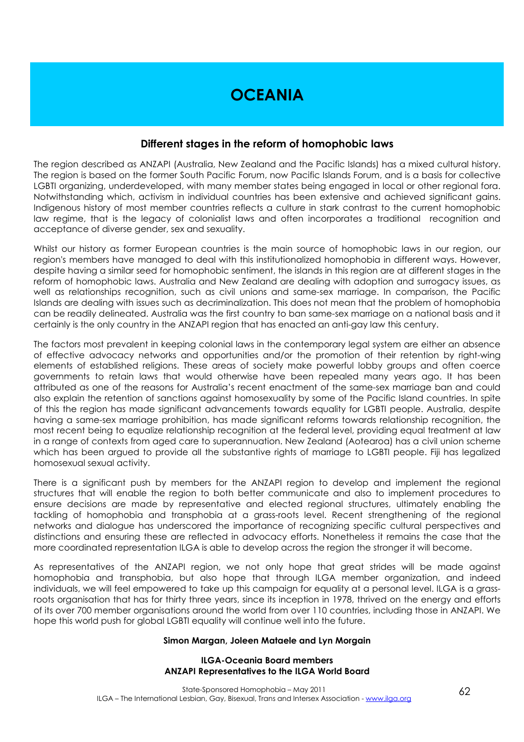# OCEANIA

## Different stages in the reform of homophobic laws

The region described as ANZAPI (Australia, New Zealand and the Pacific Islands) has a mixed cultural history. The region is based on the former South Pacific Forum, now Pacific Islands Forum, and is a basis for collective LGBTI organizing, underdeveloped, with many member states being engaged in local or other regional fora. Notwithstanding which, activism in individual countries has been extensive and achieved significant gains. Indigenous history of most member countries reflects a culture in stark contrast to the current homophobic law regime, that is the legacy of colonialist laws and often incorporates a traditional recognition and acceptance of diverse gender, sex and sexuality.

Whilst our history as former European countries is the main source of homophobic laws in our region, our region's members have managed to deal with this institutionalized homophobia in different ways. However, despite having a similar seed for homophobic sentiment, the islands in this region are at different stages in the reform of homophobic laws. Australia and New Zealand are dealing with adoption and surrogacy issues, as well as relationships recognition, such as civil unions and same-sex marriage. In comparison, the Pacific Islands are dealing with issues such as decriminalization. This does not mean that the problem of homophobia can be readily delineated. Australia was the first country to ban same-sex marriage on a national basis and it certainly is the only country in the ANZAPI region that has enacted an anti-gay law this century.

The factors most prevalent in keeping colonial laws in the contemporary legal system are either an absence of effective advocacy networks and opportunities and/or the promotion of their retention by right-wing elements of established religions. These areas of society make powerful lobby groups and often coerce governments to retain laws that would otherwise have been repealed many years ago. It has been attributed as one of the reasons for Australia's recent enactment of the same-sex marriage ban and could also explain the retention of sanctions against homosexuality by some of the Pacific Island countries. In spite of this the region has made significant advancements towards equality for LGBTI people. Australia, despite having a same-sex marriage prohibition, has made significant reforms towards relationship recognition, the most recent being to equalize relationship recognition at the federal level, providing equal treatment at law in a range of contexts from aged care to superannuation. New Zealand (Aotearoa) has a civil union scheme which has been argued to provide all the substantive rights of marriage to LGBTI people. Fiji has legalized homosexual sexual activity.

There is a significant push by members for the ANZAPI region to develop and implement the regional structures that will enable the region to both better communicate and also to implement procedures to ensure decisions are made by representative and elected regional structures, ultimately enabling the tackling of homophobia and transphobia at a grass-roots level. Recent strengthening of the regional networks and dialogue has underscored the importance of recognizing specific cultural perspectives and distinctions and ensuring these are reflected in advocacy efforts. Nonetheless it remains the case that the more coordinated representation ILGA is able to develop across the region the stronger it will become.

As representatives of the ANZAPI region, we not only hope that great strides will be made against homophobia and transphobia, but also hope that through ILGA member organization, and indeed individuals, we will feel empowered to take up this campaign for equality at a personal level. ILGA is a grass-roots organisation that has for thirty three years, since its inception in 1978, thrived on the energy and efforts of its over 700 member organisations around the world from over 110 countries, including those in ANZAPI. We hope this world push for global LGBTI equality will continue well into the future.

**Simon Margan, Joleen Mataele and Lyn Morgain**

**ILGA-Oceania Board members**
**ANZAPI Representatives to the ILGA World Board**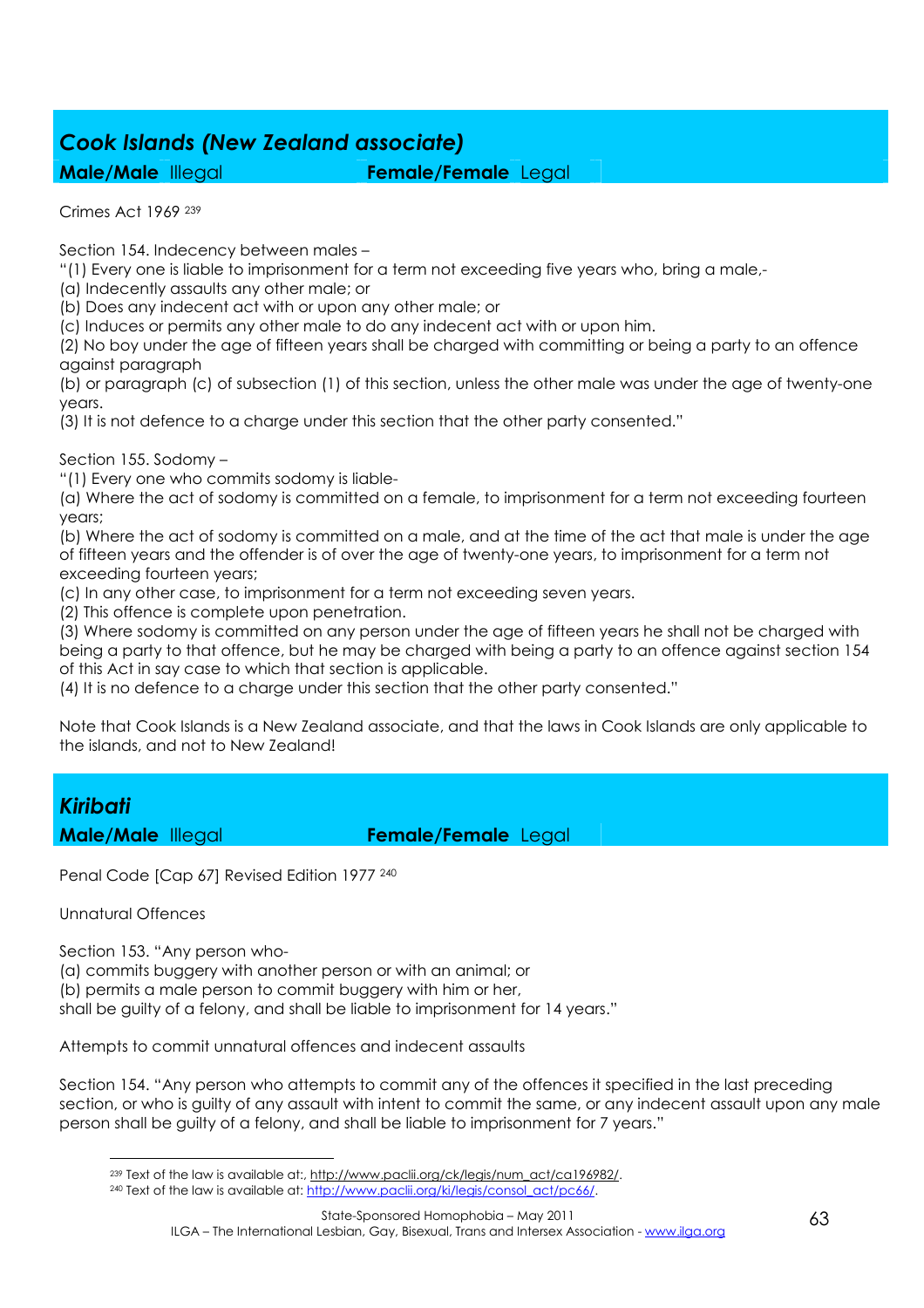## *Cook Islands (New Zealand associate)*

**Male/Male** Illegal **Female/Female** Legal

Crimes Act 1969 [239]

Section 154. Indecency between males –

"(1) Every one is liable to imprisonment for a term not exceeding five years who, bring a male,-

(a) Indecently assaults any other male; or

(b) Does any indecent act with or upon any other male; or

(c) Induces or permits any other male to do any indecent act with or upon him.

(2) No boy under the age of fifteen years shall be charged with committing or being a party to an offence against paragraph

(b) or paragraph (c) of subsection (1) of this section, unless the other male was under the age of twenty-one years.

(3) It is not defence to a charge under this section that the other party consented."

Section 155. Sodomy –

"(1) Every one who commits sodomy is liable-

(a) Where the act of sodomy is committed on a female, to imprisonment for a term not exceeding fourteen years;

(b) Where the act of sodomy is committed on a male, and at the time of the act that male is under the age of fifteen years and the offender is of over the age of twenty-one years, to imprisonment for a term not exceeding fourteen years;

(c) In any other case, to imprisonment for a term not exceeding seven years.

(2) This offence is complete upon penetration.

(3) Where sodomy is committed on any person under the age of fifteen years he shall not be charged with being a party to that offence, but he may be charged with being a party to an offence against section 154 of this Act in say case to which that section is applicable.

(4) It is no defence to a charge under this section that the other party consented."

Note that Cook Islands is a New Zealand associate, and that the laws in Cook Islands are only applicable to the islands, and not to New Zealand!

## *Kiribati*

**Male/Male** Illegal **Female/Female** Legal

Penal Code [Cap 67] Revised Edition 1977 [240]

Unnatural Offences

Section 153. "Any person who-

(a) commits buggery with another person or with an animal; or

(b) permits a male person to commit buggery with him or her,

shall be guilty of a felony, and shall be liable to imprisonment for 14 years."

Attempts to commit unnatural offences and indecent assaults

Section 154. "Any person who attempts to commit any of the offences it specified in the last preceding section, or who is guilty of any assault with intent to commit the same, or any indecent assault upon any male person shall be guilty of a felony, and shall be liable to imprisonment for 7 years."

---

[239] Text of the law is available at:, http://www.paclii.org/ck/legis/num_act/ca196982/.

[240] Text of the law is available at: http://www.paclii.org/ki/legis/consol_act/pc66/.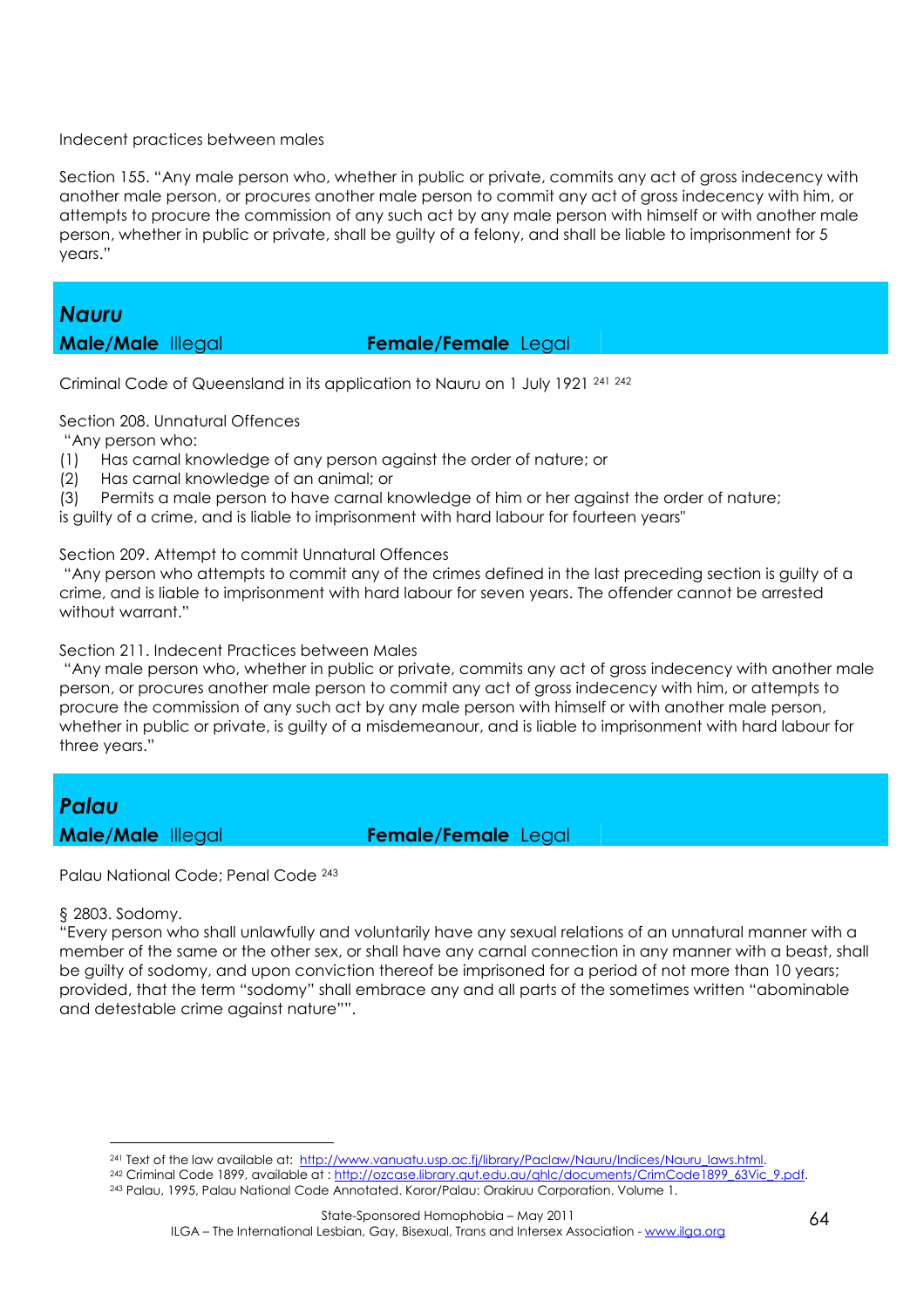Indecent practices between males

Section 155. "Any male person who, whether in public or private, commits any act of gross indecency with another male person, or procures another male person to commit any act of gross indecency with him, or attempts to procure the commission of any such act by any male person with himself or with another male person, whether in public or private, shall be guilty of a felony, and shall be liable to imprisonment for 5 years."

## *Nauru*

**Male/Male** Illegal **Female/Female** Legal

Criminal Code of Queensland in its application to Nauru on 1 July 1921 [241] [242]

Section 208. Unnatural Offences

"Any person who:

(1) Has carnal knowledge of any person against the order of nature; or
(2) Has carnal knowledge of an animal; or
(3) Permits a male person to have carnal knowledge of him or her against the order of nature;

is guilty of a crime, and is liable to imprisonment with hard labour for fourteen years"

Section 209. Attempt to commit Unnatural Offences

"Any person who attempts to commit any of the crimes defined in the last preceding section is guilty of a crime, and is liable to imprisonment with hard labour for seven years. The offender cannot be arrested without warrant."

Section 211. Indecent Practices between Males

"Any male person who, whether in public or private, commits any act of gross indecency with another male person, or procures another male person to commit any act of gross indecency with him, or attempts to procure the commission of any such act by any male person with himself or with another male person, whether in public or private, is guilty of a misdemeanour, and is liable to imprisonment with hard labour for three years."

## *Palau*

**Male/Male** Illegal **Female/Female** Legal

Palau National Code; Penal Code [243]

§ 2803. Sodomy.

"Every person who shall unlawfully and voluntarily have any sexual relations of an unnatural manner with a member of the same or the other sex, or shall have any carnal connection in any manner with a beast, shall be guilty of sodomy, and upon conviction thereof be imprisoned for a period of not more than 10 years; provided, that the term "sodomy" shall embrace any and all parts of the sometimes written "abominable and detestable crime against nature"".

---

[241] Text of the law available at: http://www.vanuatu.usp.ac.fj/library/Paclaw/Nauru/Indices/Nauru_laws.html.

[242] Criminal Code 1899, available at : http://ozcase.library.qut.edu.au/qhlc/documents/CrimCode1899_63Vic_9.pdf.

[243] Palau, 1995, Palau National Code Annotated. Koror/Palau: Orakiruu Corporation. Volume 1.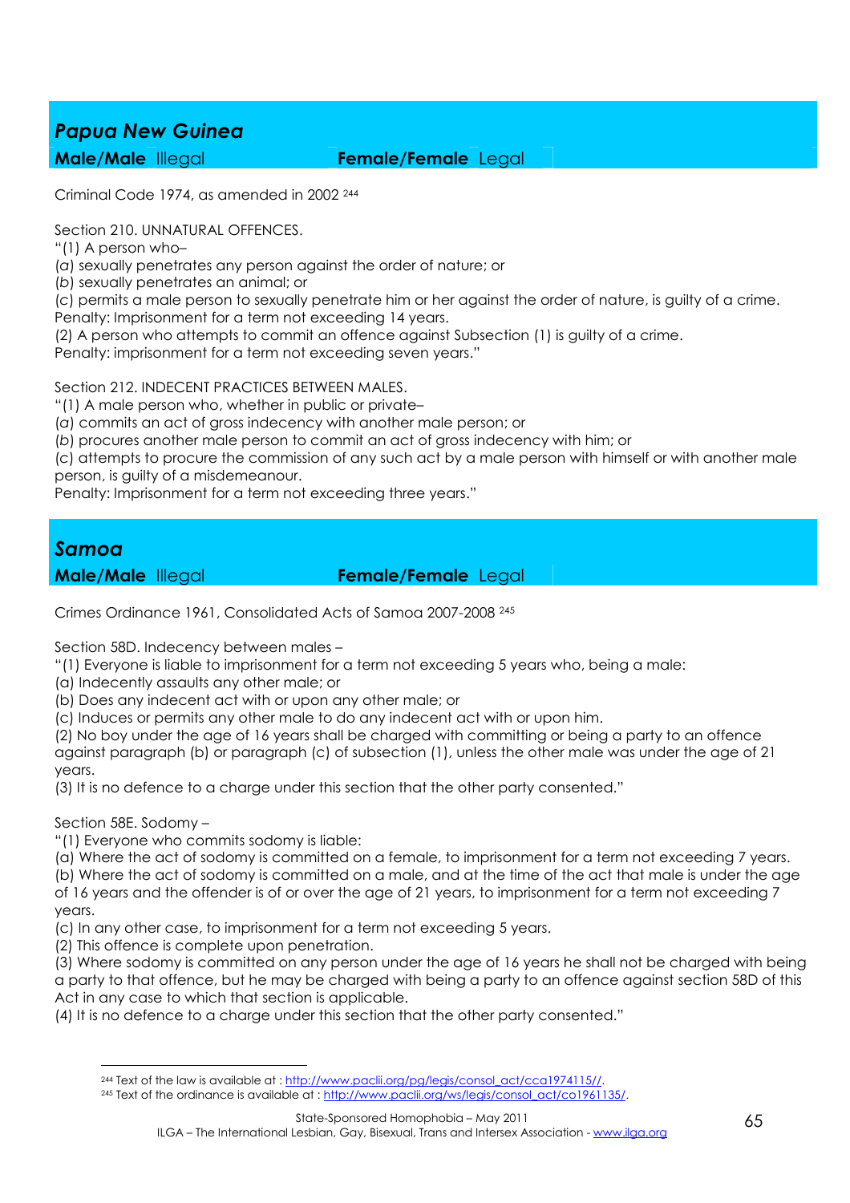## *Papua New Guinea*

**Male/Male** Illegal **Female/Female** Legal

Criminal Code 1974, as amended in 2002 [244]

Section 210. UNNATURAL OFFENCES.

"(1) A person who–

(*a*) sexually penetrates any person against the order of nature; or

(*b*) sexually penetrates an animal; or

(*c*) permits a male person to sexually penetrate him or her against the order of nature, is guilty of a crime.

Penalty: Imprisonment for a term not exceeding 14 years.

(2) A person who attempts to commit an offence against Subsection (1) is guilty of a crime.

Penalty: imprisonment for a term not exceeding seven years."

Section 212. INDECENT PRACTICES BETWEEN MALES.

"(1) A male person who, whether in public or private–

(*a*) commits an act of gross indecency with another male person; or

(*b*) procures another male person to commit an act of gross indecency with him; or

(*c*) attempts to procure the commission of any such act by a male person with himself or with another male person, is guilty of a misdemeanour.

Penalty: Imprisonment for a term not exceeding three years."

## *Samoa*

**Male/Male** Illegal **Female/Female** Legal

Crimes Ordinance 1961, Consolidated Acts of Samoa 2007-2008 [245]

Section 58D. Indecency between males –

"(1) Everyone is liable to imprisonment for a term not exceeding 5 years who, being a male:

(a) Indecently assaults any other male; or

(b) Does any indecent act with or upon any other male; or

(c) Induces or permits any other male to do any indecent act with or upon him.

(2) No boy under the age of 16 years shall be charged with committing or being a party to an offence against paragraph (b) or paragraph (c) of subsection (1), unless the other male was under the age of 21 years.

(3) It is no defence to a charge under this section that the other party consented."

Section 58E. Sodomy –

"(1) Everyone who commits sodomy is liable:

(a) Where the act of sodomy is committed on a female, to imprisonment for a term not exceeding 7 years.

(b) Where the act of sodomy is committed on a male, and at the time of the act that male is under the age of 16 years and the offender is of or over the age of 21 years, to imprisonment for a term not exceeding 7 years.

(c) In any other case, to imprisonment for a term not exceeding 5 years.

(2) This offence is complete upon penetration.

(3) Where sodomy is committed on any person under the age of 16 years he shall not be charged with being a party to that offence, but he may be charged with being a party to an offence against section 58D of this Act in any case to which that section is applicable.

(4) It is no defence to a charge under this section that the other party consented."

---

[244] Text of the law is available at : http://www.paclii.org/pg/legis/consol_act/cca1974115//.

[245] Text of the ordinance is available at : http://www.paclii.org/ws/legis/consol_act/co1961135/.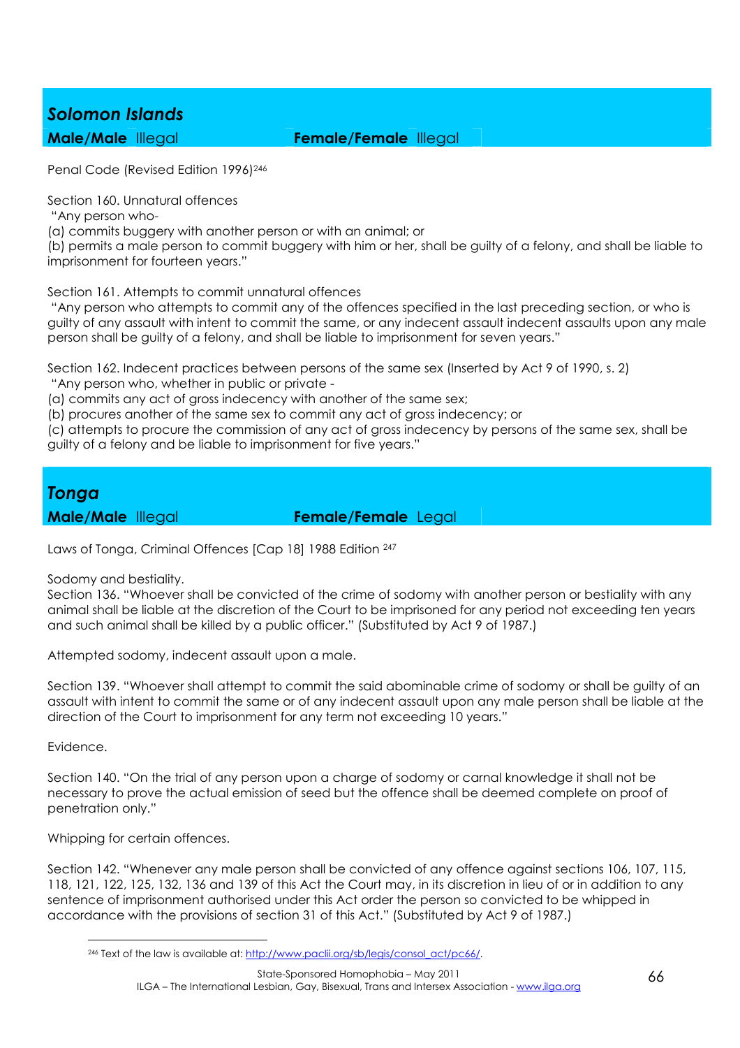## *Solomon Islands*

**Male/Male** Illegal **Female/Female** Illegal

Penal Code (Revised Edition 1996)[246]

Section 160. Unnatural offences

"Any person who-

(a) commits buggery with another person or with an animal; or

(b) permits a male person to commit buggery with him or her, shall be guilty of a felony, and shall be liable to imprisonment for fourteen years."

Section 161. Attempts to commit unnatural offences

"Any person who attempts to commit any of the offences specified in the last preceding section, or who is guilty of any assault with intent to commit the same, or any indecent assault indecent assaults upon any male person shall be guilty of a felony, and shall be liable to imprisonment for seven years."

Section 162. Indecent practices between persons of the same sex (Inserted by Act 9 of 1990, s. 2)

"Any person who, whether in public or private -

(a) commits any act of gross indecency with another of the same sex;

(b) procures another of the same sex to commit any act of gross indecency; or

(c) attempts to procure the commission of any act of gross indecency by persons of the same sex, shall be guilty of a felony and be liable to imprisonment for five years."

## *Tonga*

**Male/Male** Illegal **Female/Female** Legal

Laws of Tonga, Criminal Offences [Cap 18] 1988 Edition [247]

Sodomy and bestiality.

Section 136. "Whoever shall be convicted of the crime of sodomy with another person or bestiality with any animal shall be liable at the discretion of the Court to be imprisoned for any period not exceeding ten years and such animal shall be killed by a public officer." (Substituted by Act 9 of 1987.)

Attempted sodomy, indecent assault upon a male.

Section 139. "Whoever shall attempt to commit the said abominable crime of sodomy or shall be guilty of an assault with intent to commit the same or of any indecent assault upon any male person shall be liable at the direction of the Court to imprisonment for any term not exceeding 10 years."

Evidence.

Section 140. "On the trial of any person upon a charge of sodomy or carnal knowledge it shall not be necessary to prove the actual emission of seed but the offence shall be deemed complete on proof of penetration only."

Whipping for certain offences.

Section 142. "Whenever any male person shall be convicted of any offence against sections 106, 107, 115, 118, 121, 122, 125, 132, 136 and 139 of this Act the Court may, in its discretion in lieu of or in addition to any sentence of imprisonment authorised under this Act order the person so convicted to be whipped in accordance with the provisions of section 31 of this Act." (Substituted by Act 9 of 1987.)

---

[246] Text of the law is available at: http://www.paclii.org/sb/legis/consol_act/pc66/.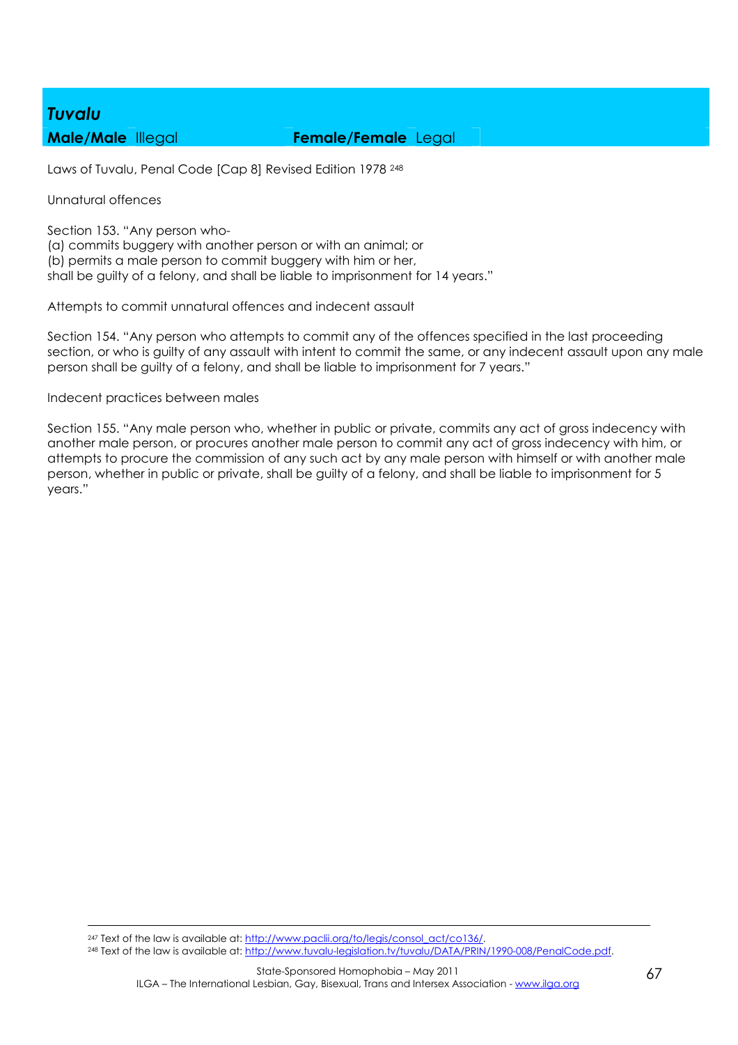## *Tuvalu*

**Male/Male** Illegal **Female/Female** Legal

Laws of Tuvalu, Penal Code [Cap 8] Revised Edition 1978 [248]

Unnatural offences

Section 153. "Any person who-
(a) commits buggery with another person or with an animal; or
(b) permits a male person to commit buggery with him or her,
shall be guilty of a felony, and shall be liable to imprisonment for 14 years."

Attempts to commit unnatural offences and indecent assault

Section 154. "Any person who attempts to commit any of the offences specified in the last proceeding section, or who is guilty of any assault with intent to commit the same, or any indecent assault upon any male person shall be guilty of a felony, and shall be liable to imprisonment for 7 years."

Indecent practices between males

Section 155. "Any male person who, whether in public or private, commits any act of gross indecency with another male person, or procures another male person to commit any act of gross indecency with him, or attempts to procure the commission of any such act by any male person with himself or with another male person, whether in public or private, shall be guilty of a felony, and shall be liable to imprisonment for 5 years."

---

[247] Text of the law is available at: http://www.paclii.org/to/legis/consol_act/co136/.

[248] Text of the law is available at: http://www.tuvalu-legislation.tv/tuvalu/DATA/PRIN/1990-008/PenalCode.pdf.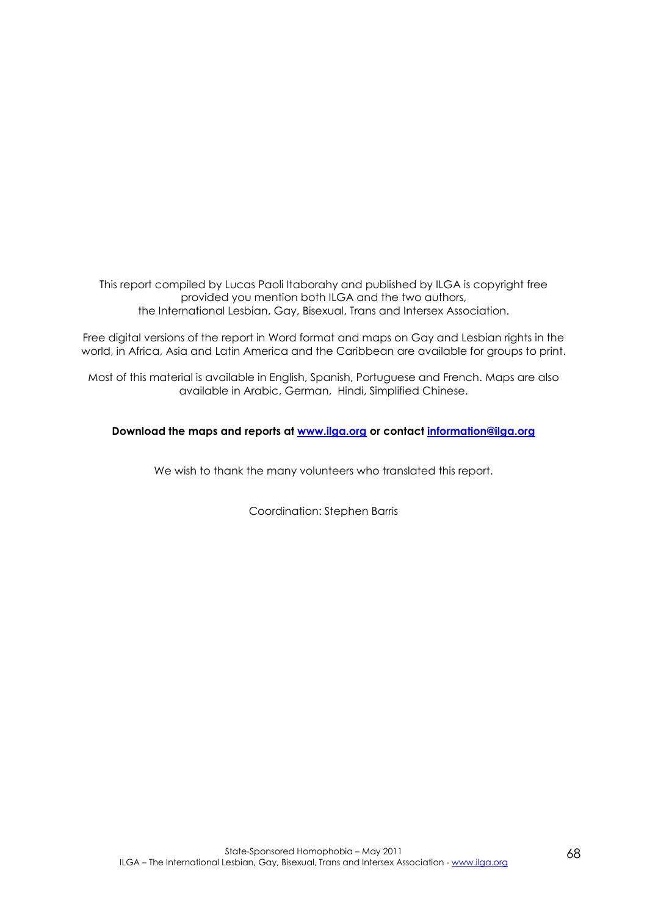This report compiled by Lucas Paoli Itaborahy and published by ILGA is copyright free provided you mention both ILGA and the two authors, the International Lesbian, Gay, Bisexual, Trans and Intersex Association.

Free digital versions of the report in Word format and maps on Gay and Lesbian rights in the world, in Africa, Asia and Latin America and the Caribbean are available for groups to print.

Most of this material is available in English, Spanish, Portuguese and French. Maps are also available in Arabic, German, Hindi, Simplified Chinese.

**Download the maps and reports at [www.ilga.org](http://www.ilga.org) or contact [information@ilga.org](mailto:information@ilga.org)**

We wish to thank the many volunteers who translated this report.

Coordination: Stephen Barris